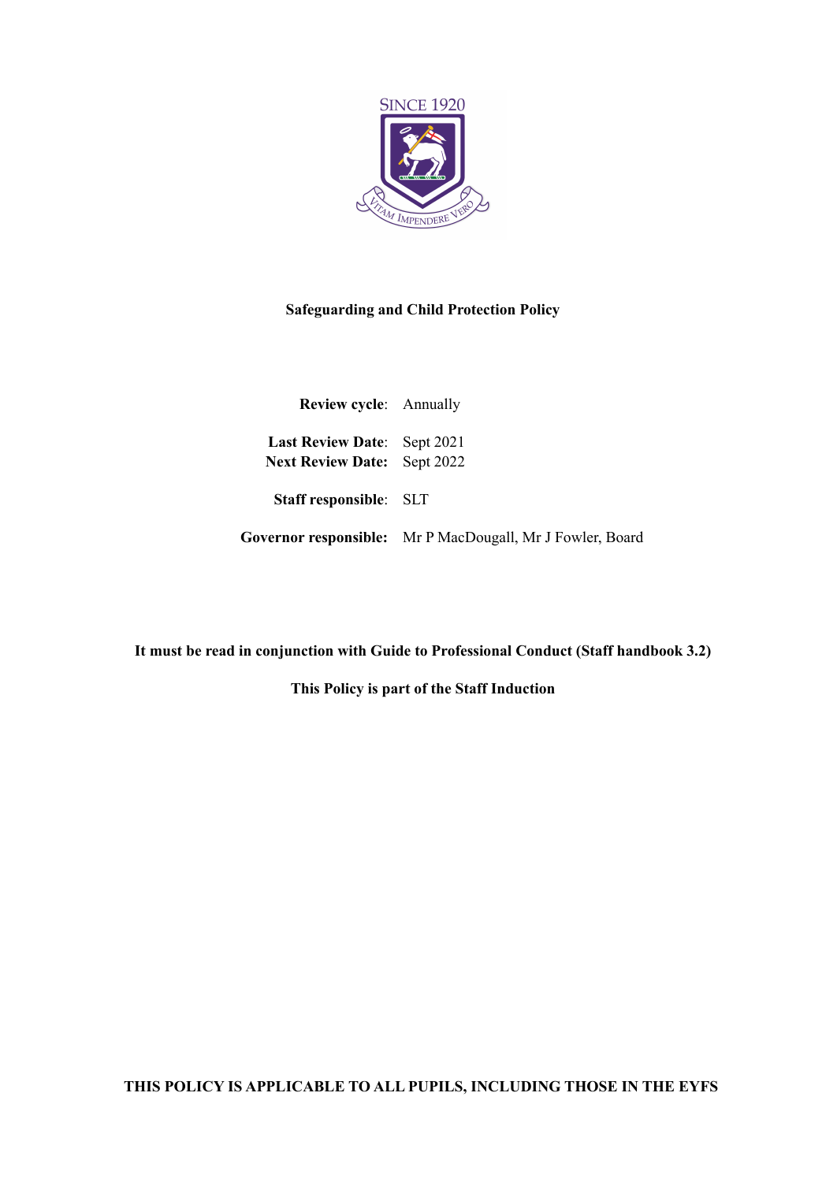# Safeguarding and Child Protection Policy

**Review cycle**: Annually

**Last Review Date**: Sept 2021
**Next Review Date:** Sept 2022

**Staff responsible**: SLT

**Governor responsible:** Mr P MacDougall, Mr J Fowler, Board

**It must be read in conjunction with Guide to Professional Conduct (Staff handbook 3.2)**

**This Policy is part of the Staff Induction**

**THIS POLICY IS APPLICABLE TO ALL PUPILS, INCLUDING THOSE IN THE EYFS**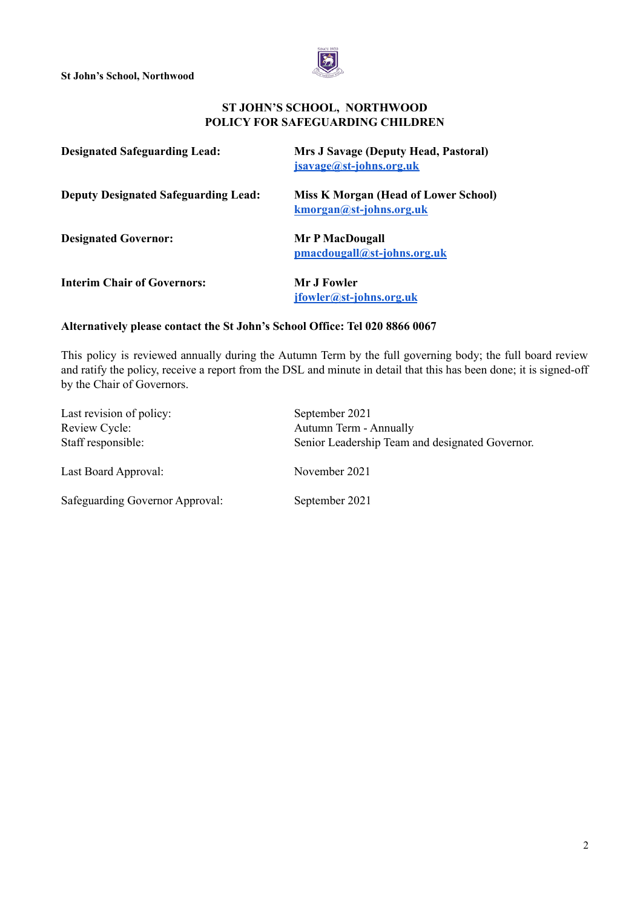# ST JOHN'S SCHOOL, NORTHWOOD
## POLICY FOR SAFEGUARDING CHILDREN

| | |
|---|---|
| **Designated Safeguarding Lead:** | **Mrs J Savage (Deputy Head, Pastoral)** **jsavage@st-johns.org.uk** |
| **Deputy Designated Safeguarding Lead:** | **Miss K Morgan (Head of Lower School)** **kmorgan@st-johns.org.uk** |
| **Designated Governor:** | **Mr P MacDougall** **pmacdougall@st-johns.org.uk** |
| **Interim Chair of Governors:** | **Mr J Fowler** **jfowler@st-johns.org.uk** |

**Alternatively please contact the St John's School Office: Tel 020 8866 0067**

This policy is reviewed annually during the Autumn Term by the full governing body; the full board review and ratify the policy, receive a report from the DSL and minute in detail that this has been done; it is signed-off by the Chair of Governors.

| | |
|---|---|
| Last revision of policy: | September 2021 |
| Review Cycle: | Autumn Term - Annually |
| Staff responsible: | Senior Leadership Team and designated Governor. |
| Last Board Approval: | November 2021 |
| Safeguarding Governor Approval: | September 2021 |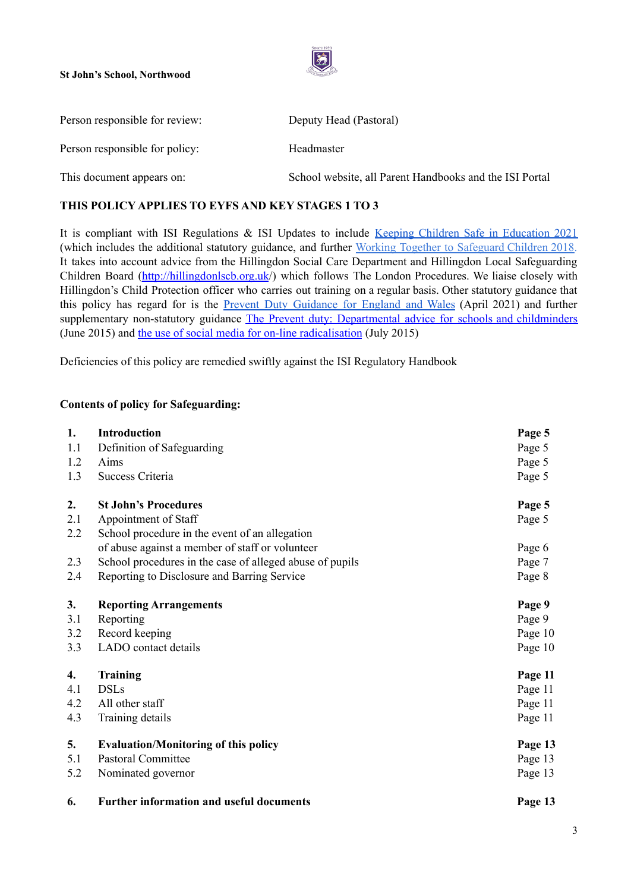**St John's School, Northwood**

| | |
|---|---|
| Person responsible for review: | Deputy Head (Pastoral) |
| Person responsible for policy: | Headmaster |
| This document appears on: | School website, all Parent Handbooks and the ISI Portal |

**THIS POLICY APPLIES TO EYFS AND KEY STAGES 1 TO 3**

It is compliant with ISI Regulations & ISI Updates to include [Keeping Children Safe in Education 2021](#) (which includes the additional statutory guidance, and further [Working Together to Safeguard Children 2018](#). It takes into account advice from the Hillingdon Social Care Department and Hillingdon Local Safeguarding Children Board (http://hillingdonlscb.org.uk/) which follows The London Procedures. We liaise closely with Hillingdon's Child Protection officer who carries out training on a regular basis. Other statutory guidance that this policy has regard for is the [Prevent Duty Guidance for England and Wales](#) (April 2021) and further supplementary non-statutory guidance [The Prevent duty: Departmental advice for schools and childminders](#) (June 2015) and [the use of social media for on-line radicalisation](#) (July 2015)

Deficiencies of this policy are remedied swiftly against the ISI Regulatory Handbook

**Contents of policy for Safeguarding:**

| | | |
|---|---|---|
| **1.** | **Introduction** | **Page 5** |
| 1.1 | Definition of Safeguarding | Page 5 |
| 1.2 | Aims | Page 5 |
| 1.3 | Success Criteria | Page 5 |
| **2.** | **St John's Procedures** | **Page 5** |
| 2.1 | Appointment of Staff | Page 5 |
| 2.2 | School procedure in the event of an allegation of abuse against a member of staff or volunteer | Page 6 |
| 2.3 | School procedures in the case of alleged abuse of pupils | Page 7 |
| 2.4 | Reporting to Disclosure and Barring Service | Page 8 |
| **3.** | **Reporting Arrangements** | **Page 9** |
| 3.1 | Reporting | Page 9 |
| 3.2 | Record keeping | Page 10 |
| 3.3 | LADO contact details | Page 10 |
| **4.** | **Training** | **Page 11** |
| 4.1 | DSLs | Page 11 |
| 4.2 | All other staff | Page 11 |
| 4.3 | Training details | Page 11 |
| **5.** | **Evaluation/Monitoring of this policy** | **Page 13** |
| 5.1 | Pastoral Committee | Page 13 |
| 5.2 | Nominated governor | Page 13 |
| **6.** | **Further information and useful documents** | **Page 13** |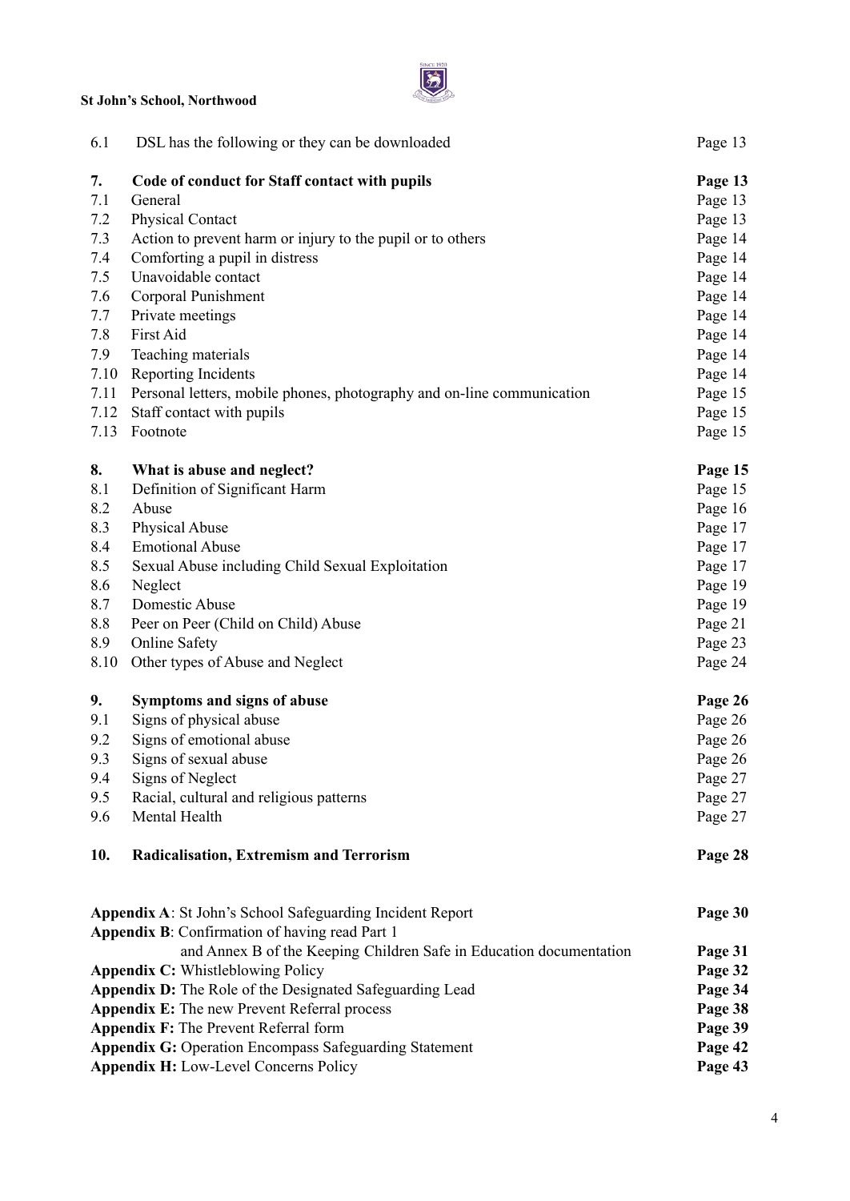| | | |
|---|---|---|
| 6.1 | DSL has the following or they can be downloaded | Page 13 |
| **7.** | **Code of conduct for Staff contact with pupils** | **Page 13** |
| 7.1 | General | Page 13 |
| 7.2 | Physical Contact | Page 13 |
| 7.3 | Action to prevent harm or injury to the pupil or to others | Page 14 |
| 7.4 | Comforting a pupil in distress | Page 14 |
| 7.5 | Unavoidable contact | Page 14 |
| 7.6 | Corporal Punishment | Page 14 |
| 7.7 | Private meetings | Page 14 |
| 7.8 | First Aid | Page 14 |
| 7.9 | Teaching materials | Page 14 |
| 7.10 | Reporting Incidents | Page 14 |
| 7.11 | Personal letters, mobile phones, photography and on-line communication | Page 15 |
| 7.12 | Staff contact with pupils | Page 15 |
| 7.13 | Footnote | Page 15 |
| **8.** | **What is abuse and neglect?** | **Page 15** |
| 8.1 | Definition of Significant Harm | Page 15 |
| 8.2 | Abuse | Page 16 |
| 8.3 | Physical Abuse | Page 17 |
| 8.4 | Emotional Abuse | Page 17 |
| 8.5 | Sexual Abuse including Child Sexual Exploitation | Page 17 |
| 8.6 | Neglect | Page 19 |
| 8.7 | Domestic Abuse | Page 19 |
| 8.8 | Peer on Peer (Child on Child) Abuse | Page 21 |
| 8.9 | Online Safety | Page 23 |
| 8.10 | Other types of Abuse and Neglect | Page 24 |
| **9.** | **Symptoms and signs of abuse** | **Page 26** |
| 9.1 | Signs of physical abuse | Page 26 |
| 9.2 | Signs of emotional abuse | Page 26 |
| 9.3 | Signs of sexual abuse | Page 26 |
| 9.4 | Signs of Neglect | Page 27 |
| 9.5 | Racial, cultural and religious patterns | Page 27 |
| 9.6 | Mental Health | Page 27 |
| **10.** | **Radicalisation, Extremism and Terrorism** | **Page 28** |

| | |
|---|---|
| **Appendix A**: St John's School Safeguarding Incident Report | **Page 30** |
| **Appendix B**: Confirmation of having read Part 1 and Annex B of the Keeping Children Safe in Education documentation | **Page 31** |
| **Appendix C:** Whistleblowing Policy | **Page 32** |
| **Appendix D:** The Role of the Designated Safeguarding Lead | **Page 34** |
| **Appendix E:** The new Prevent Referral process | **Page 38** |
| **Appendix F:** The Prevent Referral form | **Page 39** |
| **Appendix G:** Operation Encompass Safeguarding Statement | **Page 42** |
| **Appendix H:** Low-Level Concerns Policy | **Page 43** |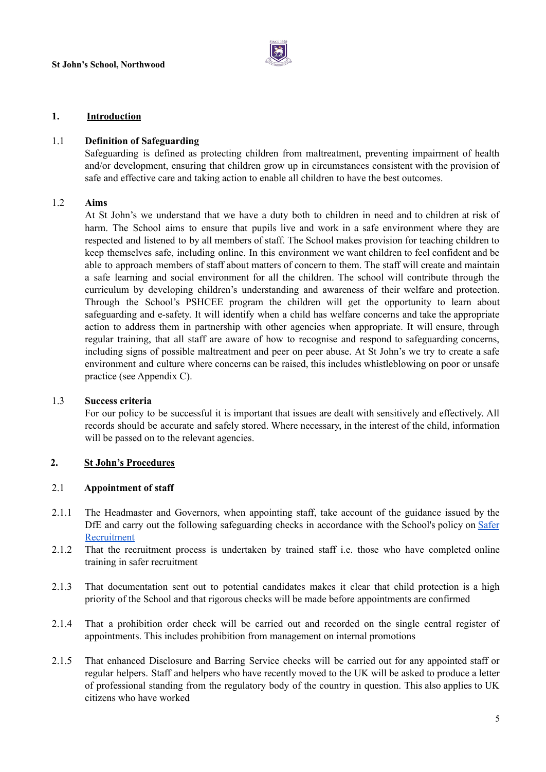## 1. Introduction

### 1.1 Definition of Safeguarding

Safeguarding is defined as protecting children from maltreatment, preventing impairment of health and/or development, ensuring that children grow up in circumstances consistent with the provision of safe and effective care and taking action to enable all children to have the best outcomes.

### 1.2 Aims

At St John's we understand that we have a duty both to children in need and to children at risk of harm. The School aims to ensure that pupils live and work in a safe environment where they are respected and listened to by all members of staff. The School makes provision for teaching children to keep themselves safe, including online. In this environment we want children to feel confident and be able to approach members of staff about matters of concern to them. The staff will create and maintain a safe learning and social environment for all the children. The school will contribute through the curriculum by developing children's understanding and awareness of their welfare and protection. Through the School's PSHCEE program the children will get the opportunity to learn about safeguarding and e-safety. It will identify when a child has welfare concerns and take the appropriate action to address them in partnership with other agencies when appropriate. It will ensure, through regular training, that all staff are aware of how to recognise and respond to safeguarding concerns, including signs of possible maltreatment and peer on peer abuse. At St John's we try to create a safe environment and culture where concerns can be raised, this includes whistleblowing on poor or unsafe practice (see Appendix C).

### 1.3 Success criteria

For our policy to be successful it is important that issues are dealt with sensitively and effectively. All records should be accurate and safely stored. Where necessary, in the interest of the child, information will be passed on to the relevant agencies.

## 2. St John's Procedures

### 2.1 Appointment of staff

2.1.1 The Headmaster and Governors, when appointing staff, take account of the guidance issued by the DfE and carry out the following safeguarding checks in accordance with the School's policy on Safer Recruitment

2.1.2 That the recruitment process is undertaken by trained staff i.e. those who have completed online training in safer recruitment

2.1.3 That documentation sent out to potential candidates makes it clear that child protection is a high priority of the School and that rigorous checks will be made before appointments are confirmed

2.1.4 That a prohibition order check will be carried out and recorded on the single central register of appointments. This includes prohibition from management on internal promotions

2.1.5 That enhanced Disclosure and Barring Service checks will be carried out for any appointed staff or regular helpers. Staff and helpers who have recently moved to the UK will be asked to produce a letter of professional standing from the regulatory body of the country in question. This also applies to UK citizens who have worked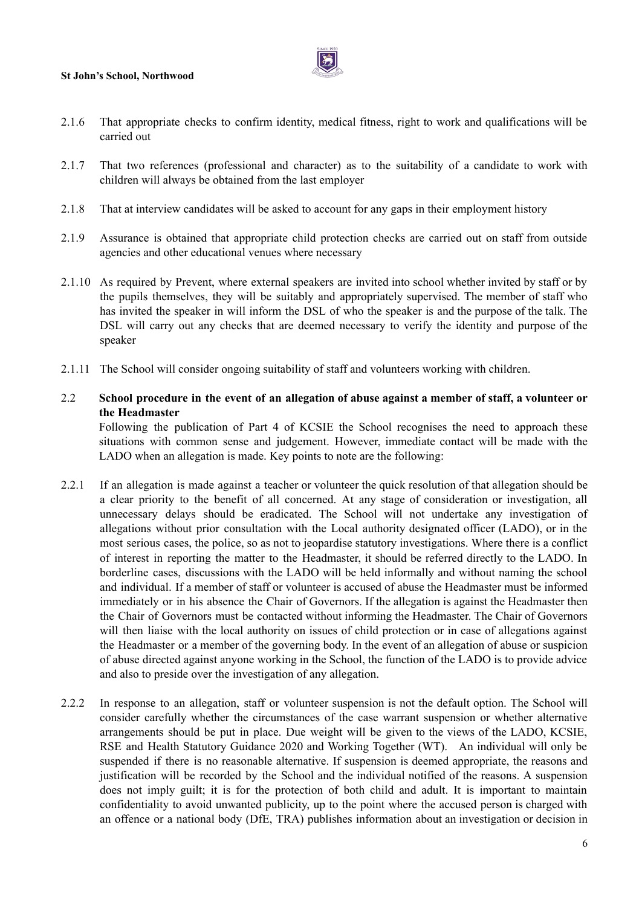2.1.6 That appropriate checks to confirm identity, medical fitness, right to work and qualifications will be carried out

2.1.7 That two references (professional and character) as to the suitability of a candidate to work with children will always be obtained from the last employer

2.1.8 That at interview candidates will be asked to account for any gaps in their employment history

2.1.9 Assurance is obtained that appropriate child protection checks are carried out on staff from outside agencies and other educational venues where necessary

2.1.10 As required by Prevent, where external speakers are invited into school whether invited by staff or by the pupils themselves, they will be suitably and appropriately supervised. The member of staff who has invited the speaker in will inform the DSL of who the speaker is and the purpose of the talk. The DSL will carry out any checks that are deemed necessary to verify the identity and purpose of the speaker

2.1.11 The School will consider ongoing suitability of staff and volunteers working with children.

2.2 **School procedure in the event of an allegation of abuse against a member of staff, a volunteer or the Headmaster**

Following the publication of Part 4 of KCSIE the School recognises the need to approach these situations with common sense and judgement. However, immediate contact will be made with the LADO when an allegation is made. Key points to note are the following:

2.2.1 If an allegation is made against a teacher or volunteer the quick resolution of that allegation should be a clear priority to the benefit of all concerned. At any stage of consideration or investigation, all unnecessary delays should be eradicated. The School will not undertake any investigation of allegations without prior consultation with the Local authority designated officer (LADO), or in the most serious cases, the police, so as not to jeopardise statutory investigations. Where there is a conflict of interest in reporting the matter to the Headmaster, it should be referred directly to the LADO. In borderline cases, discussions with the LADO will be held informally and without naming the school and individual. If a member of staff or volunteer is accused of abuse the Headmaster must be informed immediately or in his absence the Chair of Governors. If the allegation is against the Headmaster then the Chair of Governors must be contacted without informing the Headmaster. The Chair of Governors will then liaise with the local authority on issues of child protection or in case of allegations against the Headmaster or a member of the governing body. In the event of an allegation of abuse or suspicion of abuse directed against anyone working in the School, the function of the LADO is to provide advice and also to preside over the investigation of any allegation.

2.2.2 In response to an allegation, staff or volunteer suspension is not the default option. The School will consider carefully whether the circumstances of the case warrant suspension or whether alternative arrangements should be put in place. Due weight will be given to the views of the LADO, KCSIE, RSE and Health Statutory Guidance 2020 and Working Together (WT). An individual will only be suspended if there is no reasonable alternative. If suspension is deemed appropriate, the reasons and justification will be recorded by the School and the individual notified of the reasons. A suspension does not imply guilt; it is for the protection of both child and adult. It is important to maintain confidentiality to avoid unwanted publicity, up to the point where the accused person is charged with an offence or a national body (DfE, TRA) publishes information about an investigation or decision in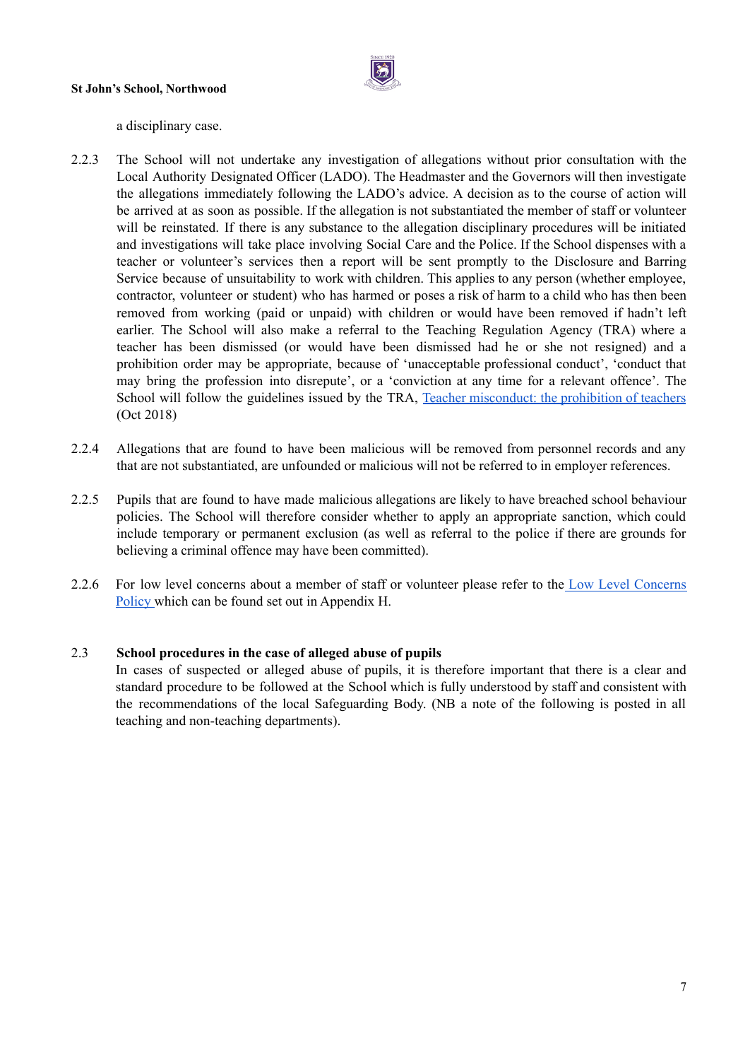a disciplinary case.

2.2.3 The School will not undertake any investigation of allegations without prior consultation with the Local Authority Designated Officer (LADO). The Headmaster and the Governors will then investigate the allegations immediately following the LADO's advice. A decision as to the course of action will be arrived at as soon as possible. If the allegation is not substantiated the member of staff or volunteer will be reinstated. If there is any substance to the allegation disciplinary procedures will be initiated and investigations will take place involving Social Care and the Police. If the School dispenses with a teacher or volunteer's services then a report will be sent promptly to the Disclosure and Barring Service because of unsuitability to work with children. This applies to any person (whether employee, contractor, volunteer or student) who has harmed or poses a risk of harm to a child who has then been removed from working (paid or unpaid) with children or would have been removed if hadn't left earlier. The School will also make a referral to the Teaching Regulation Agency (TRA) where a teacher has been dismissed (or would have been dismissed had he or she not resigned) and a prohibition order may be appropriate, because of 'unacceptable professional conduct', 'conduct that may bring the profession into disrepute', or a 'conviction at any time for a relevant offence'. The School will follow the guidelines issued by the TRA, [Teacher misconduct: the prohibition of teachers](#) (Oct 2018)

2.2.4 Allegations that are found to have been malicious will be removed from personnel records and any that are not substantiated, are unfounded or malicious will not be referred to in employer references.

2.2.5 Pupils that are found to have made malicious allegations are likely to have breached school behaviour policies. The School will therefore consider whether to apply an appropriate sanction, which could include temporary or permanent exclusion (as well as referral to the police if there are grounds for believing a criminal offence may have been committed).

2.2.6 For low level concerns about a member of staff or volunteer please refer to the [Low Level Concerns Policy](#) which can be found set out in Appendix H.

### 2.3 School procedures in the case of alleged abuse of pupils

In cases of suspected or alleged abuse of pupils, it is therefore important that there is a clear and standard procedure to be followed at the School which is fully understood by staff and consistent with the recommendations of the local Safeguarding Body. (NB a note of the following is posted in all teaching and non-teaching departments).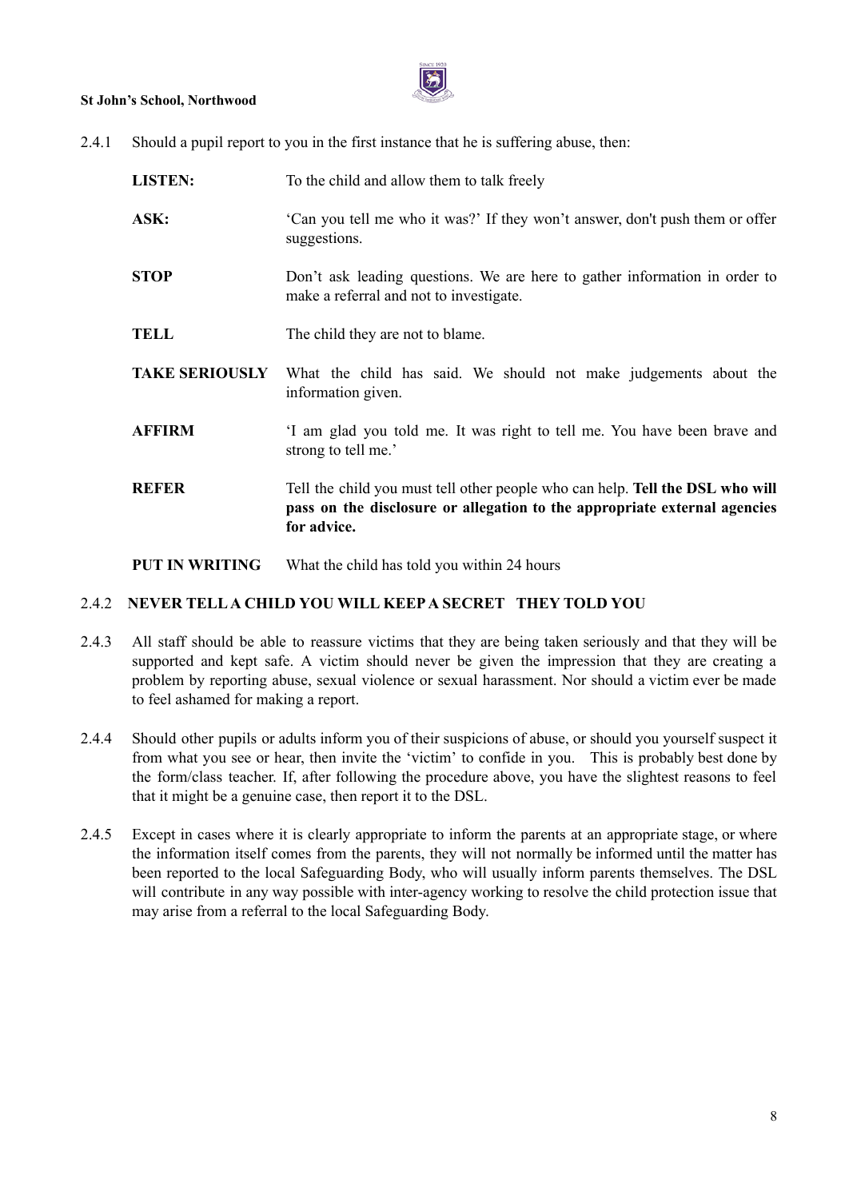2.4.1 Should a pupil report to you in the first instance that he is suffering abuse, then:

| | |
|---|---|
| **LISTEN:** | To the child and allow them to talk freely |
| **ASK:** | 'Can you tell me who it was?' If they won't answer, don't push them or offer suggestions. |
| **STOP** | Don't ask leading questions. We are here to gather information in order to make a referral and not to investigate. |
| **TELL** | The child they are not to blame. |
| **TAKE SERIOUSLY** | What the child has said. We should not make judgements about the information given. |
| **AFFIRM** | 'I am glad you told me. It was right to tell me. You have been brave and strong to tell me.' |
| **REFER** | Tell the child you must tell other people who can help. **Tell the DSL who will pass on the disclosure or allegation to the appropriate external agencies for advice.** |
| **PUT IN WRITING** | What the child has told you within 24 hours |

2.4.2 **NEVER TELL A CHILD YOU WILL KEEP A SECRET THEY TOLD YOU**

2.4.3 All staff should be able to reassure victims that they are being taken seriously and that they will be supported and kept safe. A victim should never be given the impression that they are creating a problem by reporting abuse, sexual violence or sexual harassment. Nor should a victim ever be made to feel ashamed for making a report.

2.4.4 Should other pupils or adults inform you of their suspicions of abuse, or should you yourself suspect it from what you see or hear, then invite the 'victim' to confide in you. This is probably best done by the form/class teacher. If, after following the procedure above, you have the slightest reasons to feel that it might be a genuine case, then report it to the DSL.

2.4.5 Except in cases where it is clearly appropriate to inform the parents at an appropriate stage, or where the information itself comes from the parents, they will not normally be informed until the matter has been reported to the local Safeguarding Body, who will usually inform parents themselves. The DSL will contribute in any way possible with inter-agency working to resolve the child protection issue that may arise from a referral to the local Safeguarding Body.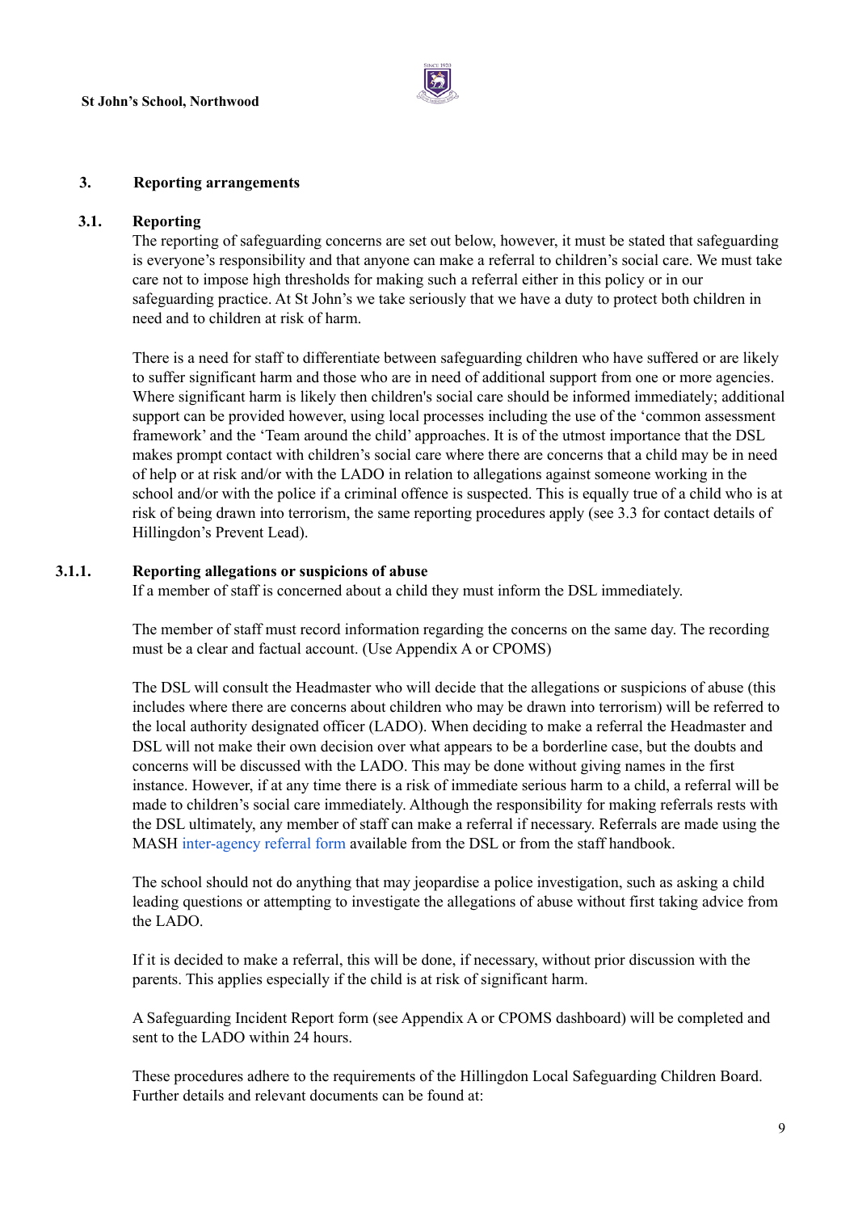## 3. Reporting arrangements

### 3.1. Reporting

The reporting of safeguarding concerns are set out below, however, it must be stated that safeguarding is everyone's responsibility and that anyone can make a referral to children's social care. We must take care not to impose high thresholds for making such a referral either in this policy or in our safeguarding practice. At St John's we take seriously that we have a duty to protect both children in need and to children at risk of harm.

There is a need for staff to differentiate between safeguarding children who have suffered or are likely to suffer significant harm and those who are in need of additional support from one or more agencies. Where significant harm is likely then children's social care should be informed immediately; additional support can be provided however, using local processes including the use of the 'common assessment framework' and the 'Team around the child' approaches. It is of the utmost importance that the DSL makes prompt contact with children's social care where there are concerns that a child may be in need of help or at risk and/or with the LADO in relation to allegations against someone working in the school and/or with the police if a criminal offence is suspected. This is equally true of a child who is at risk of being drawn into terrorism, the same reporting procedures apply (see 3.3 for contact details of Hillingdon's Prevent Lead).

#### 3.1.1. Reporting allegations or suspicions of abuse

If a member of staff is concerned about a child they must inform the DSL immediately.

The member of staff must record information regarding the concerns on the same day. The recording must be a clear and factual account. (Use Appendix A or CPOMS)

The DSL will consult the Headmaster who will decide that the allegations or suspicions of abuse (this includes where there are concerns about children who may be drawn into terrorism) will be referred to the local authority designated officer (LADO). When deciding to make a referral the Headmaster and DSL will not make their own decision over what appears to be a borderline case, but the doubts and concerns will be discussed with the LADO. This may be done without giving names in the first instance. However, if at any time there is a risk of immediate serious harm to a child, a referral will be made to children's social care immediately. Although the responsibility for making referrals rests with the DSL ultimately, any member of staff can make a referral if necessary. Referrals are made using the MASH inter-agency referral form available from the DSL or from the staff handbook.

The school should not do anything that may jeopardise a police investigation, such as asking a child leading questions or attempting to investigate the allegations of abuse without first taking advice from the LADO.

If it is decided to make a referral, this will be done, if necessary, without prior discussion with the parents. This applies especially if the child is at risk of significant harm.

A Safeguarding Incident Report form (see Appendix A or CPOMS dashboard) will be completed and sent to the LADO within 24 hours.

These procedures adhere to the requirements of the Hillingdon Local Safeguarding Children Board. Further details and relevant documents can be found at: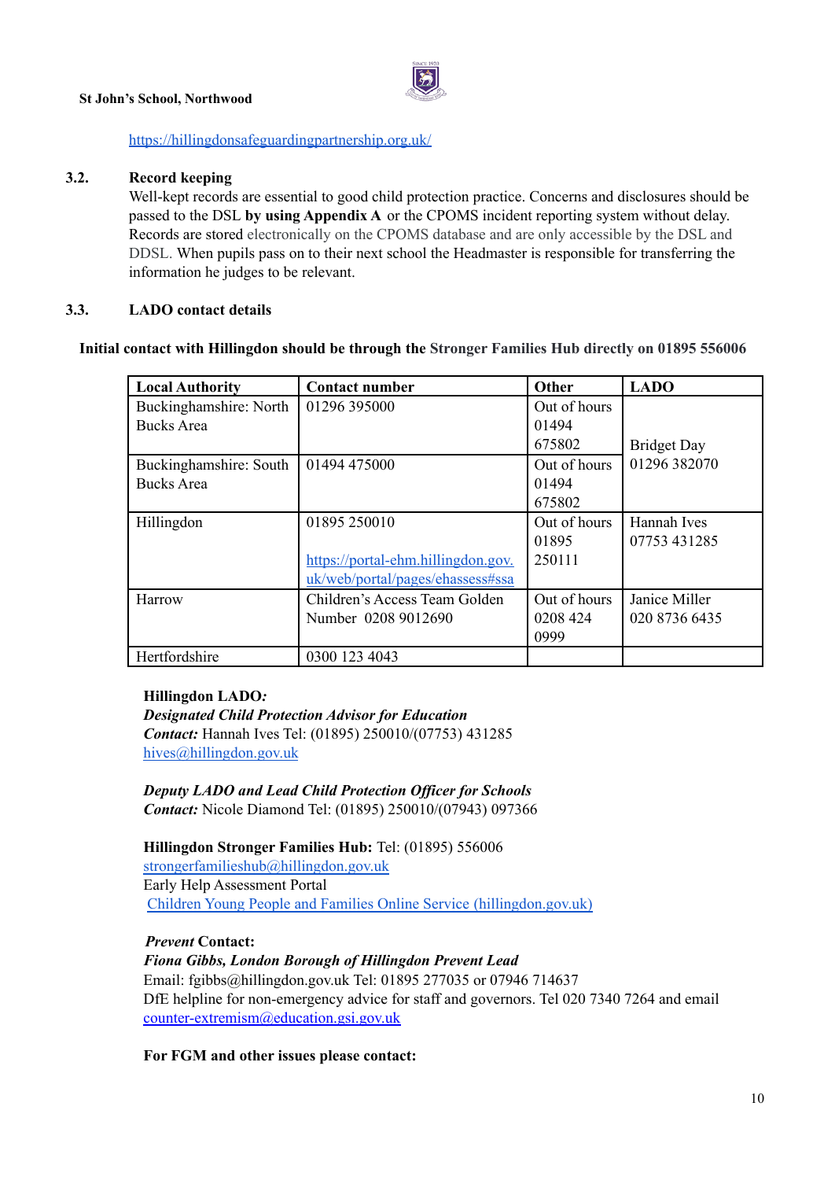https://hillingdonsafeguardingpartnership.org.uk/

### 3.2. Record keeping

Well-kept records are essential to good child protection practice. Concerns and disclosures should be passed to the DSL **by using Appendix A** or the CPOMS incident reporting system without delay. Records are stored electronically on the CPOMS database and are only accessible by the DSL and DDSL. When pupils pass on to their next school the Headmaster is responsible for transferring the information he judges to be relevant.

### 3.3. LADO contact details

**Initial contact with Hillingdon should be through the Stronger Families Hub directly on 01895 556006**

| Local Authority | Contact number | Other | LADO |
|---|---|---|---|
| Buckinghamshire: North Bucks Area | 01296 395000 | Out of hours 01494 675802 | Bridget Day 01296 382070 |
| Buckinghamshire: South Bucks Area | 01494 475000 | Out of hours 01494 675802 | |
| Hillingdon | 01895 250010 https://portal-ehm.hillingdon.gov.uk/web/portal/pages/ehassess#ssa | Out of hours 01895 250111 | Hannah Ives 07753 431285 |
| Harrow | Children's Access Team Golden Number 0208 9012690 | Out of hours 0208 424 0999 | Janice Miller 020 8736 6435 |
| Hertfordshire | 0300 123 4043 | | |

**Hillingdon LADO*:***
***Designated Child Protection Advisor for Education***
***Contact:*** Hannah Ives Tel: (01895) 250010/(07753) 431285
hives@hillingdon.gov.uk

***Deputy LADO and Lead Child Protection Officer for Schools***
***Contact:*** Nicole Diamond Tel: (01895) 250010/(07943) 097366

**Hillingdon Stronger Families Hub:** Tel: (01895) 556006
strongerfamilieshub@hillingdon.gov.uk
Early Help Assessment Portal
Children Young People and Families Online Service (hillingdon.gov.uk)

***Prevent* Contact:**
***Fiona Gibbs, London Borough of Hillingdon Prevent Lead***
Email: fgibbs@hillingdon.gov.uk Tel: 01895 277035 or 07946 714637
DfE helpline for non-emergency advice for staff and governors. Tel 020 7340 7264 and email counter-extremism@education.gsi.gov.uk

**For FGM and other issues please contact:**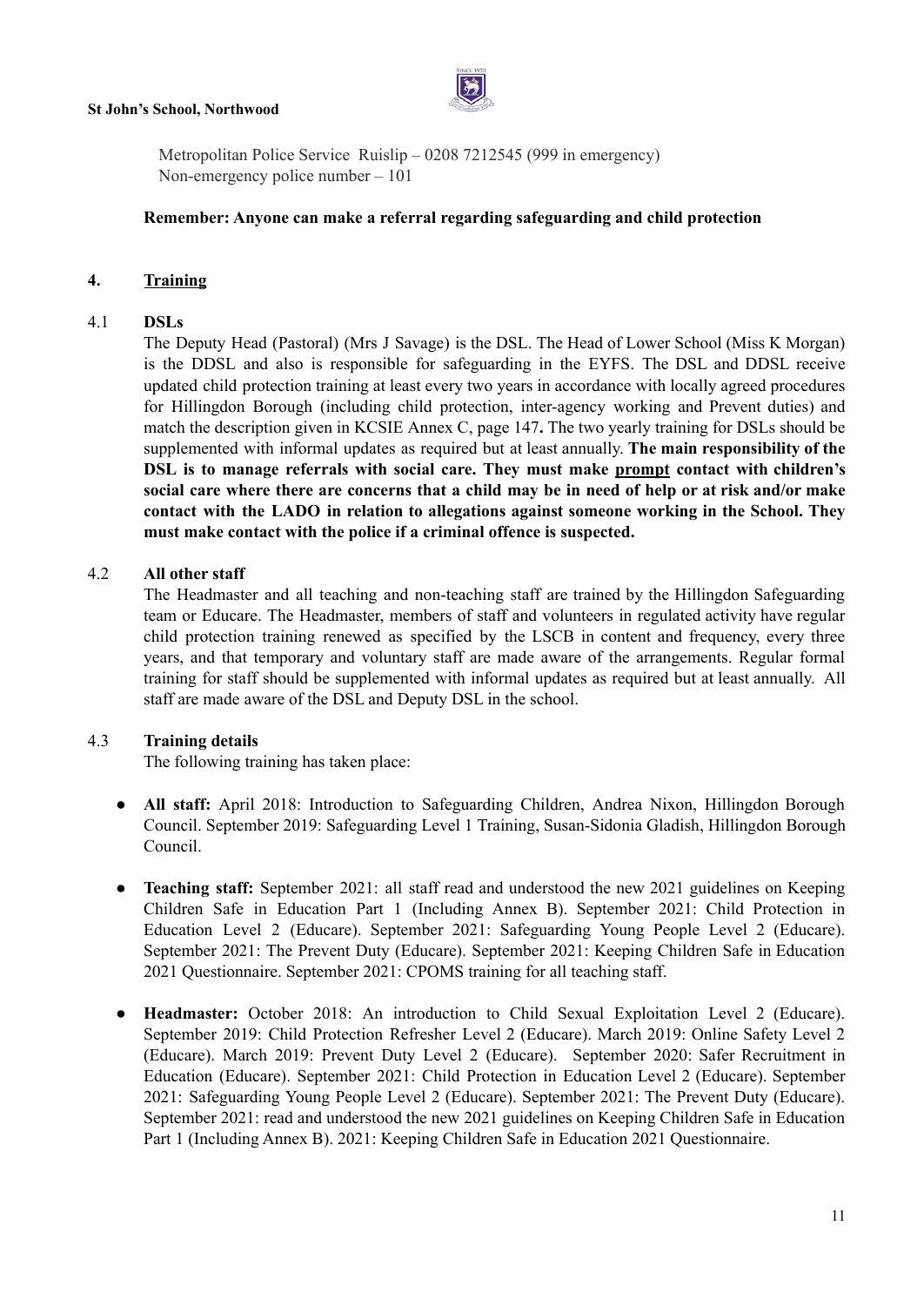Metropolitan Police Service Ruislip – 0208 7212545 (999 in emergency)
Non-emergency police number – 101

**Remember: Anyone can make a referral regarding safeguarding and child protection**

## 4. Training

### 4.1 DSLs

The Deputy Head (Pastoral) (Mrs J Savage) is the DSL. The Head of Lower School (Miss K Morgan) is the DDSL and also is responsible for safeguarding in the EYFS. The DSL and DDSL receive updated child protection training at least every two years in accordance with locally agreed procedures for Hillingdon Borough (including child protection, inter-agency working and Prevent duties) and match the description given in KCSIE Annex C, page 147**.** The two yearly training for DSLs should be supplemented with informal updates as required but at least annually. **The main responsibility of the DSL is to manage referrals with social care. They must make prompt contact with children's social care where there are concerns that a child may be in need of help or at risk and/or make contact with the LADO in relation to allegations against someone working in the School. They must make contact with the police if a criminal offence is suspected.**

### 4.2 All other staff

The Headmaster and all teaching and non-teaching staff are trained by the Hillingdon Safeguarding team or Educare. The Headmaster, members of staff and volunteers in regulated activity have regular child protection training renewed as specified by the LSCB in content and frequency, every three years, and that temporary and voluntary staff are made aware of the arrangements. Regular formal training for staff should be supplemented with informal updates as required but at least annually. All staff are made aware of the DSL and Deputy DSL in the school.

### 4.3 Training details

The following training has taken place:

- **All staff:** April 2018: Introduction to Safeguarding Children, Andrea Nixon, Hillingdon Borough Council. September 2019: Safeguarding Level 1 Training, Susan-Sidonia Gladish, Hillingdon Borough Council.
- **Teaching staff:** September 2021: all staff read and understood the new 2021 guidelines on Keeping Children Safe in Education Part 1 (Including Annex B). September 2021: Child Protection in Education Level 2 (Educare). September 2021: Safeguarding Young People Level 2 (Educare). September 2021: The Prevent Duty (Educare). September 2021: Keeping Children Safe in Education 2021 Questionnaire. September 2021: CPOMS training for all teaching staff.
- **Headmaster:** October 2018: An introduction to Child Sexual Exploitation Level 2 (Educare). September 2019: Child Protection Refresher Level 2 (Educare). March 2019: Online Safety Level 2 (Educare). March 2019: Prevent Duty Level 2 (Educare). September 2020: Safer Recruitment in Education (Educare). September 2021: Child Protection in Education Level 2 (Educare). September 2021: Safeguarding Young People Level 2 (Educare). September 2021: The Prevent Duty (Educare). September 2021: read and understood the new 2021 guidelines on Keeping Children Safe in Education Part 1 (Including Annex B). 2021: Keeping Children Safe in Education 2021 Questionnaire.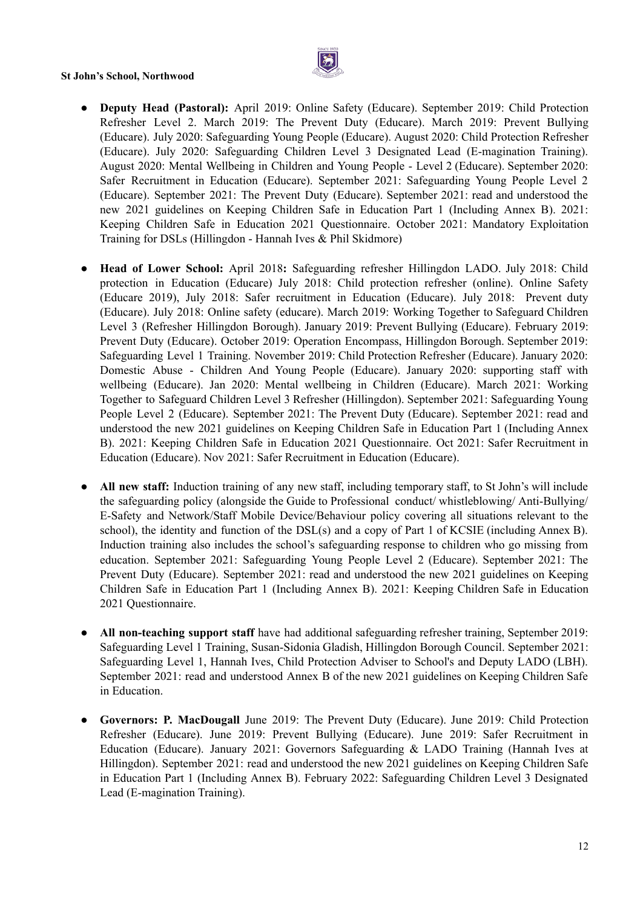- **Deputy Head (Pastoral):** April 2019: Online Safety (Educare). September 2019: Child Protection Refresher Level 2. March 2019: The Prevent Duty (Educare). March 2019: Prevent Bullying (Educare). July 2020: Safeguarding Young People (Educare). August 2020: Child Protection Refresher (Educare). July 2020: Safeguarding Children Level 3 Designated Lead (E-magination Training). August 2020: Mental Wellbeing in Children and Young People - Level 2 (Educare). September 2020: Safer Recruitment in Education (Educare). September 2021: Safeguarding Young People Level 2 (Educare). September 2021: The Prevent Duty (Educare). September 2021: read and understood the new 2021 guidelines on Keeping Children Safe in Education Part 1 (Including Annex B). 2021: Keeping Children Safe in Education 2021 Questionnaire. October 2021: Mandatory Exploitation Training for DSLs (Hillingdon - Hannah Ives & Phil Skidmore)

- **Head of Lower School:** April 2018**:** Safeguarding refresher Hillingdon LADO. July 2018: Child protection in Education (Educare) July 2018: Child protection refresher (online). Online Safety (Educare 2019), July 2018: Safer recruitment in Education (Educare). July 2018: Prevent duty (Educare). July 2018: Online safety (educare). March 2019: Working Together to Safeguard Children Level 3 (Refresher Hillingdon Borough). January 2019: Prevent Bullying (Educare). February 2019: Prevent Duty (Educare). October 2019: Operation Encompass, Hillingdon Borough. September 2019: Safeguarding Level 1 Training. November 2019: Child Protection Refresher (Educare). January 2020: Domestic Abuse - Children And Young People (Educare). January 2020: supporting staff with wellbeing (Educare). Jan 2020: Mental wellbeing in Children (Educare). March 2021: Working Together to Safeguard Children Level 3 Refresher (Hillingdon). September 2021: Safeguarding Young People Level 2 (Educare). September 2021: The Prevent Duty (Educare). September 2021: read and understood the new 2021 guidelines on Keeping Children Safe in Education Part 1 (Including Annex B). 2021: Keeping Children Safe in Education 2021 Questionnaire. Oct 2021: Safer Recruitment in Education (Educare). Nov 2021: Safer Recruitment in Education (Educare).

- **All new staff:** Induction training of any new staff, including temporary staff, to St John's will include the safeguarding policy (alongside the Guide to Professional conduct/ whistleblowing/ Anti-Bullying/ E-Safety and Network/Staff Mobile Device/Behaviour policy covering all situations relevant to the school), the identity and function of the DSL(s) and a copy of Part 1 of KCSIE (including Annex B). Induction training also includes the school's safeguarding response to children who go missing from education. September 2021: Safeguarding Young People Level 2 (Educare). September 2021: The Prevent Duty (Educare). September 2021: read and understood the new 2021 guidelines on Keeping Children Safe in Education Part 1 (Including Annex B). 2021: Keeping Children Safe in Education 2021 Questionnaire.

- **All non-teaching support staff** have had additional safeguarding refresher training, September 2019: Safeguarding Level 1 Training, Susan-Sidonia Gladish, Hillingdon Borough Council. September 2021: Safeguarding Level 1, Hannah Ives, Child Protection Adviser to School's and Deputy LADO (LBH). September 2021: read and understood Annex B of the new 2021 guidelines on Keeping Children Safe in Education.

- **Governors: P. MacDougall** June 2019: The Prevent Duty (Educare). June 2019: Child Protection Refresher (Educare). June 2019: Prevent Bullying (Educare). June 2019: Safer Recruitment in Education (Educare). January 2021: Governors Safeguarding & LADO Training (Hannah Ives at Hillingdon). September 2021: read and understood the new 2021 guidelines on Keeping Children Safe in Education Part 1 (Including Annex B). February 2022: Safeguarding Children Level 3 Designated Lead (E-magination Training).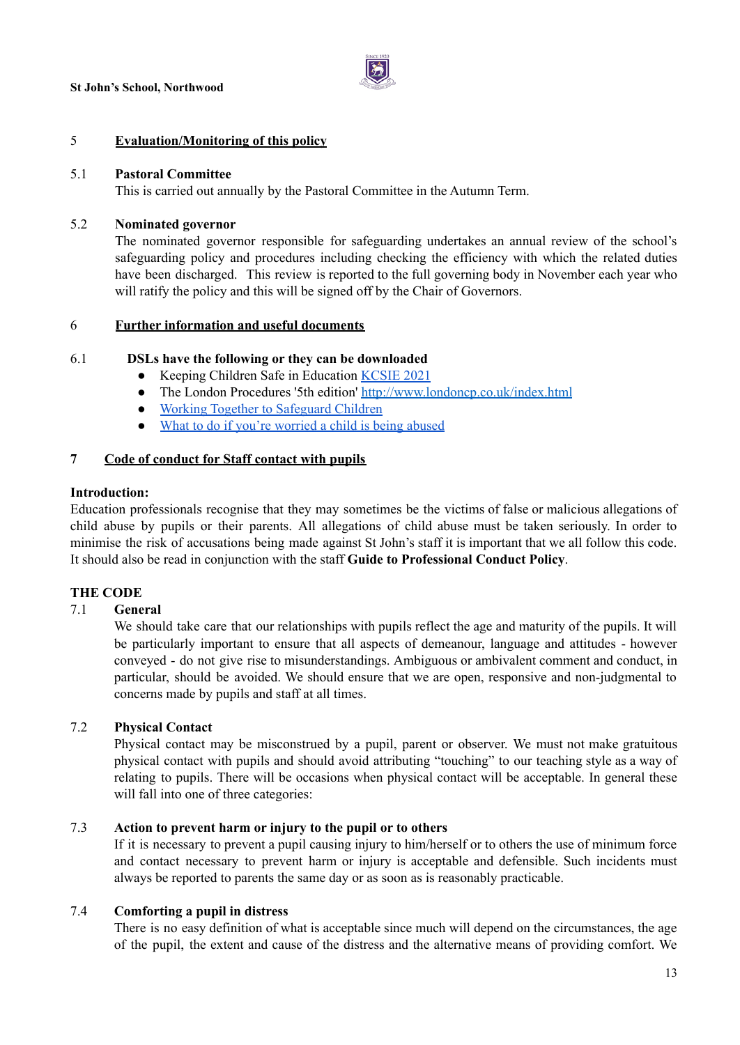## 5 Evaluation/Monitoring of this policy

### 5.1 Pastoral Committee

This is carried out annually by the Pastoral Committee in the Autumn Term.

### 5.2 Nominated governor

The nominated governor responsible for safeguarding undertakes an annual review of the school's safeguarding policy and procedures including checking the efficiency with which the related duties have been discharged. This review is reported to the full governing body in November each year who will ratify the policy and this will be signed off by the Chair of Governors.

## 6 Further information and useful documents

### 6.1 DSLs have the following or they can be downloaded

- Keeping Children Safe in Education KCSIE 2021
- The London Procedures '5th edition' http://www.londoncp.co.uk/index.html
- Working Together to Safeguard Children
- What to do if you're worried a child is being abused

## 7 Code of conduct for Staff contact with pupils

**Introduction:**

Education professionals recognise that they may sometimes be the victims of false or malicious allegations of child abuse by pupils or their parents. All allegations of child abuse must be taken seriously. In order to minimise the risk of accusations being made against St John's staff it is important that we all follow this code. It should also be read in conjunction with the staff **Guide to Professional Conduct Policy**.

**THE CODE**

### 7.1 General

We should take care that our relationships with pupils reflect the age and maturity of the pupils. It will be particularly important to ensure that all aspects of demeanour, language and attitudes - however conveyed - do not give rise to misunderstandings. Ambiguous or ambivalent comment and conduct, in particular, should be avoided. We should ensure that we are open, responsive and non-judgmental to concerns made by pupils and staff at all times.

### 7.2 Physical Contact

Physical contact may be misconstrued by a pupil, parent or observer. We must not make gratuitous physical contact with pupils and should avoid attributing "touching" to our teaching style as a way of relating to pupils. There will be occasions when physical contact will be acceptable. In general these will fall into one of three categories:

### 7.3 Action to prevent harm or injury to the pupil or to others

If it is necessary to prevent a pupil causing injury to him/herself or to others the use of minimum force and contact necessary to prevent harm or injury is acceptable and defensible. Such incidents must always be reported to parents the same day or as soon as is reasonably practicable.

### 7.4 Comforting a pupil in distress

There is no easy definition of what is acceptable since much will depend on the circumstances, the age of the pupil, the extent and cause of the distress and the alternative means of providing comfort. We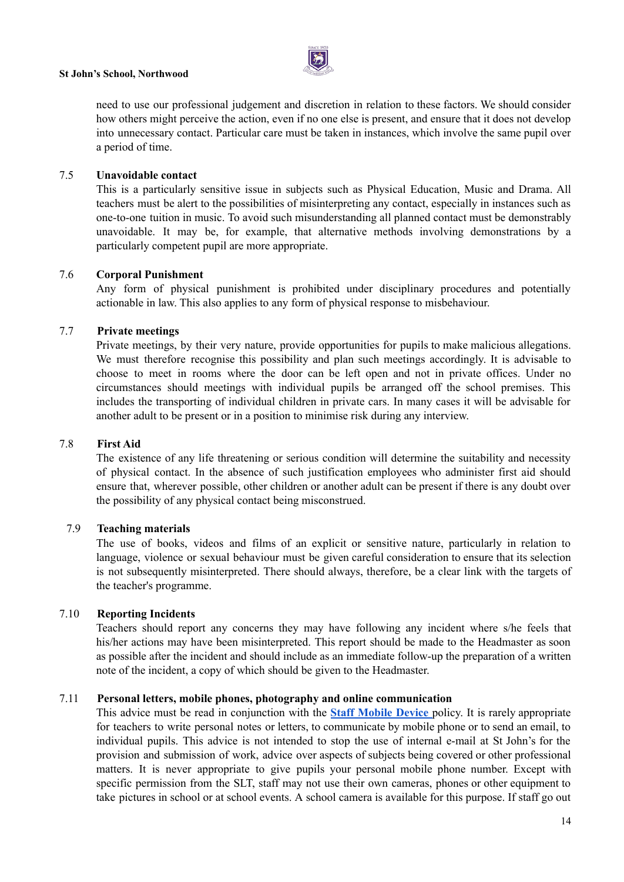need to use our professional judgement and discretion in relation to these factors. We should consider how others might perceive the action, even if no one else is present, and ensure that it does not develop into unnecessary contact. Particular care must be taken in instances, which involve the same pupil over a period of time.

### 7.5 Unavoidable contact

This is a particularly sensitive issue in subjects such as Physical Education, Music and Drama. All teachers must be alert to the possibilities of misinterpreting any contact, especially in instances such as one-to-one tuition in music. To avoid such misunderstanding all planned contact must be demonstrably unavoidable. It may be, for example, that alternative methods involving demonstrations by a particularly competent pupil are more appropriate.

### 7.6 Corporal Punishment

Any form of physical punishment is prohibited under disciplinary procedures and potentially actionable in law. This also applies to any form of physical response to misbehaviour.

### 7.7 Private meetings

Private meetings, by their very nature, provide opportunities for pupils to make malicious allegations. We must therefore recognise this possibility and plan such meetings accordingly. It is advisable to choose to meet in rooms where the door can be left open and not in private offices. Under no circumstances should meetings with individual pupils be arranged off the school premises. This includes the transporting of individual children in private cars. In many cases it will be advisable for another adult to be present or in a position to minimise risk during any interview.

### 7.8 First Aid

The existence of any life threatening or serious condition will determine the suitability and necessity of physical contact. In the absence of such justification employees who administer first aid should ensure that, wherever possible, other children or another adult can be present if there is any doubt over the possibility of any physical contact being misconstrued.

### 7.9 Teaching materials

The use of books, videos and films of an explicit or sensitive nature, particularly in relation to language, violence or sexual behaviour must be given careful consideration to ensure that its selection is not subsequently misinterpreted. There should always, therefore, be a clear link with the targets of the teacher's programme.

### 7.10 Reporting Incidents

Teachers should report any concerns they may have following any incident where s/he feels that his/her actions may have been misinterpreted. This report should be made to the Headmaster as soon as possible after the incident and should include as an immediate follow-up the preparation of a written note of the incident, a copy of which should be given to the Headmaster.

### 7.11 Personal letters, mobile phones, photography and online communication

This advice must be read in conjunction with the **Staff Mobile Device** policy. It is rarely appropriate for teachers to write personal notes or letters, to communicate by mobile phone or to send an email, to individual pupils. This advice is not intended to stop the use of internal e-mail at St John's for the provision and submission of work, advice over aspects of subjects being covered or other professional matters. It is never appropriate to give pupils your personal mobile phone number. Except with specific permission from the SLT, staff may not use their own cameras, phones or other equipment to take pictures in school or at school events. A school camera is available for this purpose. If staff go out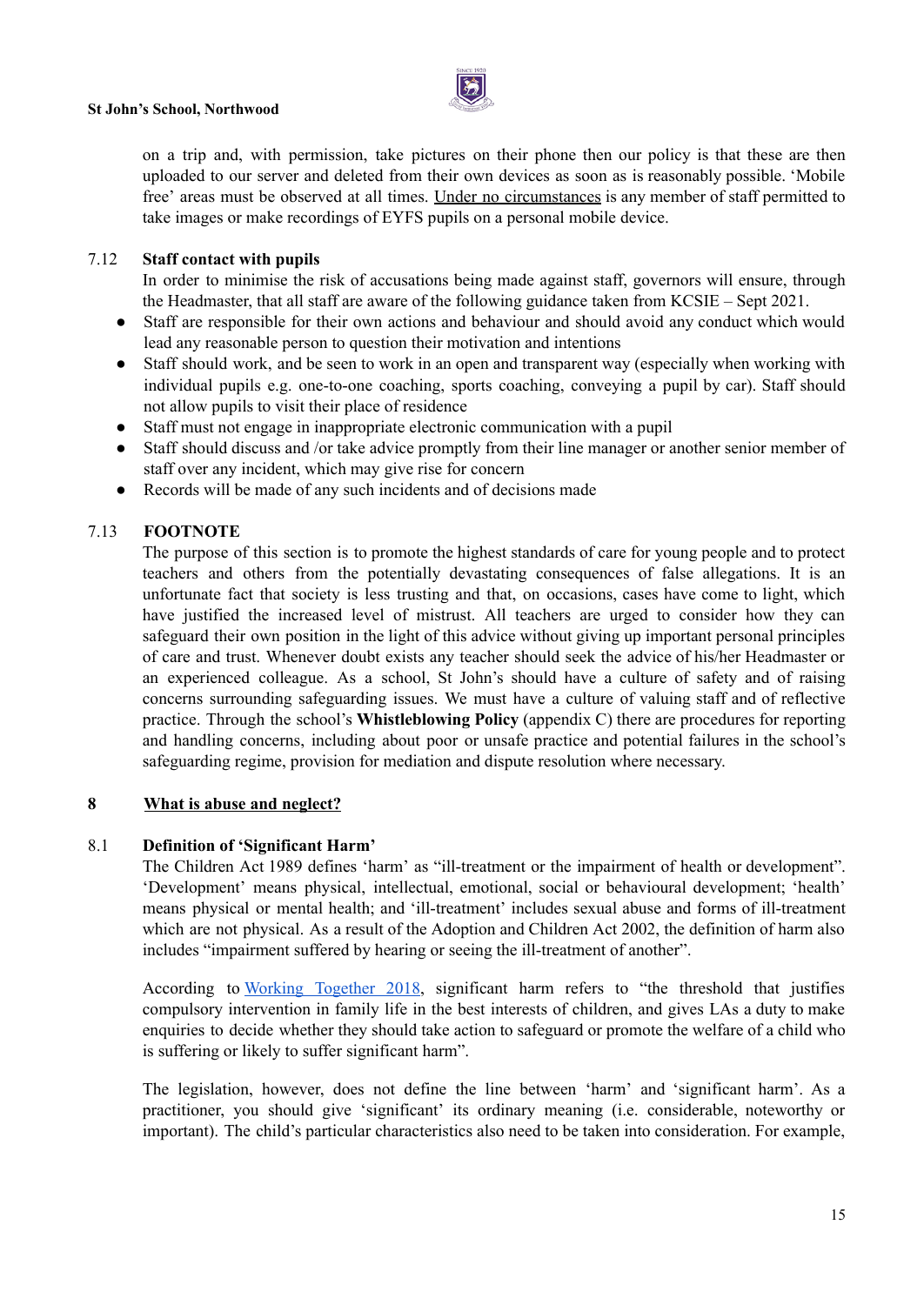on a trip and, with permission, take pictures on their phone then our policy is that these are then uploaded to our server and deleted from their own devices as soon as is reasonably possible. 'Mobile free' areas must be observed at all times. Under no circumstances is any member of staff permitted to take images or make recordings of EYFS pupils on a personal mobile device.

### 7.12 Staff contact with pupils

In order to minimise the risk of accusations being made against staff, governors will ensure, through the Headmaster, that all staff are aware of the following guidance taken from KCSIE – Sept 2021.

- Staff are responsible for their own actions and behaviour and should avoid any conduct which would lead any reasonable person to question their motivation and intentions
- Staff should work, and be seen to work in an open and transparent way (especially when working with individual pupils e.g. one-to-one coaching, sports coaching, conveying a pupil by car). Staff should not allow pupils to visit their place of residence
- Staff must not engage in inappropriate electronic communication with a pupil
- Staff should discuss and /or take advice promptly from their line manager or another senior member of staff over any incident, which may give rise for concern
- Records will be made of any such incidents and of decisions made

### 7.13 FOOTNOTE

The purpose of this section is to promote the highest standards of care for young people and to protect teachers and others from the potentially devastating consequences of false allegations. It is an unfortunate fact that society is less trusting and that, on occasions, cases have come to light, which have justified the increased level of mistrust. All teachers are urged to consider how they can safeguard their own position in the light of this advice without giving up important personal principles of care and trust. Whenever doubt exists any teacher should seek the advice of his/her Headmaster or an experienced colleague. As a school, St John's should have a culture of safety and of raising concerns surrounding safeguarding issues. We must have a culture of valuing staff and of reflective practice. Through the school's **Whistleblowing Policy** (appendix C) there are procedures for reporting and handling concerns, including about poor or unsafe practice and potential failures in the school's safeguarding regime, provision for mediation and dispute resolution where necessary.

## 8 What is abuse and neglect?

### 8.1 Definition of 'Significant Harm'

The Children Act 1989 defines 'harm' as "ill-treatment or the impairment of health or development". 'Development' means physical, intellectual, emotional, social or behavioural development; 'health' means physical or mental health; and 'ill-treatment' includes sexual abuse and forms of ill-treatment which are not physical. As a result of the Adoption and Children Act 2002, the definition of harm also includes "impairment suffered by hearing or seeing the ill-treatment of another".

According to Working Together 2018, significant harm refers to "the threshold that justifies compulsory intervention in family life in the best interests of children, and gives LAs a duty to make enquiries to decide whether they should take action to safeguard or promote the welfare of a child who is suffering or likely to suffer significant harm".

The legislation, however, does not define the line between 'harm' and 'significant harm'. As a practitioner, you should give 'significant' its ordinary meaning (i.e. considerable, noteworthy or important). The child's particular characteristics also need to be taken into consideration. For example,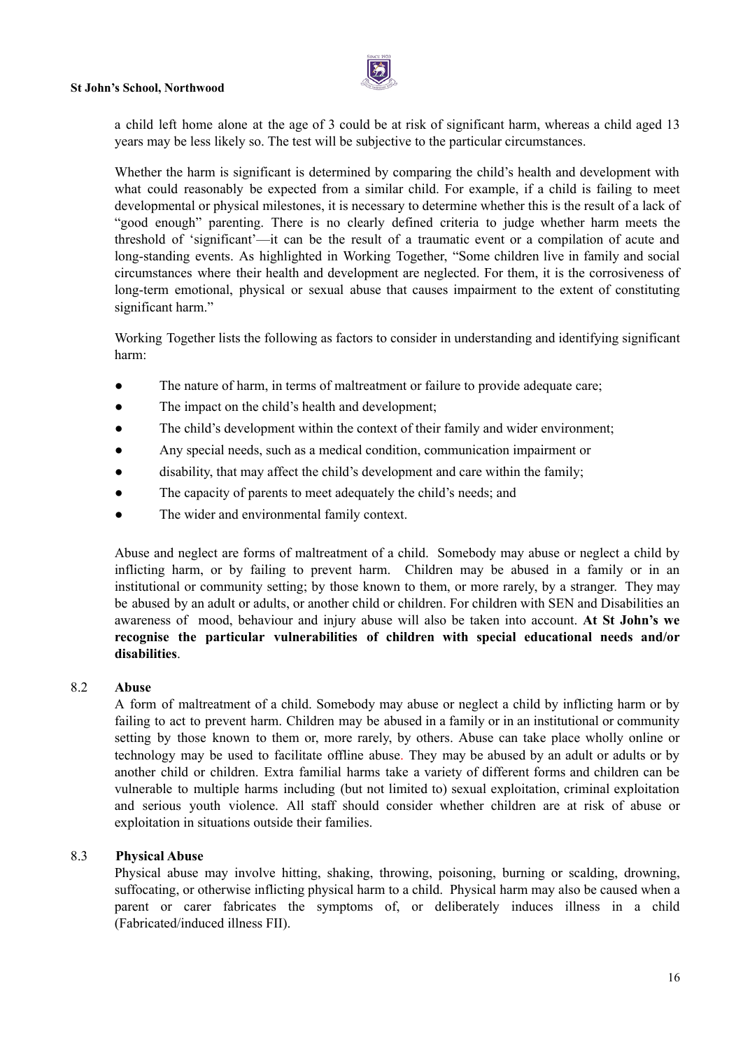a child left home alone at the age of 3 could be at risk of significant harm, whereas a child aged 13 years may be less likely so. The test will be subjective to the particular circumstances.

Whether the harm is significant is determined by comparing the child's health and development with what could reasonably be expected from a similar child. For example, if a child is failing to meet developmental or physical milestones, it is necessary to determine whether this is the result of a lack of "good enough" parenting. There is no clearly defined criteria to judge whether harm meets the threshold of 'significant'—it can be the result of a traumatic event or a compilation of acute and long-standing events. As highlighted in Working Together, "Some children live in family and social circumstances where their health and development are neglected. For them, it is the corrosiveness of long-term emotional, physical or sexual abuse that causes impairment to the extent of constituting significant harm."

Working Together lists the following as factors to consider in understanding and identifying significant harm:

- The nature of harm, in terms of maltreatment or failure to provide adequate care;
- The impact on the child's health and development;
- The child's development within the context of their family and wider environment;
- Any special needs, such as a medical condition, communication impairment or
- disability, that may affect the child's development and care within the family;
- The capacity of parents to meet adequately the child's needs; and
- The wider and environmental family context.

Abuse and neglect are forms of maltreatment of a child. Somebody may abuse or neglect a child by inflicting harm, or by failing to prevent harm. Children may be abused in a family or in an institutional or community setting; by those known to them, or more rarely, by a stranger. They may be abused by an adult or adults, or another child or children. For children with SEN and Disabilities an awareness of mood, behaviour and injury abuse will also be taken into account. **At St John's we recognise the particular vulnerabilities of children with special educational needs and/or disabilities**.

### 8.2 Abuse

A form of maltreatment of a child. Somebody may abuse or neglect a child by inflicting harm or by failing to act to prevent harm. Children may be abused in a family or in an institutional or community setting by those known to them or, more rarely, by others. Abuse can take place wholly online or technology may be used to facilitate offline abuse. They may be abused by an adult or adults or by another child or children. Extra familial harms take a variety of different forms and children can be vulnerable to multiple harms including (but not limited to) sexual exploitation, criminal exploitation and serious youth violence. All staff should consider whether children are at risk of abuse or exploitation in situations outside their families.

### 8.3 Physical Abuse

Physical abuse may involve hitting, shaking, throwing, poisoning, burning or scalding, drowning, suffocating, or otherwise inflicting physical harm to a child. Physical harm may also be caused when a parent or carer fabricates the symptoms of, or deliberately induces illness in a child (Fabricated/induced illness FII).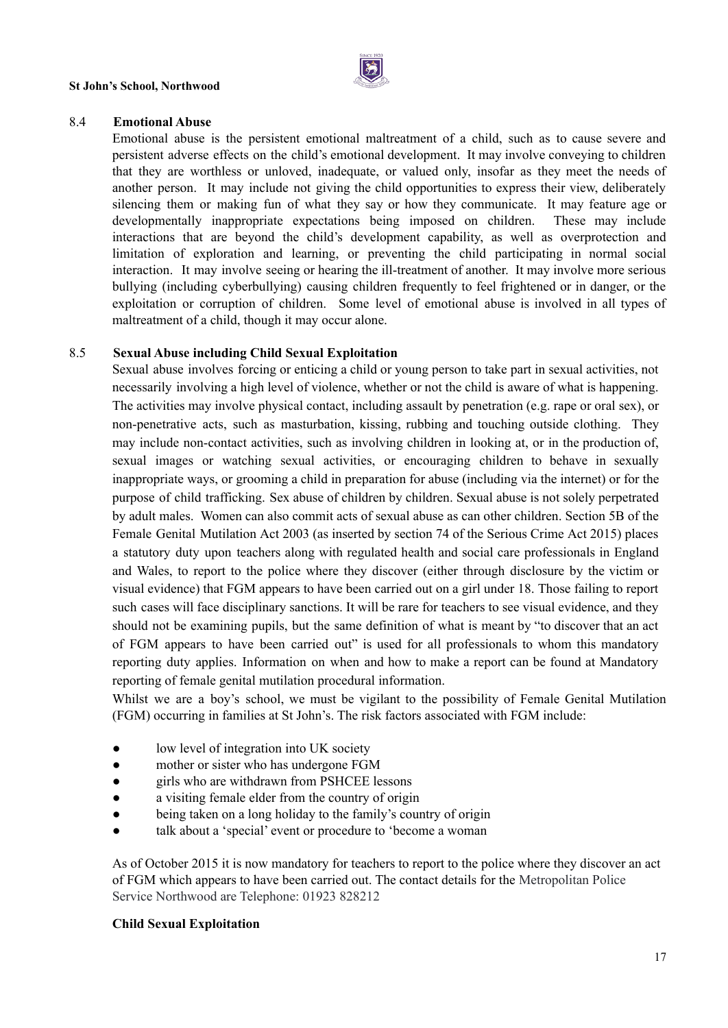### 8.4 Emotional Abuse

Emotional abuse is the persistent emotional maltreatment of a child, such as to cause severe and persistent adverse effects on the child's emotional development. It may involve conveying to children that they are worthless or unloved, inadequate, or valued only, insofar as they meet the needs of another person. It may include not giving the child opportunities to express their view, deliberately silencing them or making fun of what they say or how they communicate. It may feature age or developmentally inappropriate expectations being imposed on children. These may include interactions that are beyond the child's development capability, as well as overprotection and limitation of exploration and learning, or preventing the child participating in normal social interaction. It may involve seeing or hearing the ill-treatment of another. It may involve more serious bullying (including cyberbullying) causing children frequently to feel frightened or in danger, or the exploitation or corruption of children. Some level of emotional abuse is involved in all types of maltreatment of a child, though it may occur alone.

### 8.5 Sexual Abuse including Child Sexual Exploitation

Sexual abuse involves forcing or enticing a child or young person to take part in sexual activities, not necessarily involving a high level of violence, whether or not the child is aware of what is happening. The activities may involve physical contact, including assault by penetration (e.g. rape or oral sex), or non-penetrative acts, such as masturbation, kissing, rubbing and touching outside clothing. They may include non-contact activities, such as involving children in looking at, or in the production of, sexual images or watching sexual activities, or encouraging children to behave in sexually inappropriate ways, or grooming a child in preparation for abuse (including via the internet) or for the purpose of child trafficking. Sex abuse of children by children. Sexual abuse is not solely perpetrated by adult males. Women can also commit acts of sexual abuse as can other children. Section 5B of the Female Genital Mutilation Act 2003 (as inserted by section 74 of the Serious Crime Act 2015) places a statutory duty upon teachers along with regulated health and social care professionals in England and Wales, to report to the police where they discover (either through disclosure by the victim or visual evidence) that FGM appears to have been carried out on a girl under 18. Those failing to report such cases will face disciplinary sanctions. It will be rare for teachers to see visual evidence, and they should not be examining pupils, but the same definition of what is meant by "to discover that an act of FGM appears to have been carried out" is used for all professionals to whom this mandatory reporting duty applies. Information on when and how to make a report can be found at Mandatory reporting of female genital mutilation procedural information.

Whilst we are a boy's school, we must be vigilant to the possibility of Female Genital Mutilation (FGM) occurring in families at St John's. The risk factors associated with FGM include:

- low level of integration into UK society
- mother or sister who has undergone FGM
- girls who are withdrawn from PSHCEE lessons
- a visiting female elder from the country of origin
- being taken on a long holiday to the family's country of origin
- talk about a 'special' event or procedure to 'become a woman

As of October 2015 it is now mandatory for teachers to report to the police where they discover an act of FGM which appears to have been carried out. The contact details for the Metropolitan Police Service Northwood are Telephone: 01923 828212

**Child Sexual Exploitation**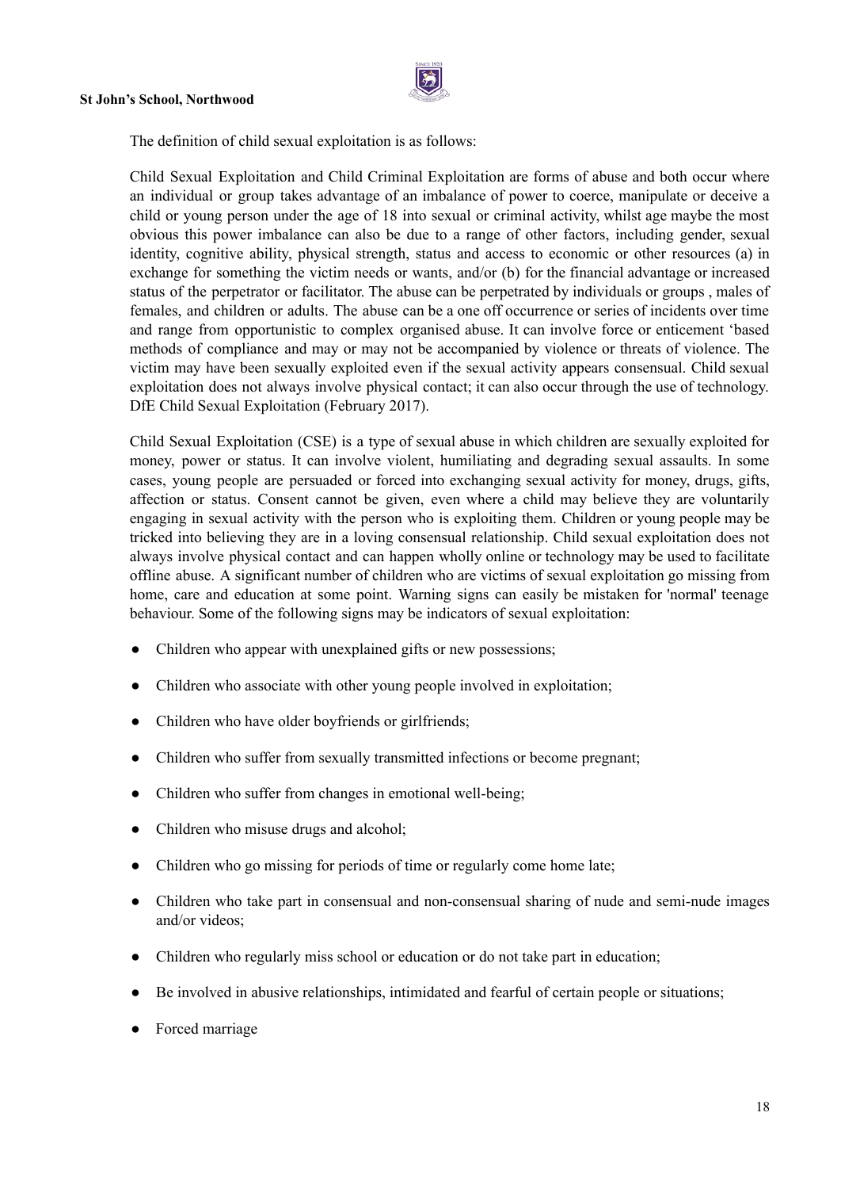The definition of child sexual exploitation is as follows:

Child Sexual Exploitation and Child Criminal Exploitation are forms of abuse and both occur where an individual or group takes advantage of an imbalance of power to coerce, manipulate or deceive a child or young person under the age of 18 into sexual or criminal activity, whilst age maybe the most obvious this power imbalance can also be due to a range of other factors, including gender, sexual identity, cognitive ability, physical strength, status and access to economic or other resources (a) in exchange for something the victim needs or wants, and/or (b) for the financial advantage or increased status of the perpetrator or facilitator. The abuse can be perpetrated by individuals or groups , males of females, and children or adults. The abuse can be a one off occurrence or series of incidents over time and range from opportunistic to complex organised abuse. It can involve force or enticement 'based methods of compliance and may or may not be accompanied by violence or threats of violence. The victim may have been sexually exploited even if the sexual activity appears consensual. Child sexual exploitation does not always involve physical contact; it can also occur through the use of technology. DfE Child Sexual Exploitation (February 2017).

Child Sexual Exploitation (CSE) is a type of sexual abuse in which children are sexually exploited for money, power or status. It can involve violent, humiliating and degrading sexual assaults. In some cases, young people are persuaded or forced into exchanging sexual activity for money, drugs, gifts, affection or status. Consent cannot be given, even where a child may believe they are voluntarily engaging in sexual activity with the person who is exploiting them. Children or young people may be tricked into believing they are in a loving consensual relationship. Child sexual exploitation does not always involve physical contact and can happen wholly online or technology may be used to facilitate offline abuse. A significant number of children who are victims of sexual exploitation go missing from home, care and education at some point. Warning signs can easily be mistaken for 'normal' teenage behaviour. Some of the following signs may be indicators of sexual exploitation:

- Children who appear with unexplained gifts or new possessions;
- Children who associate with other young people involved in exploitation;
- Children who have older boyfriends or girlfriends;
- Children who suffer from sexually transmitted infections or become pregnant;
- Children who suffer from changes in emotional well-being;
- Children who misuse drugs and alcohol;
- Children who go missing for periods of time or regularly come home late;
- Children who take part in consensual and non-consensual sharing of nude and semi-nude images and/or videos;
- Children who regularly miss school or education or do not take part in education;
- Be involved in abusive relationships, intimidated and fearful of certain people or situations;
- Forced marriage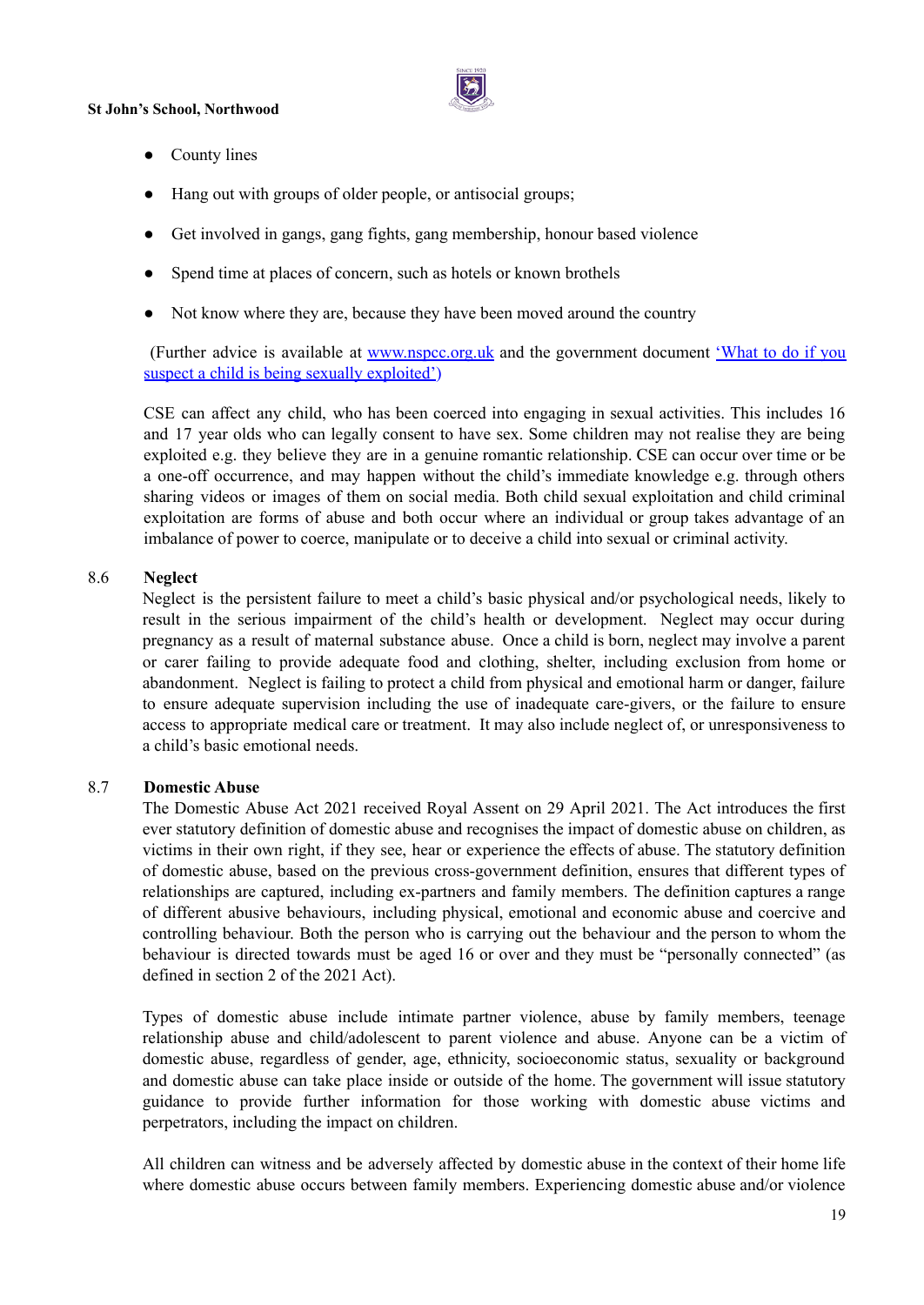- County lines
- Hang out with groups of older people, or antisocial groups;
- Get involved in gangs, gang fights, gang membership, honour based violence
- Spend time at places of concern, such as hotels or known brothels
- Not know where they are, because they have been moved around the country

(Further advice is available at [www.nspcc.org.uk](www.nspcc.org.uk) and the government document 'What to do if you suspect a child is being sexually exploited')

CSE can affect any child, who has been coerced into engaging in sexual activities. This includes 16 and 17 year olds who can legally consent to have sex. Some children may not realise they are being exploited e.g. they believe they are in a genuine romantic relationship. CSE can occur over time or be a one-off occurrence, and may happen without the child's immediate knowledge e.g. through others sharing videos or images of them on social media. Both child sexual exploitation and child criminal exploitation are forms of abuse and both occur where an individual or group takes advantage of an imbalance of power to coerce, manipulate or to deceive a child into sexual or criminal activity.

### 8.6 Neglect

Neglect is the persistent failure to meet a child's basic physical and/or psychological needs, likely to result in the serious impairment of the child's health or development. Neglect may occur during pregnancy as a result of maternal substance abuse. Once a child is born, neglect may involve a parent or carer failing to provide adequate food and clothing, shelter, including exclusion from home or abandonment. Neglect is failing to protect a child from physical and emotional harm or danger, failure to ensure adequate supervision including the use of inadequate care-givers, or the failure to ensure access to appropriate medical care or treatment. It may also include neglect of, or unresponsiveness to a child's basic emotional needs.

### 8.7 Domestic Abuse

The Domestic Abuse Act 2021 received Royal Assent on 29 April 2021. The Act introduces the first ever statutory definition of domestic abuse and recognises the impact of domestic abuse on children, as victims in their own right, if they see, hear or experience the effects of abuse. The statutory definition of domestic abuse, based on the previous cross-government definition, ensures that different types of relationships are captured, including ex-partners and family members. The definition captures a range of different abusive behaviours, including physical, emotional and economic abuse and coercive and controlling behaviour. Both the person who is carrying out the behaviour and the person to whom the behaviour is directed towards must be aged 16 or over and they must be "personally connected" (as defined in section 2 of the 2021 Act).

Types of domestic abuse include intimate partner violence, abuse by family members, teenage relationship abuse and child/adolescent to parent violence and abuse. Anyone can be a victim of domestic abuse, regardless of gender, age, ethnicity, socioeconomic status, sexuality or background and domestic abuse can take place inside or outside of the home. The government will issue statutory guidance to provide further information for those working with domestic abuse victims and perpetrators, including the impact on children.

All children can witness and be adversely affected by domestic abuse in the context of their home life where domestic abuse occurs between family members. Experiencing domestic abuse and/or violence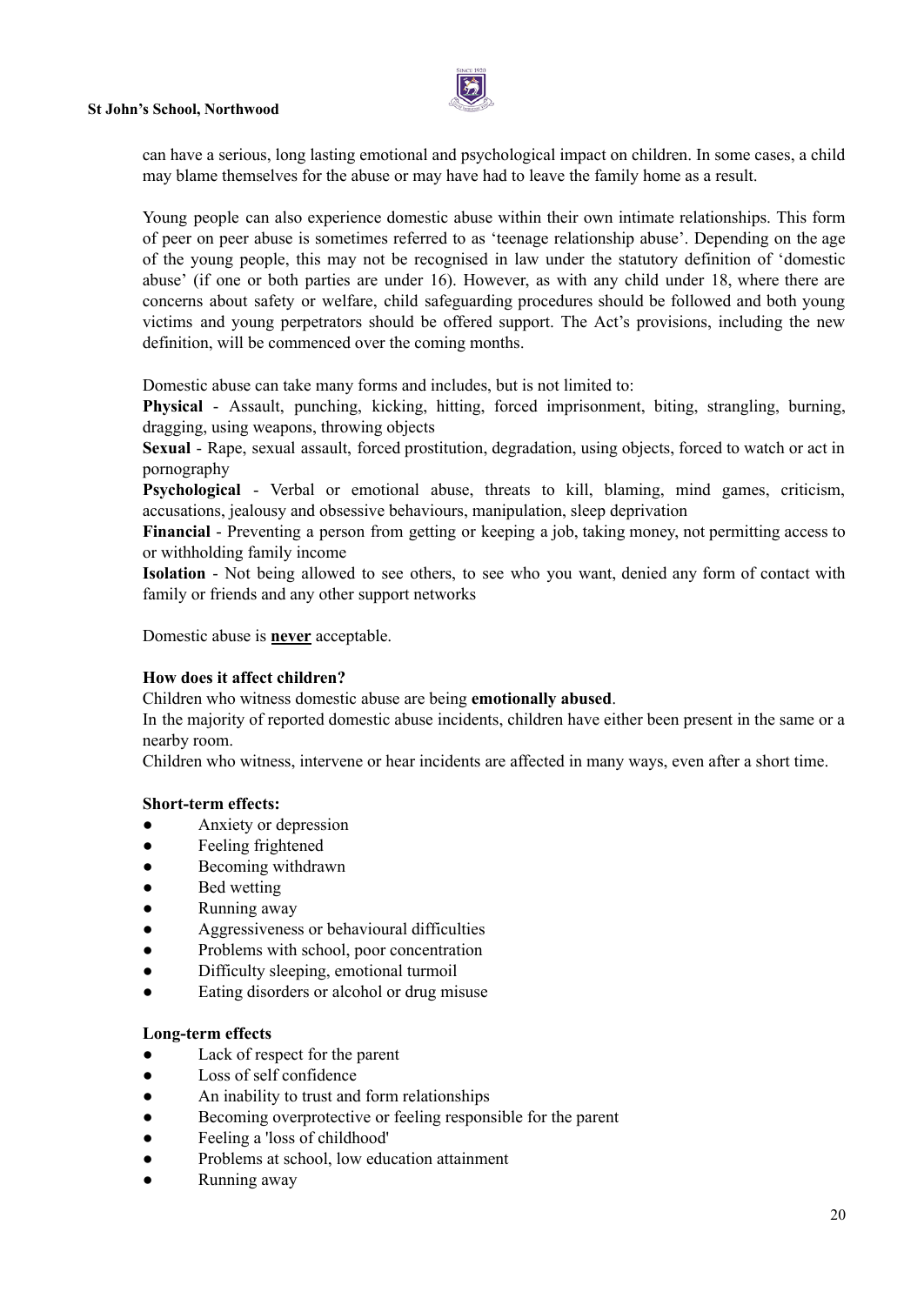can have a serious, long lasting emotional and psychological impact on children. In some cases, a child may blame themselves for the abuse or may have had to leave the family home as a result.

Young people can also experience domestic abuse within their own intimate relationships. This form of peer on peer abuse is sometimes referred to as 'teenage relationship abuse'. Depending on the age of the young people, this may not be recognised in law under the statutory definition of 'domestic abuse' (if one or both parties are under 16). However, as with any child under 18, where there are concerns about safety or welfare, child safeguarding procedures should be followed and both young victims and young perpetrators should be offered support. The Act's provisions, including the new definition, will be commenced over the coming months.

Domestic abuse can take many forms and includes, but is not limited to:

**Physical** - Assault, punching, kicking, hitting, forced imprisonment, biting, strangling, burning, dragging, using weapons, throwing objects

**Sexual** - Rape, sexual assault, forced prostitution, degradation, using objects, forced to watch or act in pornography

**Psychological** - Verbal or emotional abuse, threats to kill, blaming, mind games, criticism, accusations, jealousy and obsessive behaviours, manipulation, sleep deprivation

**Financial** - Preventing a person from getting or keeping a job, taking money, not permitting access to or withholding family income

**Isolation** - Not being allowed to see others, to see who you want, denied any form of contact with family or friends and any other support networks

Domestic abuse is <u>**never**</u> acceptable.

**How does it affect children?**

Children who witness domestic abuse are being **emotionally abused**.

In the majority of reported domestic abuse incidents, children have either been present in the same or a nearby room.

Children who witness, intervene or hear incidents are affected in many ways, even after a short time.

**Short-term effects:**

- Anxiety or depression
- Feeling frightened
- Becoming withdrawn
- Bed wetting
- Running away
- Aggressiveness or behavioural difficulties
- Problems with school, poor concentration
- Difficulty sleeping, emotional turmoil
- Eating disorders or alcohol or drug misuse

**Long-term effects**

- Lack of respect for the parent
- Loss of self confidence
- An inability to trust and form relationships
- Becoming overprotective or feeling responsible for the parent
- Feeling a 'loss of childhood'
- Problems at school, low education attainment
- Running away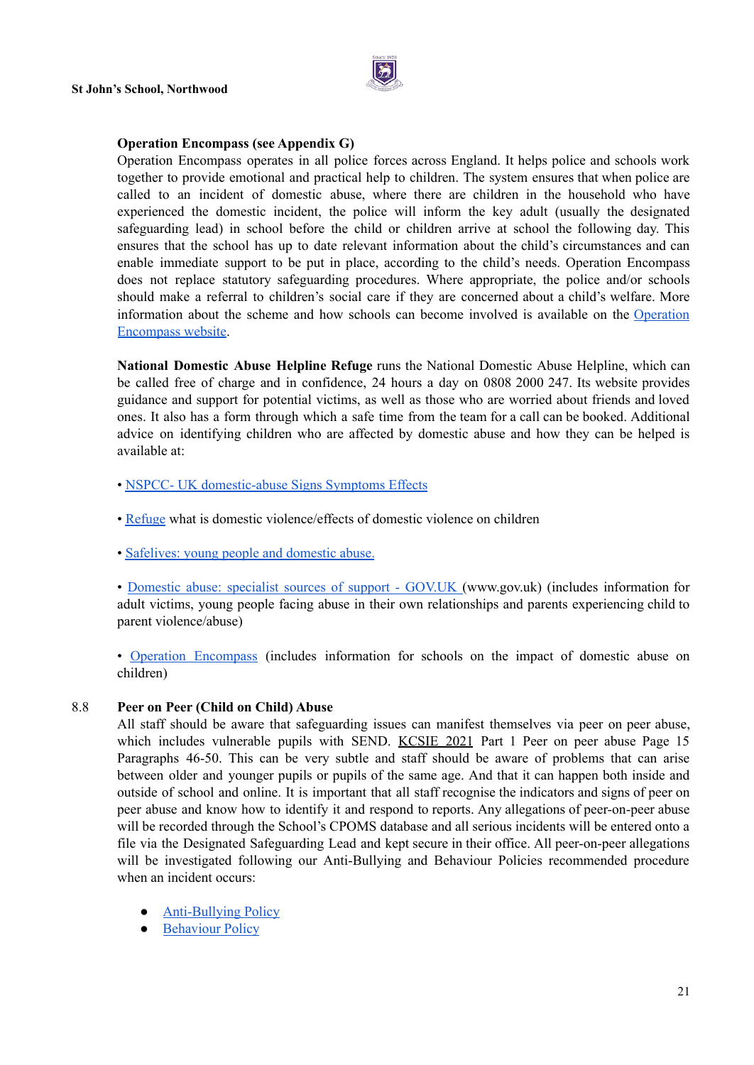**Operation Encompass (see Appendix G)**

Operation Encompass operates in all police forces across England. It helps police and schools work together to provide emotional and practical help to children. The system ensures that when police are called to an incident of domestic abuse, where there are children in the household who have experienced the domestic incident, the police will inform the key adult (usually the designated safeguarding lead) in school before the child or children arrive at school the following day. This ensures that the school has up to date relevant information about the child's circumstances and can enable immediate support to be put in place, according to the child's needs. Operation Encompass does not replace statutory safeguarding procedures. Where appropriate, the police and/or schools should make a referral to children's social care if they are concerned about a child's welfare. More information about the scheme and how schools can become involved is available on the Operation Encompass website.

**National Domestic Abuse Helpline Refuge** runs the National Domestic Abuse Helpline, which can be called free of charge and in confidence, 24 hours a day on 0808 2000 247. Its website provides guidance and support for potential victims, as well as those who are worried about friends and loved ones. It also has a form through which a safe time from the team for a call can be booked. Additional advice on identifying children who are affected by domestic abuse and how they can be helped is available at:

• NSPCC- UK domestic-abuse Signs Symptoms Effects

• Refuge what is domestic violence/effects of domestic violence on children

• Safelives: young people and domestic abuse.

• Domestic abuse: specialist sources of support - GOV.UK (www.gov.uk) (includes information for adult victims, young people facing abuse in their own relationships and parents experiencing child to parent violence/abuse)

• Operation Encompass (includes information for schools on the impact of domestic abuse on children)

### 8.8 Peer on Peer (Child on Child) Abuse

All staff should be aware that safeguarding issues can manifest themselves via peer on peer abuse, which includes vulnerable pupils with SEND. KCSIE 2021 Part 1 Peer on peer abuse Page 15 Paragraphs 46-50. This can be very subtle and staff should be aware of problems that can arise between older and younger pupils or pupils of the same age. And that it can happen both inside and outside of school and online. It is important that all staff recognise the indicators and signs of peer on peer abuse and know how to identify it and respond to reports. Any allegations of peer-on-peer abuse will be recorded through the School's CPOMS database and all serious incidents will be entered onto a file via the Designated Safeguarding Lead and kept secure in their office. All peer-on-peer allegations will be investigated following our Anti-Bullying and Behaviour Policies recommended procedure when an incident occurs:

- Anti-Bullying Policy
- Behaviour Policy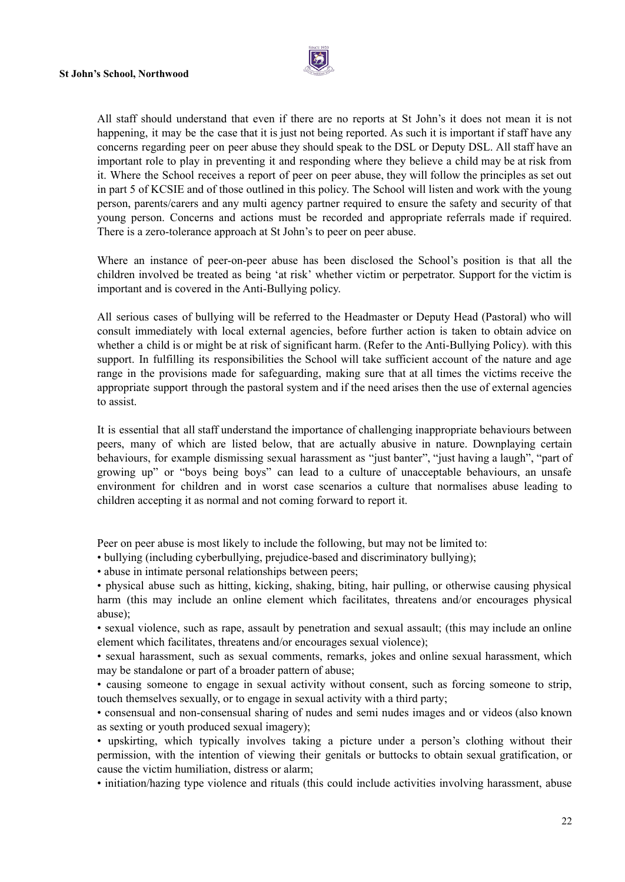All staff should understand that even if there are no reports at St John's it does not mean it is not happening, it may be the case that it is just not being reported. As such it is important if staff have any concerns regarding peer on peer abuse they should speak to the DSL or Deputy DSL. All staff have an important role to play in preventing it and responding where they believe a child may be at risk from it. Where the School receives a report of peer on peer abuse, they will follow the principles as set out in part 5 of KCSIE and of those outlined in this policy. The School will listen and work with the young person, parents/carers and any multi agency partner required to ensure the safety and security of that young person. Concerns and actions must be recorded and appropriate referrals made if required. There is a zero-tolerance approach at St John's to peer on peer abuse.

Where an instance of peer-on-peer abuse has been disclosed the School's position is that all the children involved be treated as being 'at risk' whether victim or perpetrator. Support for the victim is important and is covered in the Anti-Bullying policy.

All serious cases of bullying will be referred to the Headmaster or Deputy Head (Pastoral) who will consult immediately with local external agencies, before further action is taken to obtain advice on whether a child is or might be at risk of significant harm. (Refer to the Anti-Bullying Policy). with this support. In fulfilling its responsibilities the School will take sufficient account of the nature and age range in the provisions made for safeguarding, making sure that at all times the victims receive the appropriate support through the pastoral system and if the need arises then the use of external agencies to assist.

It is essential that all staff understand the importance of challenging inappropriate behaviours between peers, many of which are listed below, that are actually abusive in nature. Downplaying certain behaviours, for example dismissing sexual harassment as "just banter", "just having a laugh", "part of growing up" or "boys being boys" can lead to a culture of unacceptable behaviours, an unsafe environment for children and in worst case scenarios a culture that normalises abuse leading to children accepting it as normal and not coming forward to report it.

Peer on peer abuse is most likely to include the following, but may not be limited to:

- bullying (including cyberbullying, prejudice-based and discriminatory bullying);
- abuse in intimate personal relationships between peers;
- physical abuse such as hitting, kicking, shaking, biting, hair pulling, or otherwise causing physical harm (this may include an online element which facilitates, threatens and/or encourages physical abuse);
- sexual violence, such as rape, assault by penetration and sexual assault; (this may include an online element which facilitates, threatens and/or encourages sexual violence);
- sexual harassment, such as sexual comments, remarks, jokes and online sexual harassment, which may be standalone or part of a broader pattern of abuse;
- causing someone to engage in sexual activity without consent, such as forcing someone to strip, touch themselves sexually, or to engage in sexual activity with a third party;
- consensual and non-consensual sharing of nudes and semi nudes images and or videos (also known as sexting or youth produced sexual imagery);
- upskirting, which typically involves taking a picture under a person's clothing without their permission, with the intention of viewing their genitals or buttocks to obtain sexual gratification, or cause the victim humiliation, distress or alarm;
- initiation/hazing type violence and rituals (this could include activities involving harassment, abuse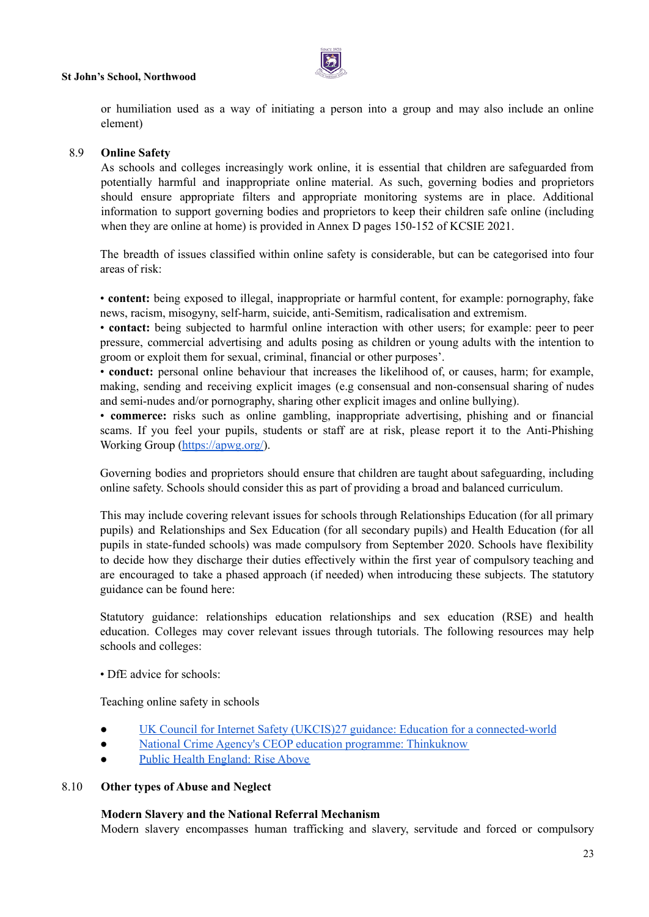or humiliation used as a way of initiating a person into a group and may also include an online element)

## 8.9 Online Safety

As schools and colleges increasingly work online, it is essential that children are safeguarded from potentially harmful and inappropriate online material. As such, governing bodies and proprietors should ensure appropriate filters and appropriate monitoring systems are in place. Additional information to support governing bodies and proprietors to keep their children safe online (including when they are online at home) is provided in Annex D pages 150-152 of KCSIE 2021.

The breadth of issues classified within online safety is considerable, but can be categorised into four areas of risk:

• **content:** being exposed to illegal, inappropriate or harmful content, for example: pornography, fake news, racism, misogyny, self-harm, suicide, anti-Semitism, radicalisation and extremism.
• **contact:** being subjected to harmful online interaction with other users; for example: peer to peer pressure, commercial advertising and adults posing as children or young adults with the intention to groom or exploit them for sexual, criminal, financial or other purposes'.
• **conduct:** personal online behaviour that increases the likelihood of, or causes, harm; for example, making, sending and receiving explicit images (e.g consensual and non-consensual sharing of nudes and semi-nudes and/or pornography, sharing other explicit images and online bullying).
• **commerce:** risks such as online gambling, inappropriate advertising, phishing and or financial scams. If you feel your pupils, students or staff are at risk, please report it to the Anti-Phishing Working Group (https://apwg.org/).

Governing bodies and proprietors should ensure that children are taught about safeguarding, including online safety. Schools should consider this as part of providing a broad and balanced curriculum.

This may include covering relevant issues for schools through Relationships Education (for all primary pupils) and Relationships and Sex Education (for all secondary pupils) and Health Education (for all pupils in state-funded schools) was made compulsory from September 2020. Schools have flexibility to decide how they discharge their duties effectively within the first year of compulsory teaching and are encouraged to take a phased approach (if needed) when introducing these subjects. The statutory guidance can be found here:

Statutory guidance: relationships education relationships and sex education (RSE) and health education. Colleges may cover relevant issues through tutorials. The following resources may help schools and colleges:

• DfE advice for schools:

Teaching online safety in schools

- UK Council for Internet Safety (UKCIS)27 guidance: Education for a connected-world
- National Crime Agency's CEOP education programme: Thinkuknow
- Public Health England: Rise Above

## 8.10 Other types of Abuse and Neglect

**Modern Slavery and the National Referral Mechanism**

Modern slavery encompasses human trafficking and slavery, servitude and forced or compulsory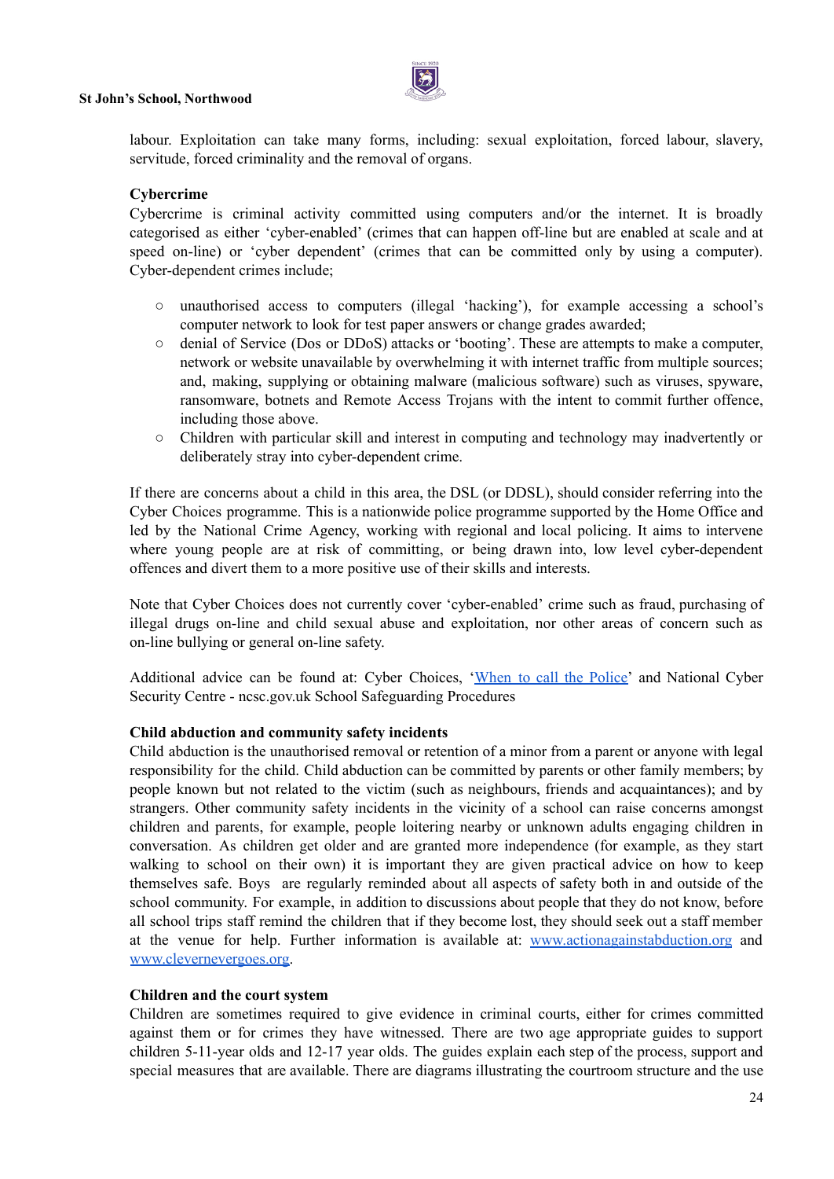labour. Exploitation can take many forms, including: sexual exploitation, forced labour, slavery, servitude, forced criminality and the removal of organs.

**Cybercrime**

Cybercrime is criminal activity committed using computers and/or the internet. It is broadly categorised as either 'cyber-enabled' (crimes that can happen off-line but are enabled at scale and at speed on-line) or 'cyber dependent' (crimes that can be committed only by using a computer). Cyber-dependent crimes include;

- unauthorised access to computers (illegal 'hacking'), for example accessing a school's computer network to look for test paper answers or change grades awarded;
- denial of Service (Dos or DDoS) attacks or 'booting'. These are attempts to make a computer, network or website unavailable by overwhelming it with internet traffic from multiple sources; and, making, supplying or obtaining malware (malicious software) such as viruses, spyware, ransomware, botnets and Remote Access Trojans with the intent to commit further offence, including those above.
- Children with particular skill and interest in computing and technology may inadvertently or deliberately stray into cyber-dependent crime.

If there are concerns about a child in this area, the DSL (or DDSL), should consider referring into the Cyber Choices programme. This is a nationwide police programme supported by the Home Office and led by the National Crime Agency, working with regional and local policing. It aims to intervene where young people are at risk of committing, or being drawn into, low level cyber-dependent offences and divert them to a more positive use of their skills and interests.

Note that Cyber Choices does not currently cover 'cyber-enabled' crime such as fraud, purchasing of illegal drugs on-line and child sexual abuse and exploitation, nor other areas of concern such as on-line bullying or general on-line safety.

Additional advice can be found at: Cyber Choices, '[When to call the Police](When to call the Police)' and National Cyber Security Centre - ncsc.gov.uk School Safeguarding Procedures

**Child abduction and community safety incidents**

Child abduction is the unauthorised removal or retention of a minor from a parent or anyone with legal responsibility for the child. Child abduction can be committed by parents or other family members; by people known but not related to the victim (such as neighbours, friends and acquaintances); and by strangers. Other community safety incidents in the vicinity of a school can raise concerns amongst children and parents, for example, people loitering nearby or unknown adults engaging children in conversation. As children get older and are granted more independence (for example, as they start walking to school on their own) it is important they are given practical advice on how to keep themselves safe. Boys are regularly reminded about all aspects of safety both in and outside of the school community. For example, in addition to discussions about people that they do not know, before all school trips staff remind the children that if they become lost, they should seek out a staff member at the venue for help. Further information is available at: [www.actionagainstabduction.org](www.actionagainstabduction.org) and [www.clevernevergoes.org](www.clevernevergoes.org).

**Children and the court system**

Children are sometimes required to give evidence in criminal courts, either for crimes committed against them or for crimes they have witnessed. There are two age appropriate guides to support children 5-11-year olds and 12-17 year olds. The guides explain each step of the process, support and special measures that are available. There are diagrams illustrating the courtroom structure and the use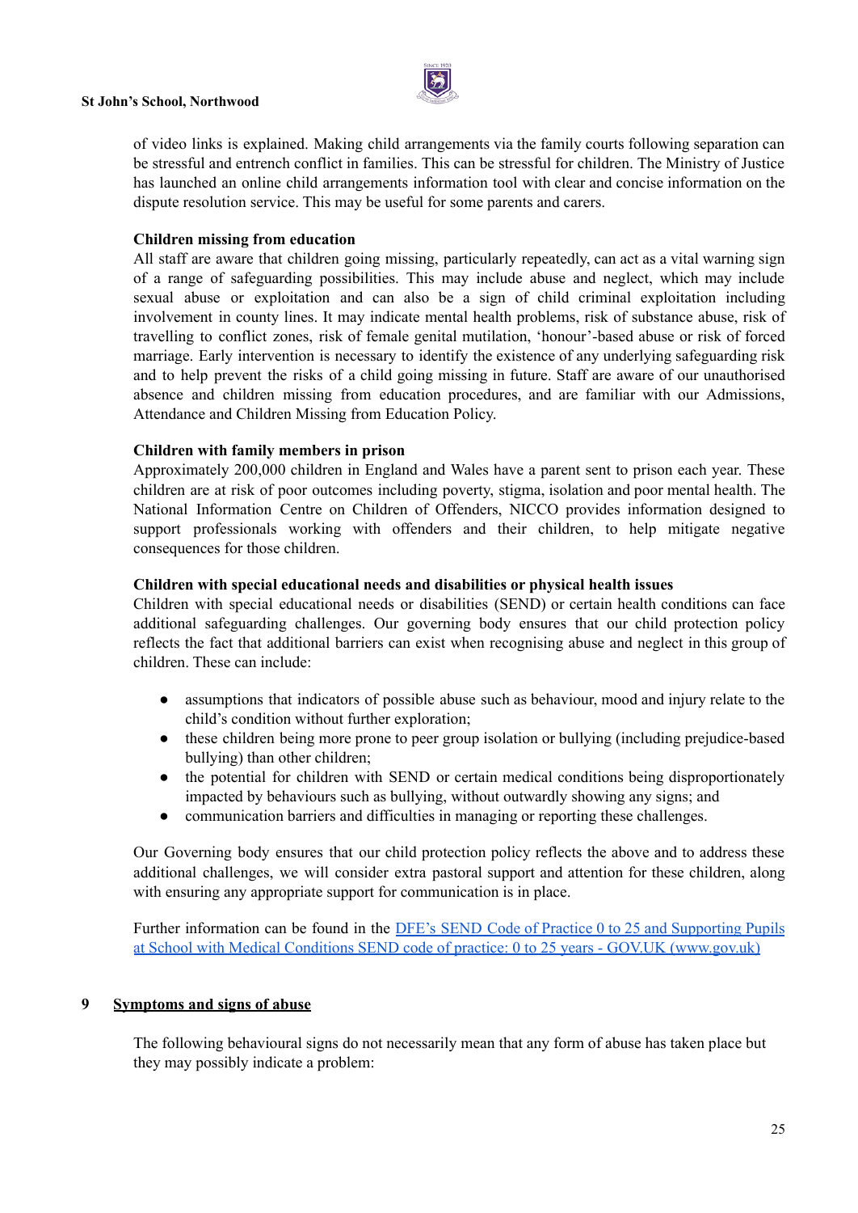of video links is explained. Making child arrangements via the family courts following separation can be stressful and entrench conflict in families. This can be stressful for children. The Ministry of Justice has launched an online child arrangements information tool with clear and concise information on the dispute resolution service. This may be useful for some parents and carers.

**Children missing from education**

All staff are aware that children going missing, particularly repeatedly, can act as a vital warning sign of a range of safeguarding possibilities. This may include abuse and neglect, which may include sexual abuse or exploitation and can also be a sign of child criminal exploitation including involvement in county lines. It may indicate mental health problems, risk of substance abuse, risk of travelling to conflict zones, risk of female genital mutilation, 'honour'-based abuse or risk of forced marriage. Early intervention is necessary to identify the existence of any underlying safeguarding risk and to help prevent the risks of a child going missing in future. Staff are aware of our unauthorised absence and children missing from education procedures, and are familiar with our Admissions, Attendance and Children Missing from Education Policy.

**Children with family members in prison**

Approximately 200,000 children in England and Wales have a parent sent to prison each year. These children are at risk of poor outcomes including poverty, stigma, isolation and poor mental health. The National Information Centre on Children of Offenders, NICCO provides information designed to support professionals working with offenders and their children, to help mitigate negative consequences for those children.

**Children with special educational needs and disabilities or physical health issues**

Children with special educational needs or disabilities (SEND) or certain health conditions can face additional safeguarding challenges. Our governing body ensures that our child protection policy reflects the fact that additional barriers can exist when recognising abuse and neglect in this group of children. These can include:

- assumptions that indicators of possible abuse such as behaviour, mood and injury relate to the child's condition without further exploration;
- these children being more prone to peer group isolation or bullying (including prejudice-based bullying) than other children;
- the potential for children with SEND or certain medical conditions being disproportionately impacted by behaviours such as bullying, without outwardly showing any signs; and
- communication barriers and difficulties in managing or reporting these challenges.

Our Governing body ensures that our child protection policy reflects the above and to address these additional challenges, we will consider extra pastoral support and attention for these children, along with ensuring any appropriate support for communication is in place.

Further information can be found in the DFE's SEND Code of Practice 0 to 25 and Supporting Pupils at School with Medical Conditions SEND code of practice: 0 to 25 years - GOV.UK (www.gov.uk)

## 9 Symptoms and signs of abuse

The following behavioural signs do not necessarily mean that any form of abuse has taken place but they may possibly indicate a problem: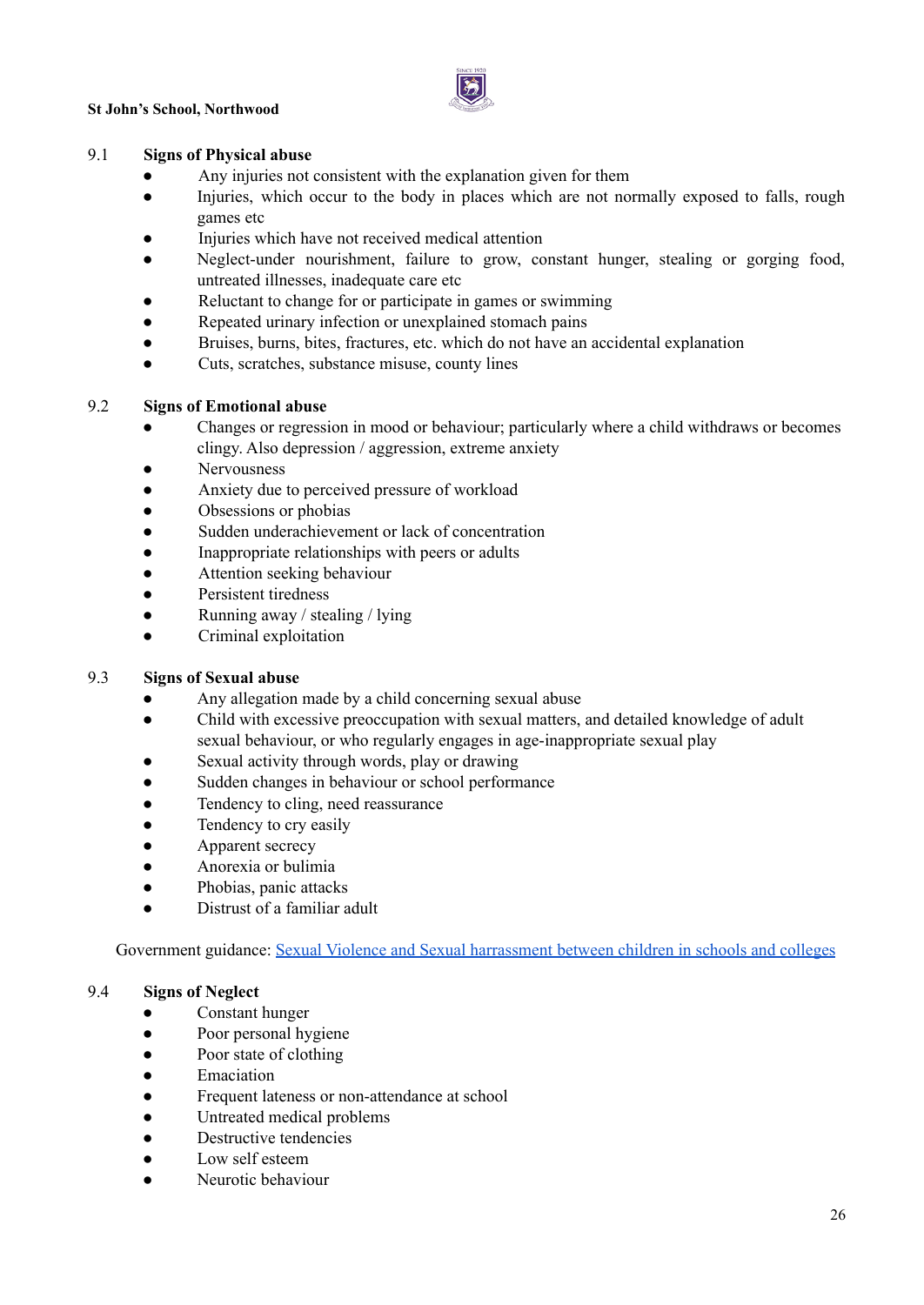### 9.1 Signs of Physical abuse

- Any injuries not consistent with the explanation given for them
- Injuries, which occur to the body in places which are not normally exposed to falls, rough games etc
- Injuries which have not received medical attention
- Neglect-under nourishment, failure to grow, constant hunger, stealing or gorging food, untreated illnesses, inadequate care etc
- Reluctant to change for or participate in games or swimming
- Repeated urinary infection or unexplained stomach pains
- Bruises, burns, bites, fractures, etc. which do not have an accidental explanation
- Cuts, scratches, substance misuse, county lines

### 9.2 Signs of Emotional abuse

- Changes or regression in mood or behaviour; particularly where a child withdraws or becomes clingy. Also depression / aggression, extreme anxiety
- Nervousness
- Anxiety due to perceived pressure of workload
- Obsessions or phobias
- Sudden underachievement or lack of concentration
- Inappropriate relationships with peers or adults
- Attention seeking behaviour
- Persistent tiredness
- Running away / stealing / lying
- Criminal exploitation

### 9.3 Signs of Sexual abuse

- Any allegation made by a child concerning sexual abuse
- Child with excessive preoccupation with sexual matters, and detailed knowledge of adult sexual behaviour, or who regularly engages in age-inappropriate sexual play
- Sexual activity through words, play or drawing
- Sudden changes in behaviour or school performance
- Tendency to cling, need reassurance
- Tendency to cry easily
- Apparent secrecy
- Anorexia or bulimia
- Phobias, panic attacks
- Distrust of a familiar adult

Government guidance: [Sexual Violence and Sexual harrassment between children in schools and colleges]

### 9.4 Signs of Neglect

- Constant hunger
- Poor personal hygiene
- Poor state of clothing
- Emaciation
- Frequent lateness or non-attendance at school
- Untreated medical problems
- Destructive tendencies
- Low self esteem
- Neurotic behaviour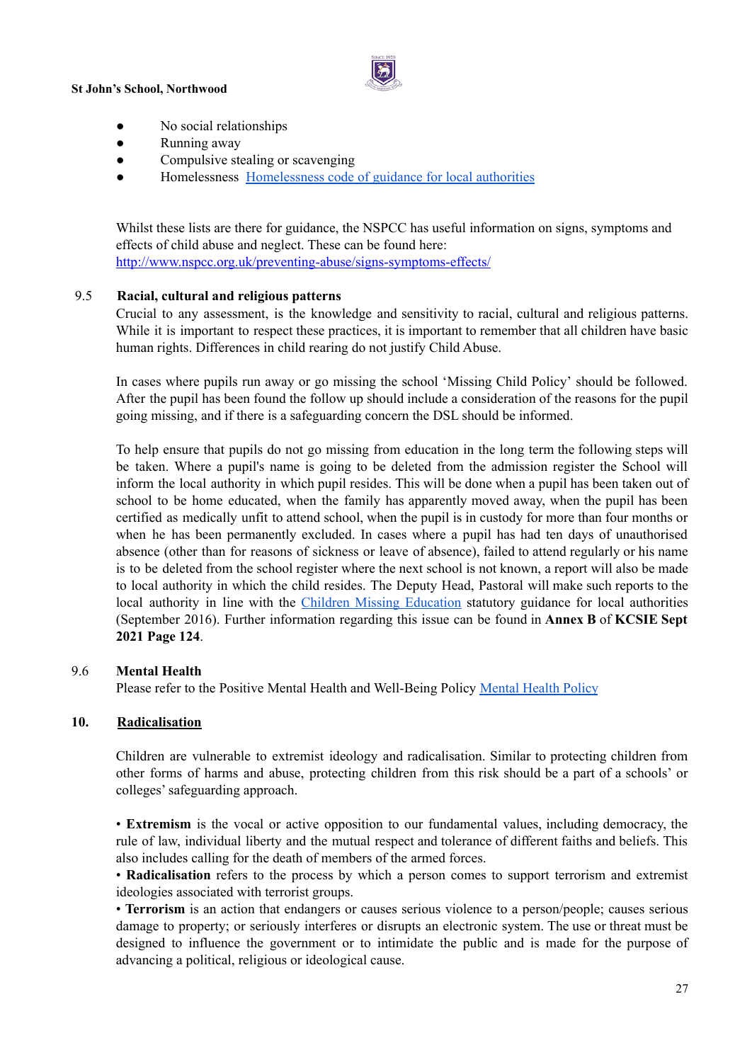- No social relationships
- Running away
- Compulsive stealing or scavenging
- Homelessness [Homelessness code of guidance for local authorities]

Whilst these lists are there for guidance, the NSPCC has useful information on signs, symptoms and effects of child abuse and neglect. These can be found here: http://www.nspcc.org.uk/preventing-abuse/signs-symptoms-effects/

### 9.5 Racial, cultural and religious patterns

Crucial to any assessment, is the knowledge and sensitivity to racial, cultural and religious patterns. While it is important to respect these practices, it is important to remember that all children have basic human rights. Differences in child rearing do not justify Child Abuse.

In cases where pupils run away or go missing the school 'Missing Child Policy' should be followed. After the pupil has been found the follow up should include a consideration of the reasons for the pupil going missing, and if there is a safeguarding concern the DSL should be informed.

To help ensure that pupils do not go missing from education in the long term the following steps will be taken. Where a pupil's name is going to be deleted from the admission register the School will inform the local authority in which pupil resides. This will be done when a pupil has been taken out of school to be home educated, when the family has apparently moved away, when the pupil has been certified as medically unfit to attend school, when the pupil is in custody for more than four months or when he has been permanently excluded. In cases where a pupil has had ten days of unauthorised absence (other than for reasons of sickness or leave of absence), failed to attend regularly or his name is to be deleted from the school register where the next school is not known, a report will also be made to local authority in which the child resides. The Deputy Head, Pastoral will make such reports to the local authority in line with the Children Missing Education statutory guidance for local authorities (September 2016). Further information regarding this issue can be found in **Annex B** of **KCSIE Sept 2021 Page 124**.

### 9.6 Mental Health

Please refer to the Positive Mental Health and Well-Being Policy Mental Health Policy

## 10. Radicalisation

Children are vulnerable to extremist ideology and radicalisation. Similar to protecting children from other forms of harms and abuse, protecting children from this risk should be a part of a schools' or colleges' safeguarding approach.

• **Extremism** is the vocal or active opposition to our fundamental values, including democracy, the rule of law, individual liberty and the mutual respect and tolerance of different faiths and beliefs. This also includes calling for the death of members of the armed forces.
• **Radicalisation** refers to the process by which a person comes to support terrorism and extremist ideologies associated with terrorist groups.
• **Terrorism** is an action that endangers or causes serious violence to a person/people; causes serious damage to property; or seriously interferes or disrupts an electronic system. The use or threat must be designed to influence the government or to intimidate the public and is made for the purpose of advancing a political, religious or ideological cause.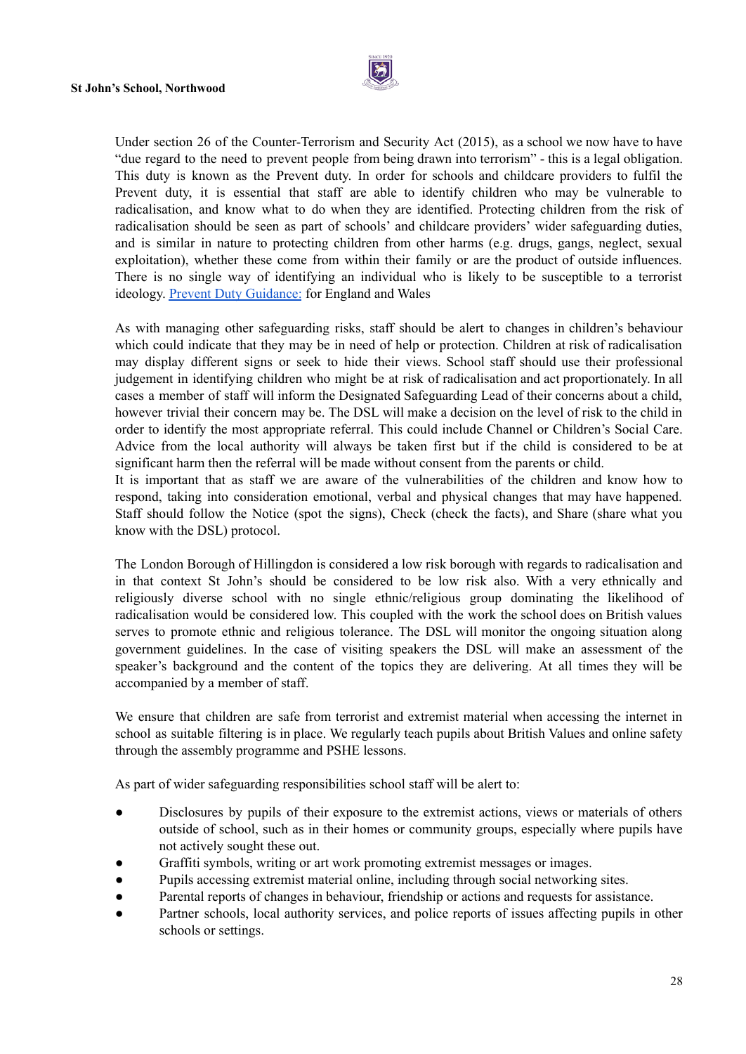Under section 26 of the Counter-Terrorism and Security Act (2015), as a school we now have to have "due regard to the need to prevent people from being drawn into terrorism" - this is a legal obligation. This duty is known as the Prevent duty. In order for schools and childcare providers to fulfil the Prevent duty, it is essential that staff are able to identify children who may be vulnerable to radicalisation, and know what to do when they are identified. Protecting children from the risk of radicalisation should be seen as part of schools' and childcare providers' wider safeguarding duties, and is similar in nature to protecting children from other harms (e.g. drugs, gangs, neglect, sexual exploitation), whether these come from within their family or are the product of outside influences. There is no single way of identifying an individual who is likely to be susceptible to a terrorist ideology. Prevent Duty Guidance: for England and Wales

As with managing other safeguarding risks, staff should be alert to changes in children's behaviour which could indicate that they may be in need of help or protection. Children at risk of radicalisation may display different signs or seek to hide their views. School staff should use their professional judgement in identifying children who might be at risk of radicalisation and act proportionately. In all cases a member of staff will inform the Designated Safeguarding Lead of their concerns about a child, however trivial their concern may be. The DSL will make a decision on the level of risk to the child in order to identify the most appropriate referral. This could include Channel or Children's Social Care. Advice from the local authority will always be taken first but if the child is considered to be at significant harm then the referral will be made without consent from the parents or child.
It is important that as staff we are aware of the vulnerabilities of the children and know how to respond, taking into consideration emotional, verbal and physical changes that may have happened. Staff should follow the Notice (spot the signs), Check (check the facts), and Share (share what you know with the DSL) protocol.

The London Borough of Hillingdon is considered a low risk borough with regards to radicalisation and in that context St John's should be considered to be low risk also. With a very ethnically and religiously diverse school with no single ethnic/religious group dominating the likelihood of radicalisation would be considered low. This coupled with the work the school does on British values serves to promote ethnic and religious tolerance. The DSL will monitor the ongoing situation along government guidelines. In the case of visiting speakers the DSL will make an assessment of the speaker's background and the content of the topics they are delivering. At all times they will be accompanied by a member of staff.

We ensure that children are safe from terrorist and extremist material when accessing the internet in school as suitable filtering is in place. We regularly teach pupils about British Values and online safety through the assembly programme and PSHE lessons.

As part of wider safeguarding responsibilities school staff will be alert to:

- Disclosures by pupils of their exposure to the extremist actions, views or materials of others outside of school, such as in their homes or community groups, especially where pupils have not actively sought these out.
- Graffiti symbols, writing or art work promoting extremist messages or images.
- Pupils accessing extremist material online, including through social networking sites.
- Parental reports of changes in behaviour, friendship or actions and requests for assistance.
- Partner schools, local authority services, and police reports of issues affecting pupils in other schools or settings.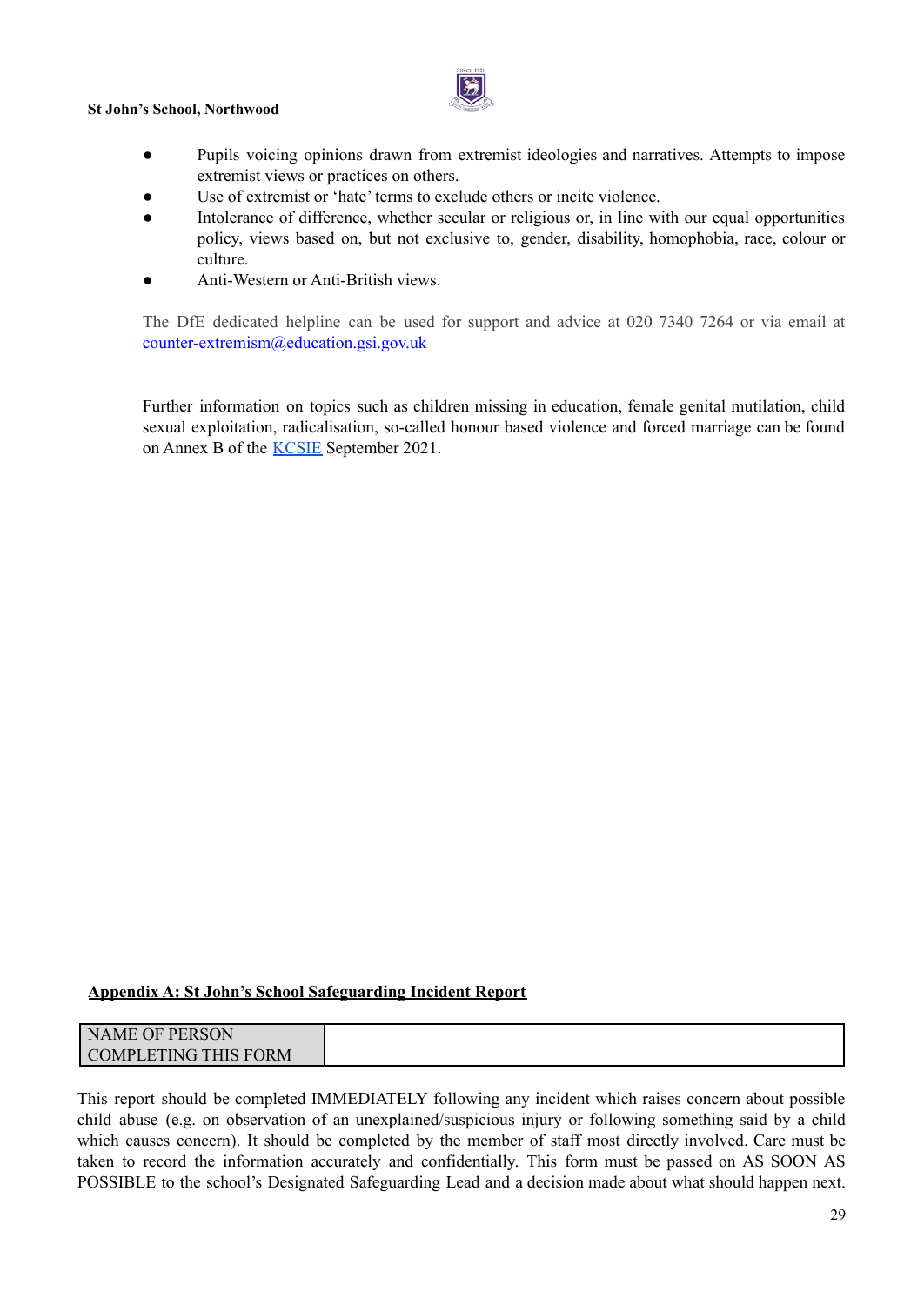- Pupils voicing opinions drawn from extremist ideologies and narratives. Attempts to impose extremist views or practices on others.
- Use of extremist or 'hate' terms to exclude others or incite violence.
- Intolerance of difference, whether secular or religious or, in line with our equal opportunities policy, views based on, but not exclusive to, gender, disability, homophobia, race, colour or culture.
- Anti-Western or Anti-British views.

The DfE dedicated helpline can be used for support and advice at 020 7340 7264 or via email at [counter-extremism@education.gsi.gov.uk](mailto:counter-extremism@education.gsi.gov.uk)

Further information on topics such as children missing in education, female genital mutilation, child sexual exploitation, radicalisation, so-called honour based violence and forced marriage can be found on Annex B of the [KCSIE](KCSIE) September 2021.

**Appendix A: St John's School Safeguarding Incident Report**

| NAME OF PERSON COMPLETING THIS FORM | |
| --- | --- |

This report should be completed IMMEDIATELY following any incident which raises concern about possible child abuse (e.g. on observation of an unexplained/suspicious injury or following something said by a child which causes concern). It should be completed by the member of staff most directly involved. Care must be taken to record the information accurately and confidentially. This form must be passed on AS SOON AS POSSIBLE to the school's Designated Safeguarding Lead and a decision made about what should happen next.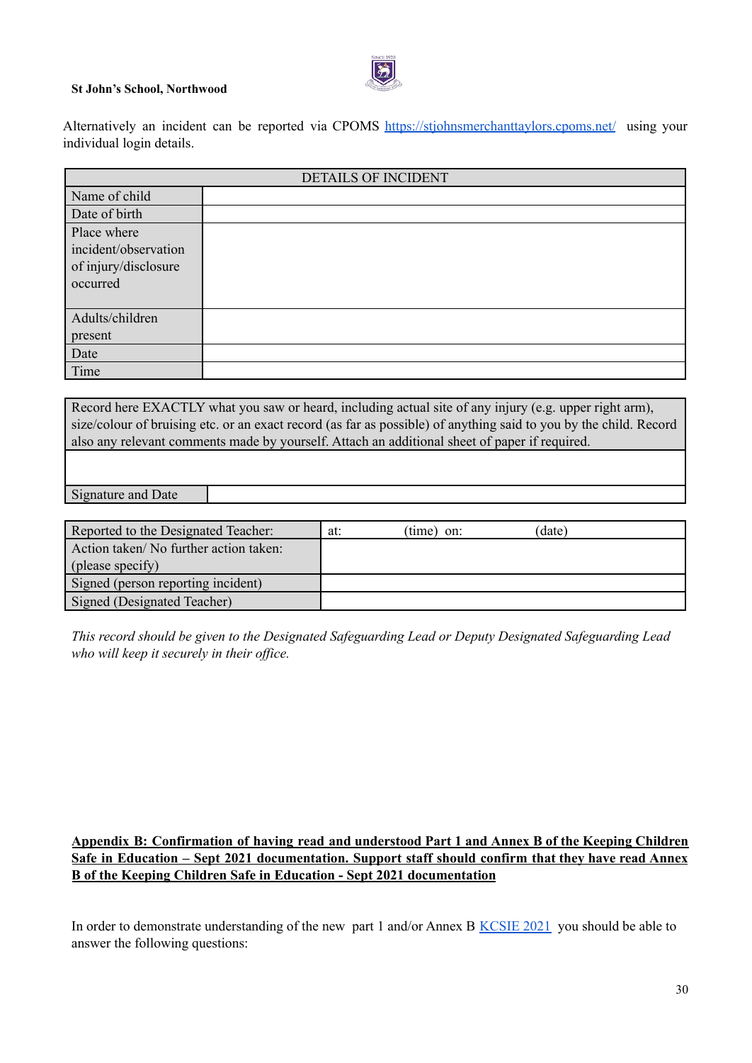**St John's School, Northwood**

Alternatively an incident can be reported via CPOMS https://stjohnsmerchanttaylors.cpoms.net/ using your individual login details.

| DETAILS OF INCIDENT | |
|---|---|
| Name of child | |
| Date of birth | |
| Place where incident/observation of injury/disclosure occurred | |
| Adults/children present | |
| Date | |
| Time | |

| Record here EXACTLY what you saw or heard, including actual site of any injury (e.g. upper right arm), size/colour of bruising etc. or an exact record (as far as possible) of anything said to you by the child. Record also any relevant comments made by yourself. Attach an additional sheet of paper if required. | |
|---|---|
| | |
| Signature and Date | |

| Reported to the Designated Teacher: | at: (time) on: (date) |
|---|---|
| Action taken/ No further action taken: (please specify) | |
| Signed (person reporting incident) | |
| Signed (Designated Teacher) | |

*This record should be given to the Designated Safeguarding Lead or Deputy Designated Safeguarding Lead who will keep it securely in their office.*

## Appendix B: Confirmation of having read and understood Part 1 and Annex B of the Keeping Children Safe in Education – Sept 2021 documentation. Support staff should confirm that they have read Annex B of the Keeping Children Safe in Education - Sept 2021 documentation

In order to demonstrate understanding of the new part 1 and/or Annex B KCSIE 2021 you should be able to answer the following questions: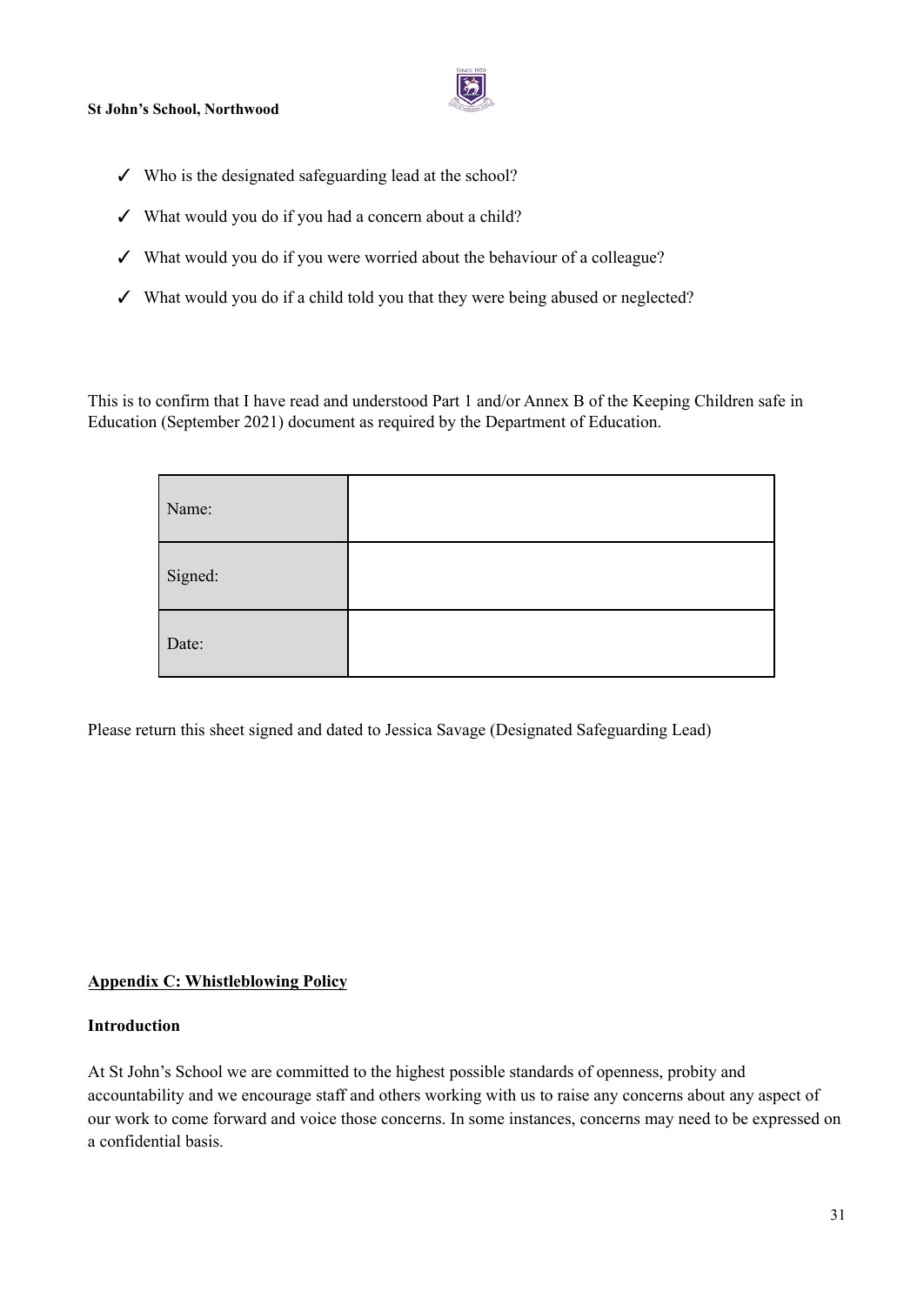- ✓ Who is the designated safeguarding lead at the school?
- ✓ What would you do if you had a concern about a child?
- ✓ What would you do if you were worried about the behaviour of a colleague?
- ✓ What would you do if a child told you that they were being abused or neglected?

This is to confirm that I have read and understood Part 1 and/or Annex B of the Keeping Children safe in Education (September 2021) document as required by the Department of Education.

| | |
|---|---|
| Name: | |
| Signed: | |
| Date: | |

Please return this sheet signed and dated to Jessica Savage (Designated Safeguarding Lead)

## Appendix C: Whistleblowing Policy

### Introduction

At St John's School we are committed to the highest possible standards of openness, probity and accountability and we encourage staff and others working with us to raise any concerns about any aspect of our work to come forward and voice those concerns. In some instances, concerns may need to be expressed on a confidential basis.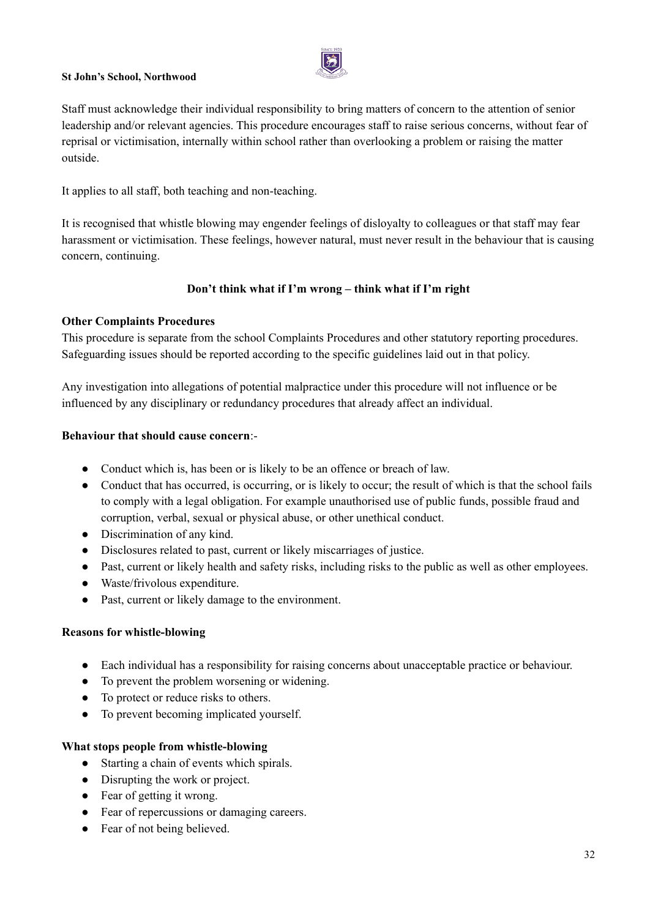Staff must acknowledge their individual responsibility to bring matters of concern to the attention of senior leadership and/or relevant agencies. This procedure encourages staff to raise serious concerns, without fear of reprisal or victimisation, internally within school rather than overlooking a problem or raising the matter outside.

It applies to all staff, both teaching and non-teaching.

It is recognised that whistle blowing may engender feelings of disloyalty to colleagues or that staff may fear harassment or victimisation. These feelings, however natural, must never result in the behaviour that is causing concern, continuing.

**Don't think what if I'm wrong – think what if I'm right**

**Other Complaints Procedures**

This procedure is separate from the school Complaints Procedures and other statutory reporting procedures. Safeguarding issues should be reported according to the specific guidelines laid out in that policy.

Any investigation into allegations of potential malpractice under this procedure will not influence or be influenced by any disciplinary or redundancy procedures that already affect an individual.

**Behaviour that should cause concern**:-

- Conduct which is, has been or is likely to be an offence or breach of law.
- Conduct that has occurred, is occurring, or is likely to occur; the result of which is that the school fails to comply with a legal obligation. For example unauthorised use of public funds, possible fraud and corruption, verbal, sexual or physical abuse, or other unethical conduct.
- Discrimination of any kind.
- Disclosures related to past, current or likely miscarriages of justice.
- Past, current or likely health and safety risks, including risks to the public as well as other employees.
- Waste/frivolous expenditure.
- Past, current or likely damage to the environment.

**Reasons for whistle-blowing**

- Each individual has a responsibility for raising concerns about unacceptable practice or behaviour.
- To prevent the problem worsening or widening.
- To protect or reduce risks to others.
- To prevent becoming implicated yourself.

**What stops people from whistle-blowing**

- Starting a chain of events which spirals.
- Disrupting the work or project.
- Fear of getting it wrong.
- Fear of repercussions or damaging careers.
- Fear of not being believed.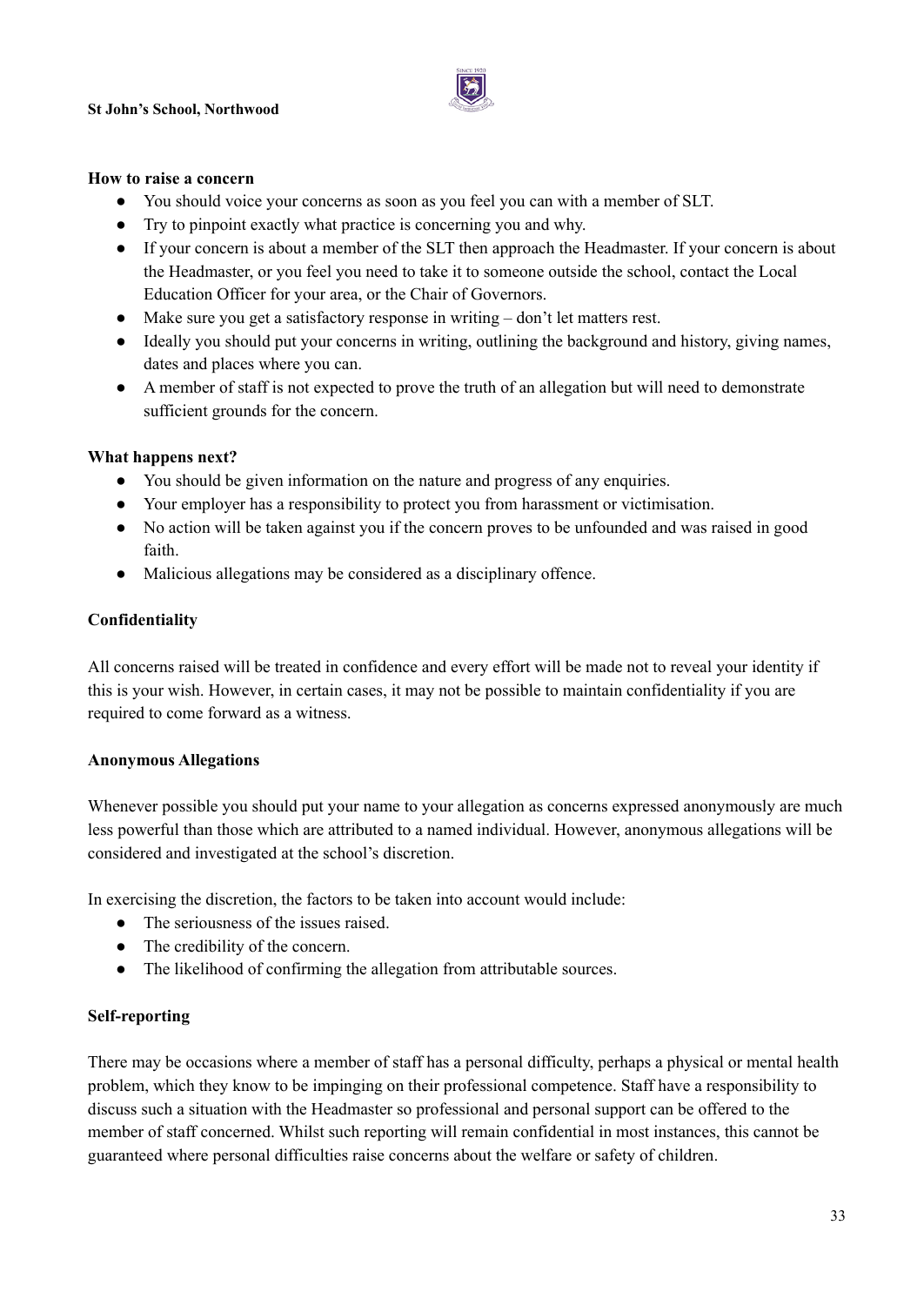**How to raise a concern**

- You should voice your concerns as soon as you feel you can with a member of SLT.
- Try to pinpoint exactly what practice is concerning you and why.
- If your concern is about a member of the SLT then approach the Headmaster. If your concern is about the Headmaster, or you feel you need to take it to someone outside the school, contact the Local Education Officer for your area, or the Chair of Governors.
- Make sure you get a satisfactory response in writing – don't let matters rest.
- Ideally you should put your concerns in writing, outlining the background and history, giving names, dates and places where you can.
- A member of staff is not expected to prove the truth of an allegation but will need to demonstrate sufficient grounds for the concern.

**What happens next?**

- You should be given information on the nature and progress of any enquiries.
- Your employer has a responsibility to protect you from harassment or victimisation.
- No action will be taken against you if the concern proves to be unfounded and was raised in good faith.
- Malicious allegations may be considered as a disciplinary offence.

**Confidentiality**

All concerns raised will be treated in confidence and every effort will be made not to reveal your identity if this is your wish. However, in certain cases, it may not be possible to maintain confidentiality if you are required to come forward as a witness.

**Anonymous Allegations**

Whenever possible you should put your name to your allegation as concerns expressed anonymously are much less powerful than those which are attributed to a named individual. However, anonymous allegations will be considered and investigated at the school's discretion.

In exercising the discretion, the factors to be taken into account would include:

- The seriousness of the issues raised.
- The credibility of the concern.
- The likelihood of confirming the allegation from attributable sources.

**Self-reporting**

There may be occasions where a member of staff has a personal difficulty, perhaps a physical or mental health problem, which they know to be impinging on their professional competence. Staff have a responsibility to discuss such a situation with the Headmaster so professional and personal support can be offered to the member of staff concerned. Whilst such reporting will remain confidential in most instances, this cannot be guaranteed where personal difficulties raise concerns about the welfare or safety of children.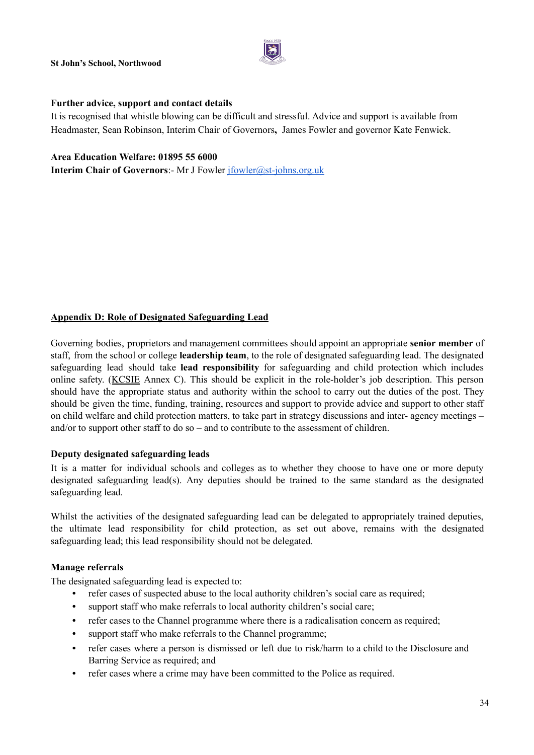**Further advice, support and contact details**

It is recognised that whistle blowing can be difficult and stressful. Advice and support is available from Headmaster, Sean Robinson, Interim Chair of Governors**,** James Fowler and governor Kate Fenwick.

**Area Education Welfare: 01895 55 6000**

**Interim Chair of Governors**:- Mr J Fowler jfowler@st-johns.org.uk

## Appendix D: Role of Designated Safeguarding Lead

Governing bodies, proprietors and management committees should appoint an appropriate **senior member** of staff, from the school or college **leadership team**, to the role of designated safeguarding lead. The designated safeguarding lead should take **lead responsibility** for safeguarding and child protection which includes online safety. (KCSIE Annex C). This should be explicit in the role-holder's job description. This person should have the appropriate status and authority within the school to carry out the duties of the post. They should be given the time, funding, training, resources and support to provide advice and support to other staff on child welfare and child protection matters, to take part in strategy discussions and inter- agency meetings – and/or to support other staff to do so – and to contribute to the assessment of children.

### Deputy designated safeguarding leads

It is a matter for individual schools and colleges as to whether they choose to have one or more deputy designated safeguarding lead(s). Any deputies should be trained to the same standard as the designated safeguarding lead.

Whilst the activities of the designated safeguarding lead can be delegated to appropriately trained deputies, the ultimate lead responsibility for child protection, as set out above, remains with the designated safeguarding lead; this lead responsibility should not be delegated.

### Manage referrals

The designated safeguarding lead is expected to:

- refer cases of suspected abuse to the local authority children's social care as required;
- support staff who make referrals to local authority children's social care;
- refer cases to the Channel programme where there is a radicalisation concern as required;
- support staff who make referrals to the Channel programme;
- refer cases where a person is dismissed or left due to risk/harm to a child to the Disclosure and Barring Service as required; and
- refer cases where a crime may have been committed to the Police as required.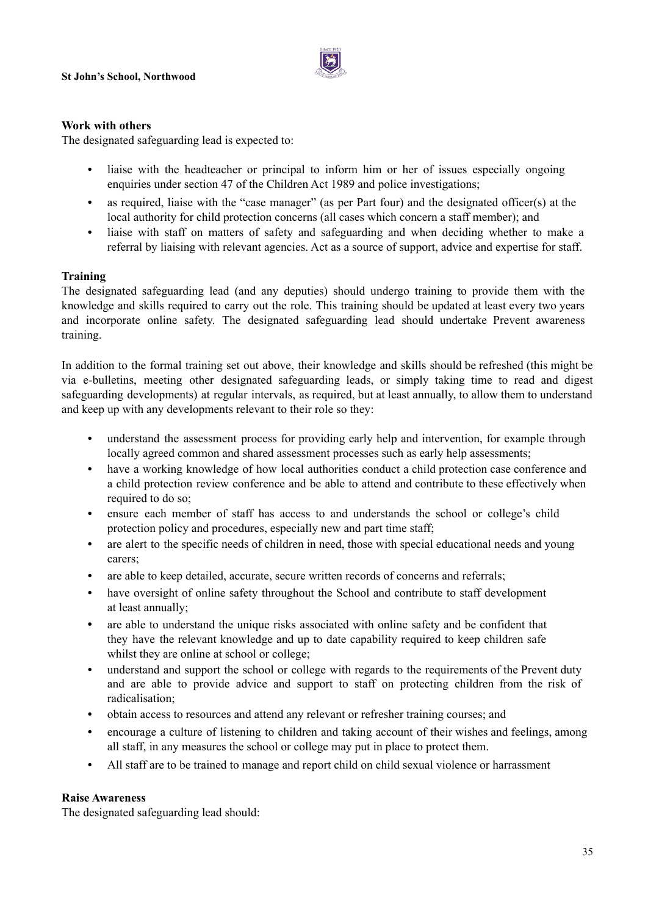**Work with others**

The designated safeguarding lead is expected to:

- liaise with the headteacher or principal to inform him or her of issues especially ongoing enquiries under section 47 of the Children Act 1989 and police investigations;
- as required, liaise with the "case manager" (as per Part four) and the designated officer(s) at the local authority for child protection concerns (all cases which concern a staff member); and
- liaise with staff on matters of safety and safeguarding and when deciding whether to make a referral by liaising with relevant agencies. Act as a source of support, advice and expertise for staff.

**Training**

The designated safeguarding lead (and any deputies) should undergo training to provide them with the knowledge and skills required to carry out the role. This training should be updated at least every two years and incorporate online safety. The designated safeguarding lead should undertake Prevent awareness training.

In addition to the formal training set out above, their knowledge and skills should be refreshed (this might be via e-bulletins, meeting other designated safeguarding leads, or simply taking time to read and digest safeguarding developments) at regular intervals, as required, but at least annually, to allow them to understand and keep up with any developments relevant to their role so they:

- understand the assessment process for providing early help and intervention, for example through locally agreed common and shared assessment processes such as early help assessments;
- have a working knowledge of how local authorities conduct a child protection case conference and a child protection review conference and be able to attend and contribute to these effectively when required to do so;
- ensure each member of staff has access to and understands the school or college's child protection policy and procedures, especially new and part time staff;
- are alert to the specific needs of children in need, those with special educational needs and young carers;
- are able to keep detailed, accurate, secure written records of concerns and referrals;
- have oversight of online safety throughout the School and contribute to staff development at least annually;
- are able to understand the unique risks associated with online safety and be confident that they have the relevant knowledge and up to date capability required to keep children safe whilst they are online at school or college;
- understand and support the school or college with regards to the requirements of the Prevent duty and are able to provide advice and support to staff on protecting children from the risk of radicalisation;
- obtain access to resources and attend any relevant or refresher training courses; and
- encourage a culture of listening to children and taking account of their wishes and feelings, among all staff, in any measures the school or college may put in place to protect them.
- All staff are to be trained to manage and report child on child sexual violence or harrassment

**Raise Awareness**

The designated safeguarding lead should: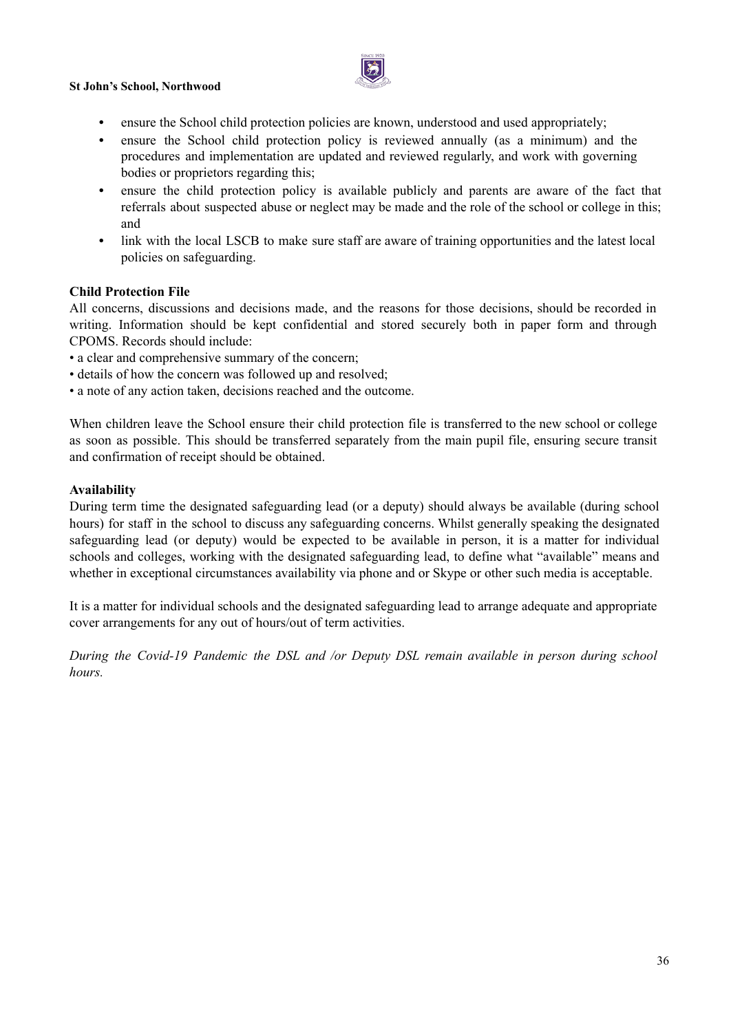- ensure the School child protection policies are known, understood and used appropriately;
- ensure the School child protection policy is reviewed annually (as a minimum) and the procedures and implementation are updated and reviewed regularly, and work with governing bodies or proprietors regarding this;
- ensure the child protection policy is available publicly and parents are aware of the fact that referrals about suspected abuse or neglect may be made and the role of the school or college in this; and
- link with the local LSCB to make sure staff are aware of training opportunities and the latest local policies on safeguarding.

**Child Protection File**

All concerns, discussions and decisions made, and the reasons for those decisions, should be recorded in writing. Information should be kept confidential and stored securely both in paper form and through CPOMS. Records should include:

- a clear and comprehensive summary of the concern;
- details of how the concern was followed up and resolved;
- a note of any action taken, decisions reached and the outcome.

When children leave the School ensure their child protection file is transferred to the new school or college as soon as possible. This should be transferred separately from the main pupil file, ensuring secure transit and confirmation of receipt should be obtained.

**Availability**

During term time the designated safeguarding lead (or a deputy) should always be available (during school hours) for staff in the school to discuss any safeguarding concerns. Whilst generally speaking the designated safeguarding lead (or deputy) would be expected to be available in person, it is a matter for individual schools and colleges, working with the designated safeguarding lead, to define what "available" means and whether in exceptional circumstances availability via phone and or Skype or other such media is acceptable.

It is a matter for individual schools and the designated safeguarding lead to arrange adequate and appropriate cover arrangements for any out of hours/out of term activities.

*During the Covid-19 Pandemic the DSL and /or Deputy DSL remain available in person during school hours.*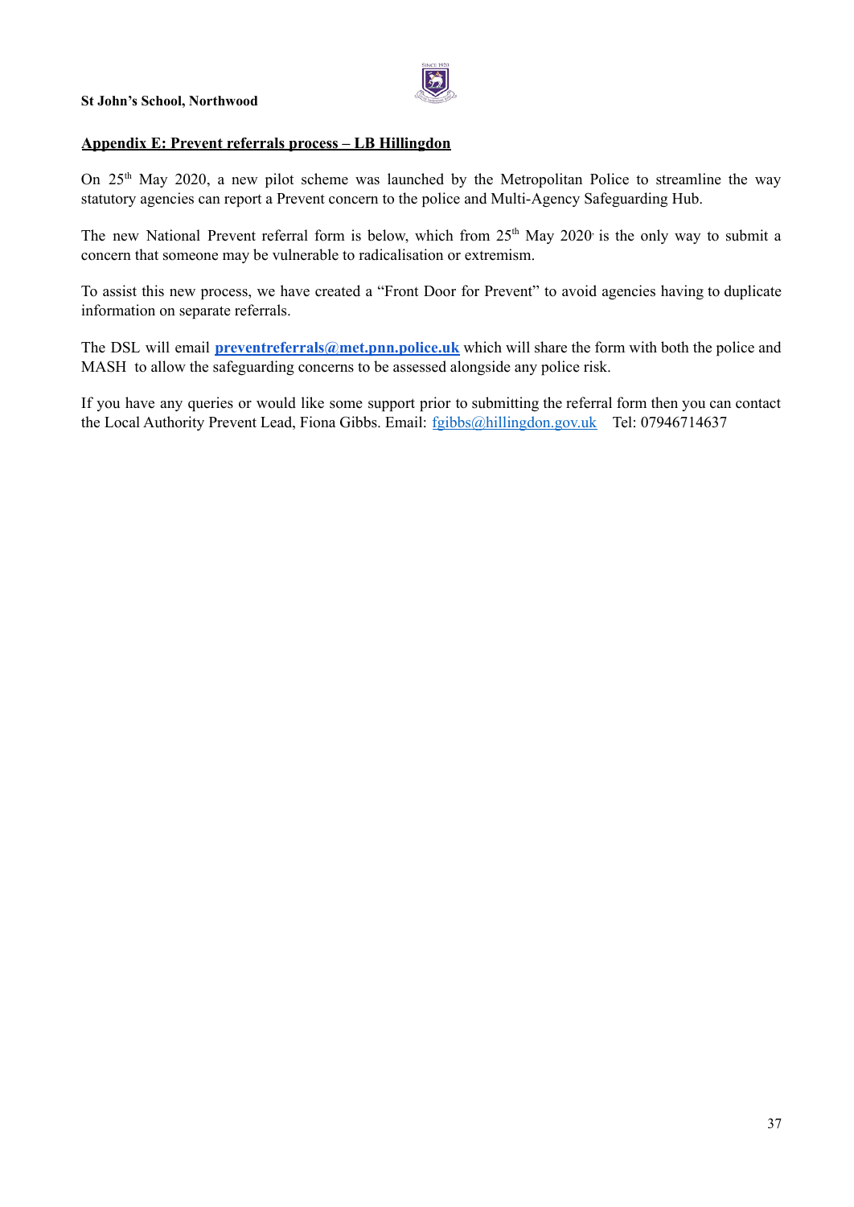## Appendix E: Prevent referrals process – LB Hillingdon

On 25th May 2020, a new pilot scheme was launched by the Metropolitan Police to streamline the way statutory agencies can report a Prevent concern to the police and Multi-Agency Safeguarding Hub.

The new National Prevent referral form is below, which from 25th May 2020 is the only way to submit a concern that someone may be vulnerable to radicalisation or extremism.

To assist this new process, we have created a "Front Door for Prevent" to avoid agencies having to duplicate information on separate referrals.

The DSL will email **preventreferrals@met.pnn.police.uk** which will share the form with both the police and MASH to allow the safeguarding concerns to be assessed alongside any police risk.

If you have any queries or would like some support prior to submitting the referral form then you can contact the Local Authority Prevent Lead, Fiona Gibbs. Email: fgibbs@hillingdon.gov.uk Tel: 07946714637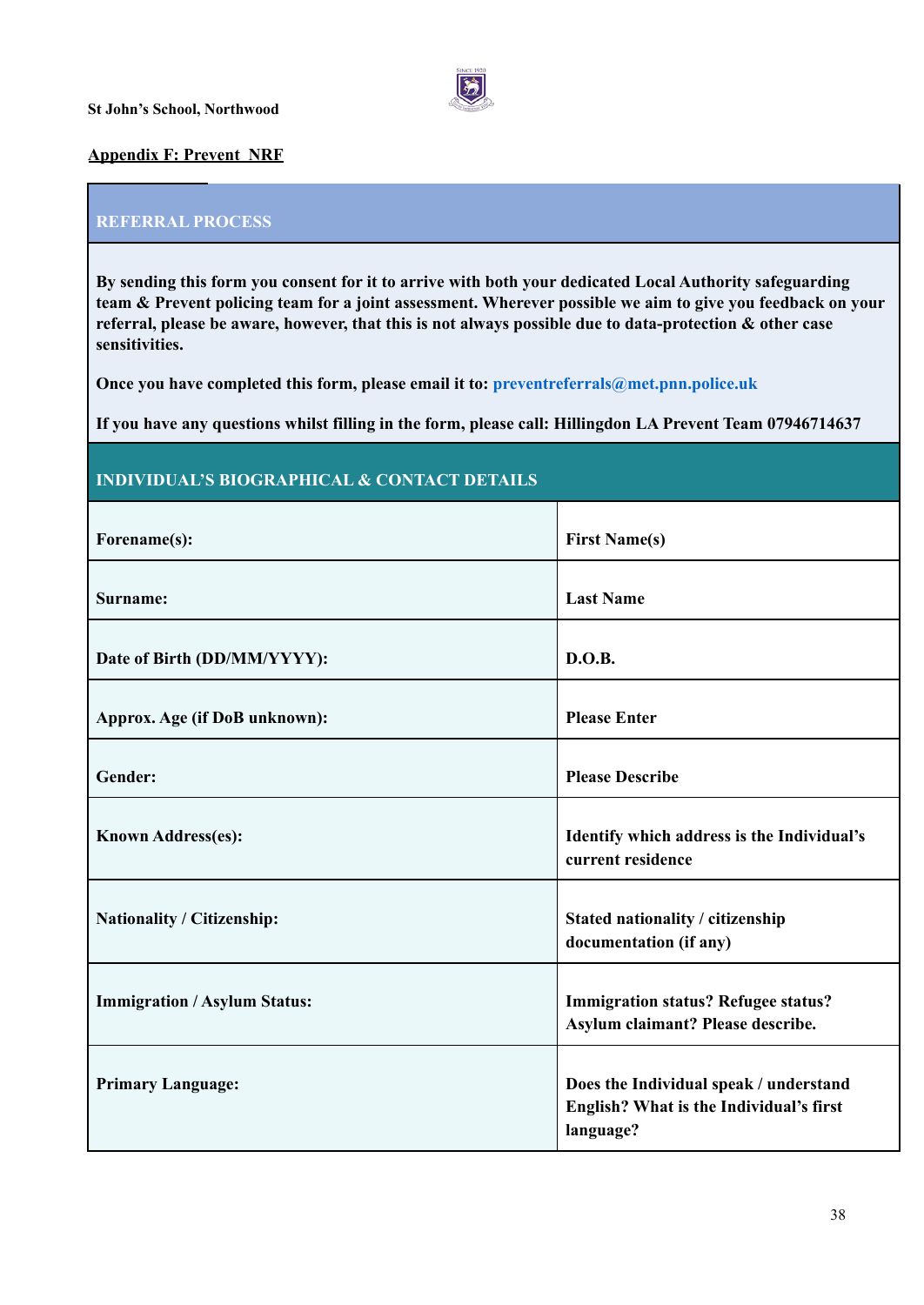St John's School, Northwood

**Appendix F: Prevent NRF**

## REFERRAL PROCESS

**By sending this form you consent for it to arrive with both your dedicated Local Authority safeguarding team & Prevent policing team for a joint assessment. Wherever possible we aim to give you feedback on your referral, please be aware, however, that this is not always possible due to data-protection & other case sensitivities.**

**Once you have completed this form, please email it to: preventreferrals@met.pnn.police.uk**

**If you have any questions whilst filling in the form, please call: Hillingdon LA Prevent Team 07946714637**

## INDIVIDUAL'S BIOGRAPHICAL & CONTACT DETAILS

| | |
|---|---|
| **Forename(s):** | **First Name(s)** |
| **Surname:** | **Last Name** |
| **Date of Birth (DD/MM/YYYY):** | **D.O.B.** |
| **Approx. Age (if DoB unknown):** | **Please Enter** |
| **Gender:** | **Please Describe** |
| **Known Address(es):** | **Identify which address is the Individual's current residence** |
| **Nationality / Citizenship:** | **Stated nationality / citizenship documentation (if any)** |
| **Immigration / Asylum Status:** | **Immigration status? Refugee status? Asylum claimant? Please describe.** |
| **Primary Language:** | **Does the Individual speak / understand English? What is the Individual's first language?** |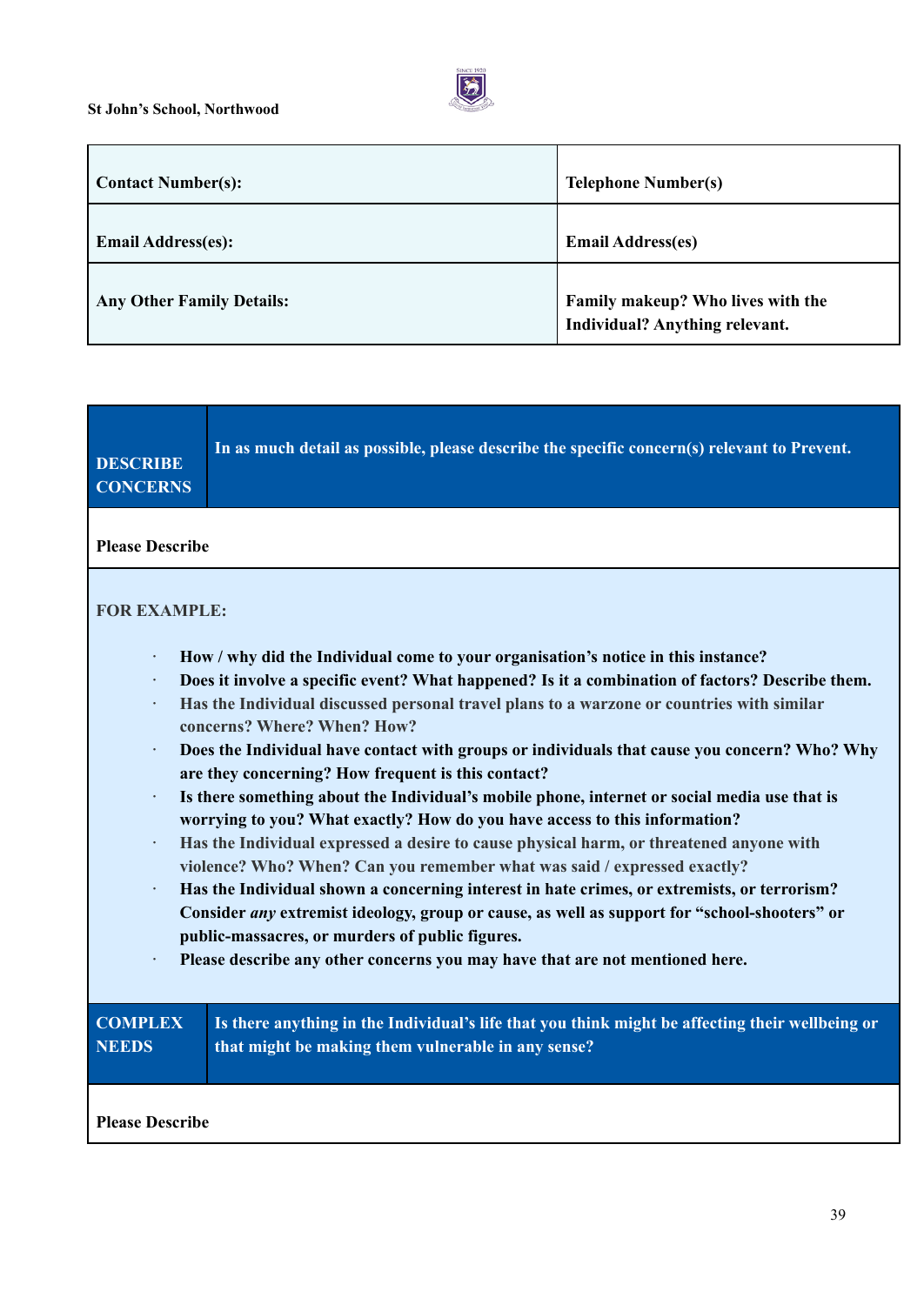| **Contact Number(s):** | **Telephone Number(s)** |
|---|---|
| **Email Address(es):** | **Email Address(es)** |
| **Any Other Family Details:** | **Family makeup? Who lives with the Individual? Anything relevant.** |

| **DESCRIBE CONCERNS** | **In as much detail as possible, please describe the specific concern(s) relevant to Prevent.** |
|---|---|
| **Please Describe** | |

**FOR EXAMPLE:**

- **How / why did the Individual come to your organisation's notice in this instance?**
- **Does it involve a specific event? What happened? Is it a combination of factors? Describe them.**
- **Has the Individual discussed personal travel plans to a warzone or countries with similar concerns? Where? When? How?**
- **Does the Individual have contact with groups or individuals that cause you concern? Who? Why are they concerning? How frequent is this contact?**
- **Is there something about the Individual's mobile phone, internet or social media use that is worrying to you? What exactly? How do you have access to this information?**
- **Has the Individual expressed a desire to cause physical harm, or threatened anyone with violence? Who? When? Can you remember what was said / expressed exactly?**
- **Has the Individual shown a concerning interest in hate crimes, or extremists, or terrorism? Consider *any* extremist ideology, group or cause, as well as support for "school-shooters" or public-massacres, or murders of public figures.**
- **Please describe any other concerns you may have that are not mentioned here.**

| **COMPLEX NEEDS** | **Is there anything in the Individual's life that you think might be affecting their wellbeing or that might be making them vulnerable in any sense?** |
|---|---|
| **Please Describe** | |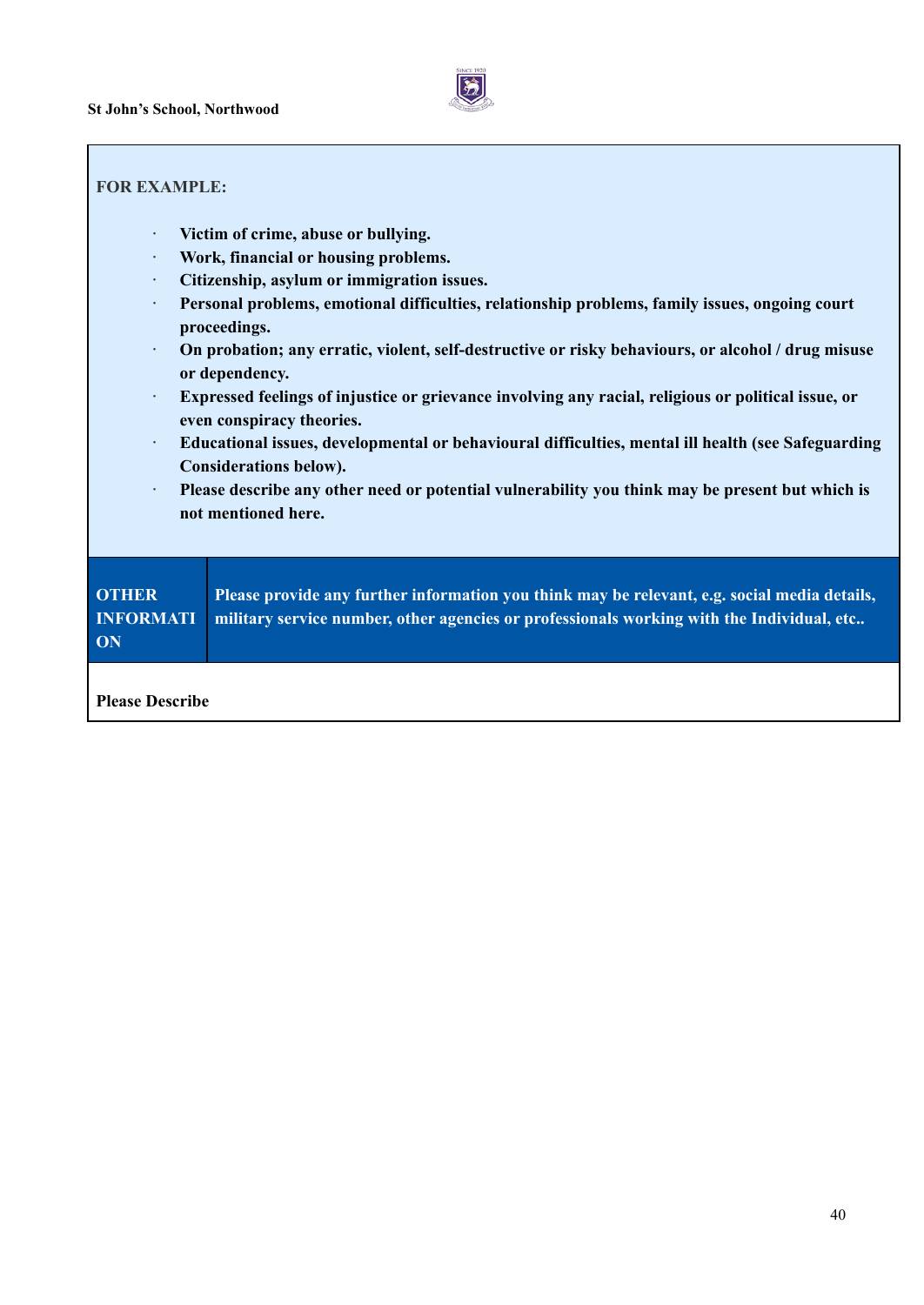**FOR EXAMPLE:**

- **Victim of crime, abuse or bullying.**
- **Work, financial or housing problems.**
- **Citizenship, asylum or immigration issues.**
- **Personal problems, emotional difficulties, relationship problems, family issues, ongoing court proceedings.**
- **On probation; any erratic, violent, self-destructive or risky behaviours, or alcohol / drug misuse or dependency.**
- **Expressed feelings of injustice or grievance involving any racial, religious or political issue, or even conspiracy theories.**
- **Educational issues, developmental or behavioural difficulties, mental ill health (see Safeguarding Considerations below).**
- **Please describe any other need or potential vulnerability you think may be present but which is not mentioned here.**

| **OTHER INFORMATION** | **Please provide any further information you think may be relevant, e.g. social media details, military service number, other agencies or professionals working with the Individual, etc..** |
|---|---|
| **Please Describe** | |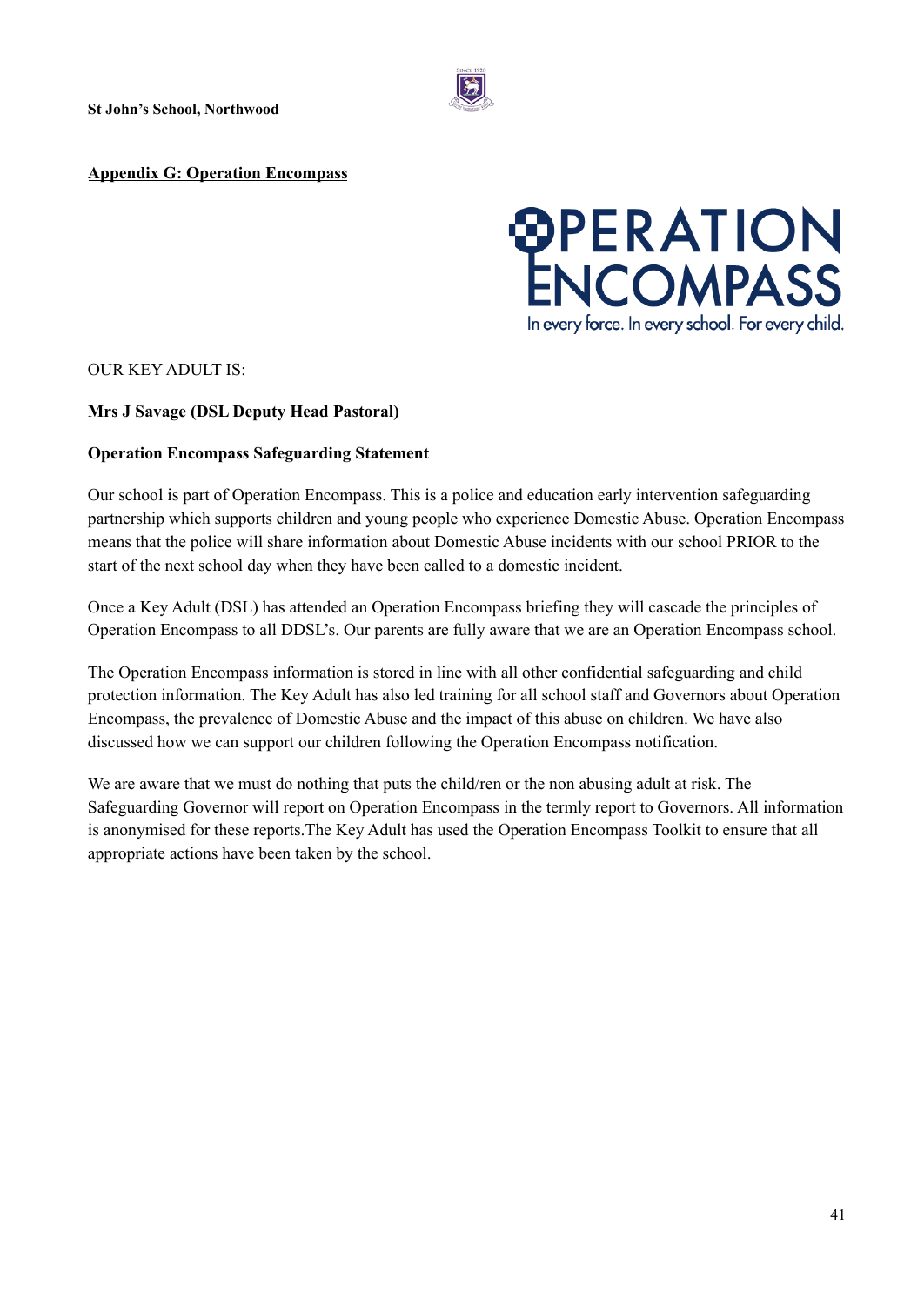## Appendix G: Operation Encompass

OUR KEY ADULT IS:

**Mrs J Savage (DSL Deputy Head Pastoral)**

**Operation Encompass Safeguarding Statement**

Our school is part of Operation Encompass. This is a police and education early intervention safeguarding partnership which supports children and young people who experience Domestic Abuse. Operation Encompass means that the police will share information about Domestic Abuse incidents with our school PRIOR to the start of the next school day when they have been called to a domestic incident.

Once a Key Adult (DSL) has attended an Operation Encompass briefing they will cascade the principles of Operation Encompass to all DDSL's. Our parents are fully aware that we are an Operation Encompass school.

The Operation Encompass information is stored in line with all other confidential safeguarding and child protection information. The Key Adult has also led training for all school staff and Governors about Operation Encompass, the prevalence of Domestic Abuse and the impact of this abuse on children. We have also discussed how we can support our children following the Operation Encompass notification.

We are aware that we must do nothing that puts the child/ren or the non abusing adult at risk. The Safeguarding Governor will report on Operation Encompass in the termly report to Governors. All information is anonymised for these reports.The Key Adult has used the Operation Encompass Toolkit to ensure that all appropriate actions have been taken by the school.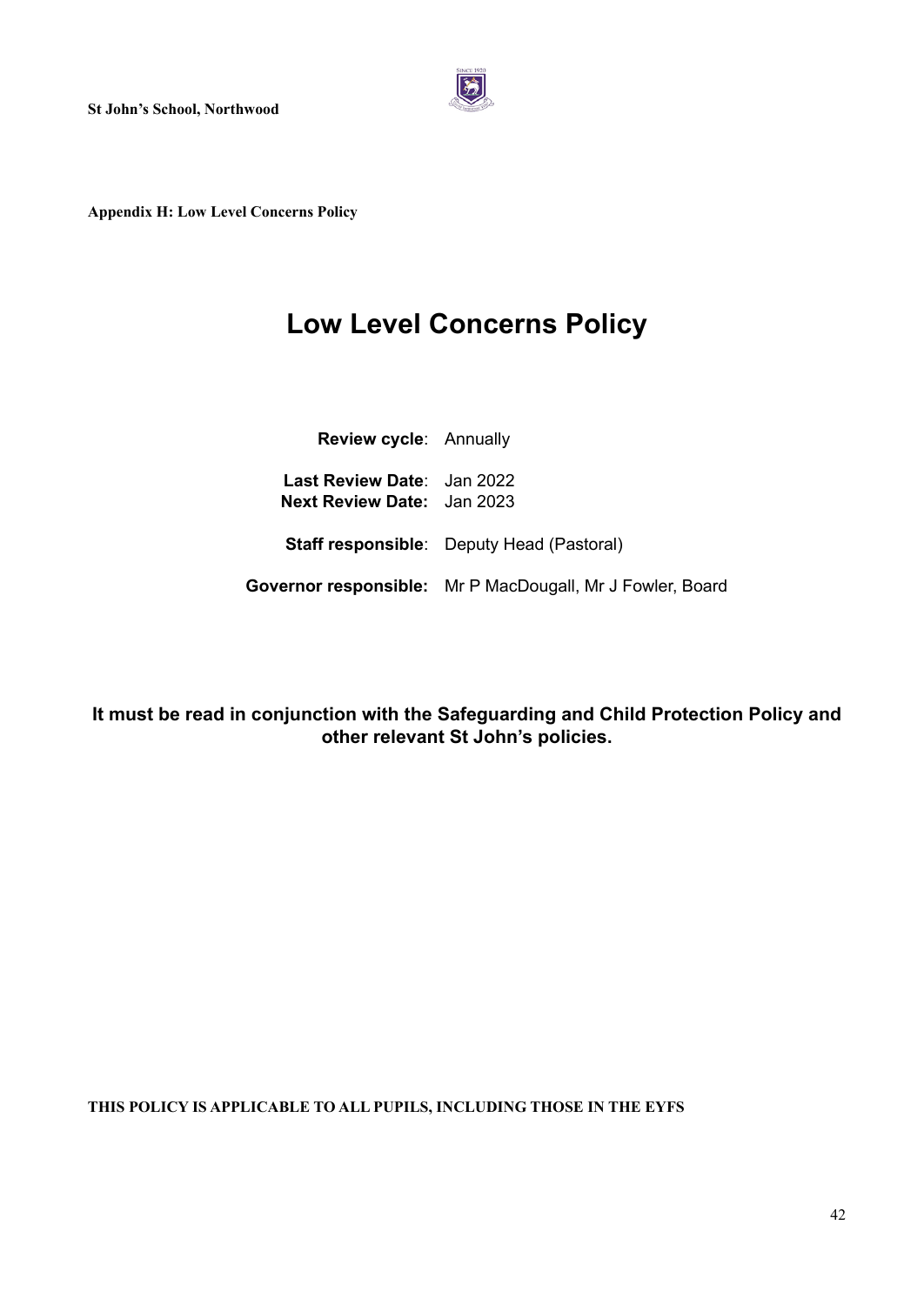**St John's School, Northwood**

**Appendix H: Low Level Concerns Policy**

# Low Level Concerns Policy

**Review cycle**: Annually

**Last Review Date**: Jan 2022
**Next Review Date:** Jan 2023

**Staff responsible**: Deputy Head (Pastoral)

**Governor responsible:** Mr P MacDougall, Mr J Fowler, Board

**It must be read in conjunction with the Safeguarding and Child Protection Policy and other relevant St John's policies.**

**THIS POLICY IS APPLICABLE TO ALL PUPILS, INCLUDING THOSE IN THE EYFS**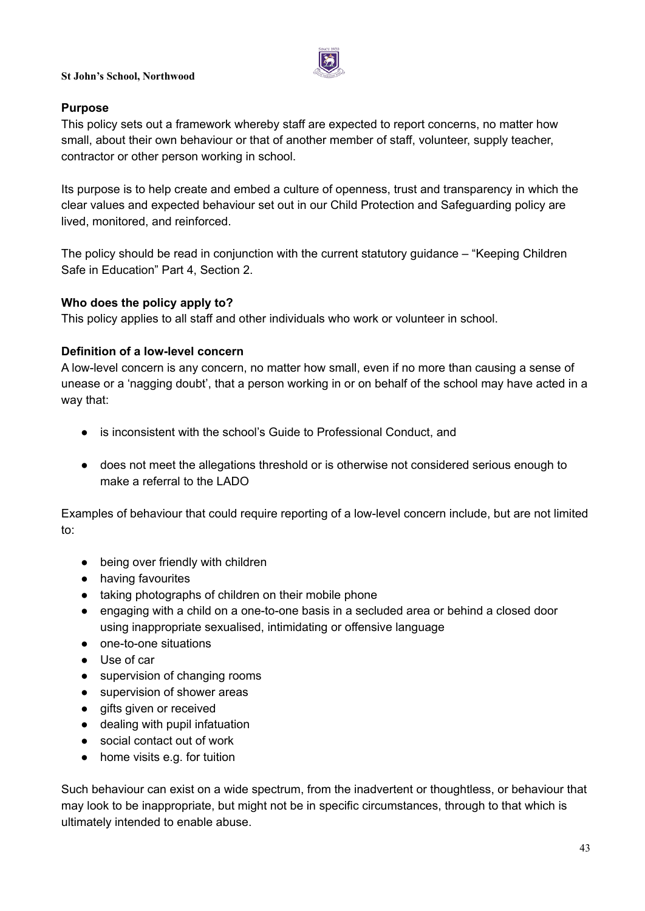### Purpose

This policy sets out a framework whereby staff are expected to report concerns, no matter how small, about their own behaviour or that of another member of staff, volunteer, supply teacher, contractor or other person working in school.

Its purpose is to help create and embed a culture of openness, trust and transparency in which the clear values and expected behaviour set out in our Child Protection and Safeguarding policy are lived, monitored, and reinforced.

The policy should be read in conjunction with the current statutory guidance – "Keeping Children Safe in Education" Part 4, Section 2.

### Who does the policy apply to?

This policy applies to all staff and other individuals who work or volunteer in school.

### Definition of a low-level concern

A low-level concern is any concern, no matter how small, even if no more than causing a sense of unease or a 'nagging doubt', that a person working in or on behalf of the school may have acted in a way that:

- is inconsistent with the school's Guide to Professional Conduct, and
- does not meet the allegations threshold or is otherwise not considered serious enough to make a referral to the LADO

Examples of behaviour that could require reporting of a low-level concern include, but are not limited to:

- being over friendly with children
- having favourites
- taking photographs of children on their mobile phone
- engaging with a child on a one-to-one basis in a secluded area or behind a closed door using inappropriate sexualised, intimidating or offensive language
- one-to-one situations
- Use of car
- supervision of changing rooms
- supervision of shower areas
- gifts given or received
- dealing with pupil infatuation
- social contact out of work
- home visits e.g. for tuition

Such behaviour can exist on a wide spectrum, from the inadvertent or thoughtless, or behaviour that may look to be inappropriate, but might not be in specific circumstances, through to that which is ultimately intended to enable abuse.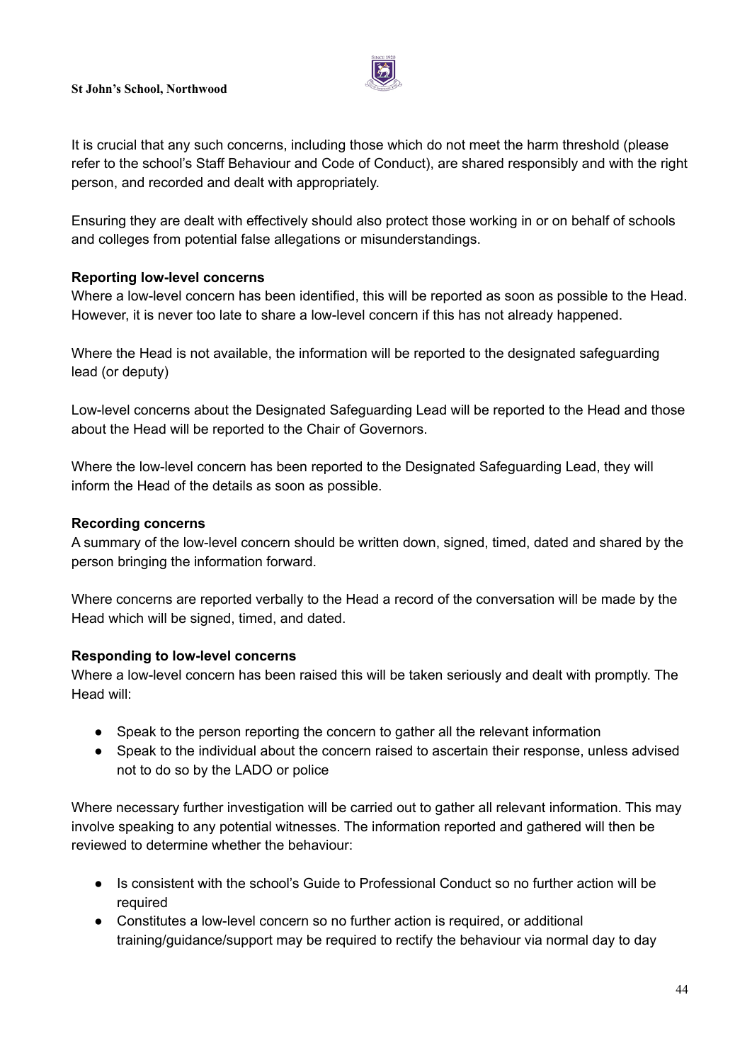It is crucial that any such concerns, including those which do not meet the harm threshold (please refer to the school's Staff Behaviour and Code of Conduct), are shared responsibly and with the right person, and recorded and dealt with appropriately.

Ensuring they are dealt with effectively should also protect those working in or on behalf of schools and colleges from potential false allegations or misunderstandings.

**Reporting low-level concerns**

Where a low-level concern has been identified, this will be reported as soon as possible to the Head. However, it is never too late to share a low-level concern if this has not already happened.

Where the Head is not available, the information will be reported to the designated safeguarding lead (or deputy)

Low-level concerns about the Designated Safeguarding Lead will be reported to the Head and those about the Head will be reported to the Chair of Governors.

Where the low-level concern has been reported to the Designated Safeguarding Lead, they will inform the Head of the details as soon as possible.

**Recording concerns**

A summary of the low-level concern should be written down, signed, timed, dated and shared by the person bringing the information forward.

Where concerns are reported verbally to the Head a record of the conversation will be made by the Head which will be signed, timed, and dated.

**Responding to low-level concerns**

Where a low-level concern has been raised this will be taken seriously and dealt with promptly. The Head will:

- Speak to the person reporting the concern to gather all the relevant information
- Speak to the individual about the concern raised to ascertain their response, unless advised not to do so by the LADO or police

Where necessary further investigation will be carried out to gather all relevant information. This may involve speaking to any potential witnesses. The information reported and gathered will then be reviewed to determine whether the behaviour:

- Is consistent with the school's Guide to Professional Conduct so no further action will be required
- Constitutes a low-level concern so no further action is required, or additional training/guidance/support may be required to rectify the behaviour via normal day to day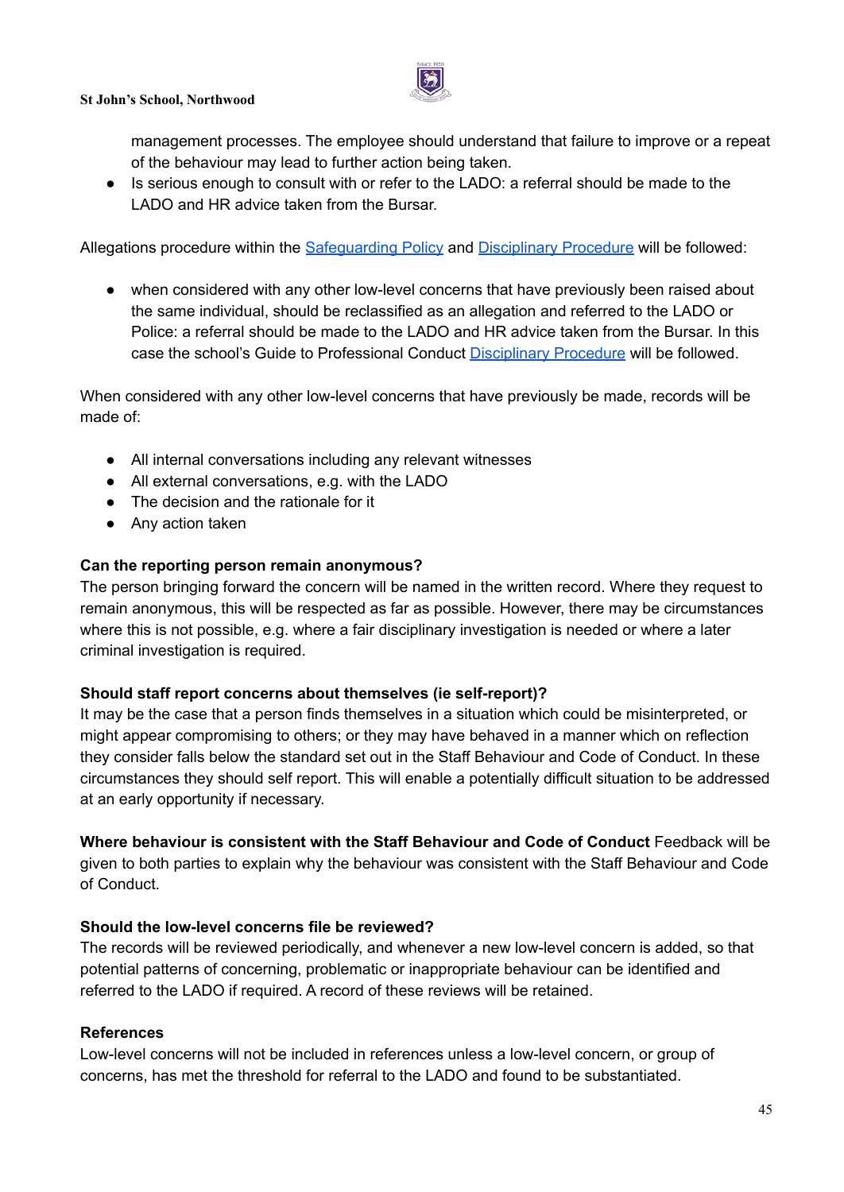management processes. The employee should understand that failure to improve or a repeat of the behaviour may lead to further action being taken.

- Is serious enough to consult with or refer to the LADO: a referral should be made to the LADO and HR advice taken from the Bursar.

Allegations procedure within the Safeguarding Policy and Disciplinary Procedure will be followed:

- when considered with any other low-level concerns that have previously been raised about the same individual, should be reclassified as an allegation and referred to the LADO or Police: a referral should be made to the LADO and HR advice taken from the Bursar. In this case the school's Guide to Professional Conduct Disciplinary Procedure will be followed.

When considered with any other low-level concerns that have previously be made, records will be made of:

- All internal conversations including any relevant witnesses
- All external conversations, e.g. with the LADO
- The decision and the rationale for it
- Any action taken

**Can the reporting person remain anonymous?**

The person bringing forward the concern will be named in the written record. Where they request to remain anonymous, this will be respected as far as possible. However, there may be circumstances where this is not possible, e.g. where a fair disciplinary investigation is needed or where a later criminal investigation is required.

**Should staff report concerns about themselves (ie self-report)?**

It may be the case that a person finds themselves in a situation which could be misinterpreted, or might appear compromising to others; or they may have behaved in a manner which on reflection they consider falls below the standard set out in the Staff Behaviour and Code of Conduct. In these circumstances they should self report. This will enable a potentially difficult situation to be addressed at an early opportunity if necessary.

**Where behaviour is consistent with the Staff Behaviour and Code of Conduct** Feedback will be given to both parties to explain why the behaviour was consistent with the Staff Behaviour and Code of Conduct.

**Should the low-level concerns file be reviewed?**

The records will be reviewed periodically, and whenever a new low-level concern is added, so that potential patterns of concerning, problematic or inappropriate behaviour can be identified and referred to the LADO if required. A record of these reviews will be retained.

**References**

Low-level concerns will not be included in references unless a low-level concern, or group of concerns, has met the threshold for referral to the LADO and found to be substantiated.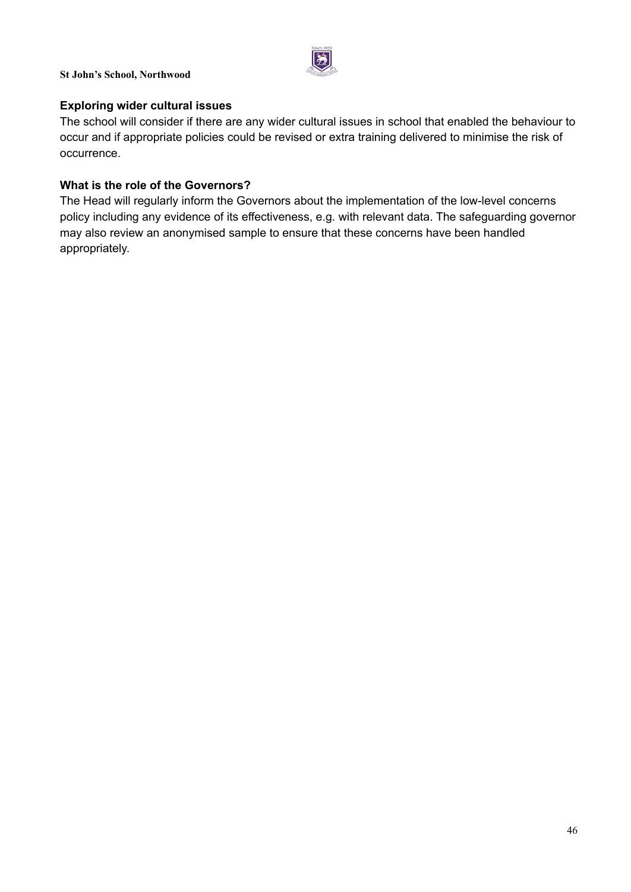### Exploring wider cultural issues

The school will consider if there are any wider cultural issues in school that enabled the behaviour to occur and if appropriate policies could be revised or extra training delivered to minimise the risk of occurrence.

### What is the role of the Governors?

The Head will regularly inform the Governors about the implementation of the low-level concerns policy including any evidence of its effectiveness, e.g. with relevant data. The safeguarding governor may also review an anonymised sample to ensure that these concerns have been handled appropriately.